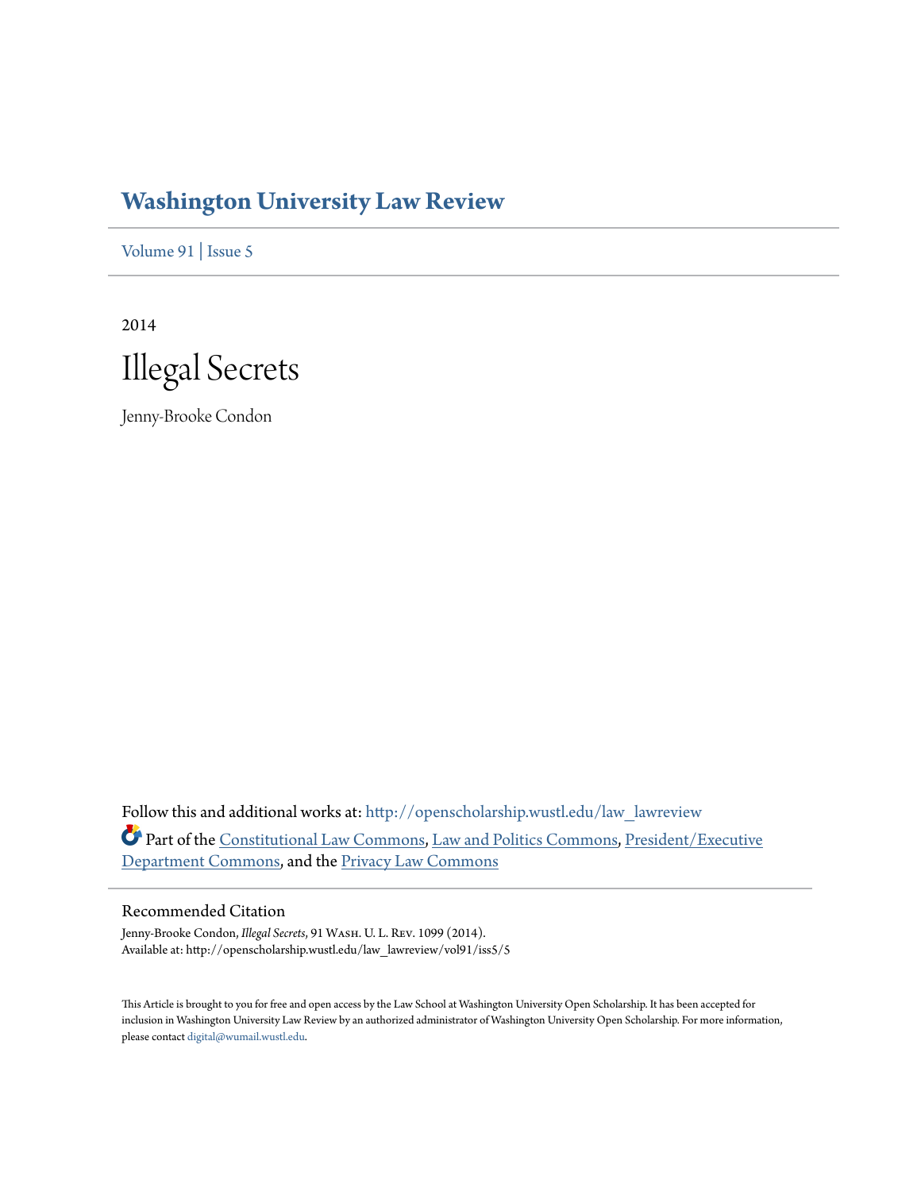# Washington University Law Review

Volume 91 | Issue 5

2014

# Illegal Secrets

Jenny-Brooke Condon

Follow this and additional works at: http://openscholarship.wustl.edu/law_lawreview

Part of the Constitutional Law Commons, Law and Politics Commons, President/Executive Department Commons, and the Privacy Law Commons

## Recommended Citation

Jenny-Brooke Condon, *Illegal Secrets*, 91 Wash. U. L. Rev. 1099 (2014).
Available at: http://openscholarship.wustl.edu/law_lawreview/vol91/iss5/5

This Article is brought to you for free and open access by the Law School at Washington University Open Scholarship. It has been accepted for inclusion in Washington University Law Review by an authorized administrator of Washington University Open Scholarship. For more information, please contact digital@wumail.wustl.edu.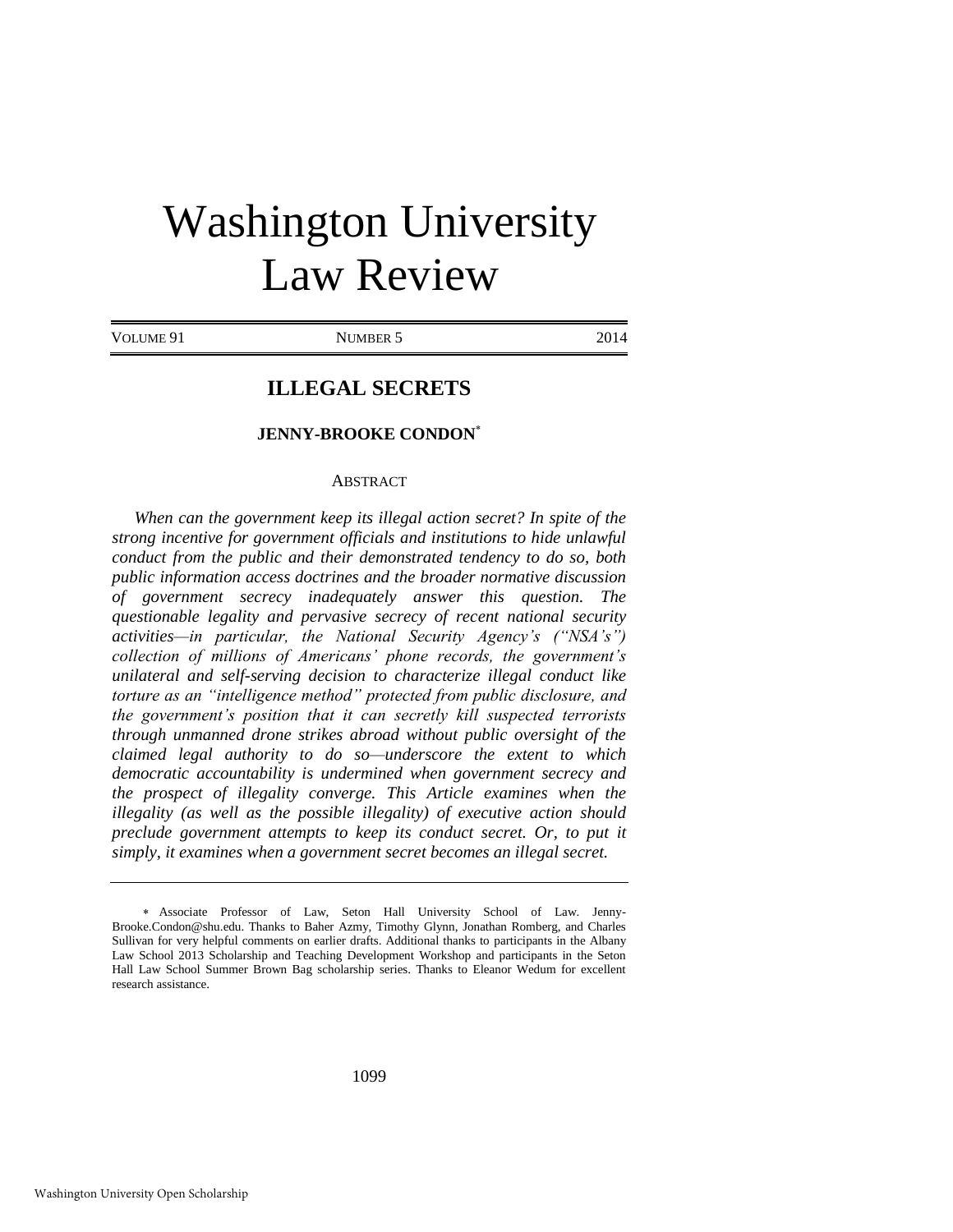# Washington University Law Review

VOLUME 91 NUMBER 5 2014

## ILLEGAL SECRETS

**JENNY-BROOKE CONDON***

ABSTRACT

*When can the government keep its illegal action secret? In spite of the strong incentive for government officials and institutions to hide unlawful conduct from the public and their demonstrated tendency to do so, both public information access doctrines and the broader normative discussion of government secrecy inadequately answer this question. The questionable legality and pervasive secrecy of recent national security activities—in particular, the National Security Agency's ("NSA's") collection of millions of Americans' phone records, the government's unilateral and self-serving decision to characterize illegal conduct like torture as an "intelligence method" protected from public disclosure, and the government's position that it can secretly kill suspected terrorists through unmanned drone strikes abroad without public oversight of the claimed legal authority to do so—underscore the extent to which democratic accountability is undermined when government secrecy and the prospect of illegality converge. This Article examines when the illegality (as well as the possible illegality) of executive action should preclude government attempts to keep its conduct secret. Or, to put it simply, it examines when a government secret becomes an illegal secret.*

---

\* Associate Professor of Law, Seton Hall University School of Law. Jenny-Brooke.Condon@shu.edu. Thanks to Baher Azmy, Timothy Glynn, Jonathan Romberg, and Charles Sullivan for very helpful comments on earlier drafts. Additional thanks to participants in the Albany Law School 2013 Scholarship and Teaching Development Workshop and participants in the Seton Hall Law School Summer Brown Bag scholarship series. Thanks to Eleanor Wedum for excellent research assistance.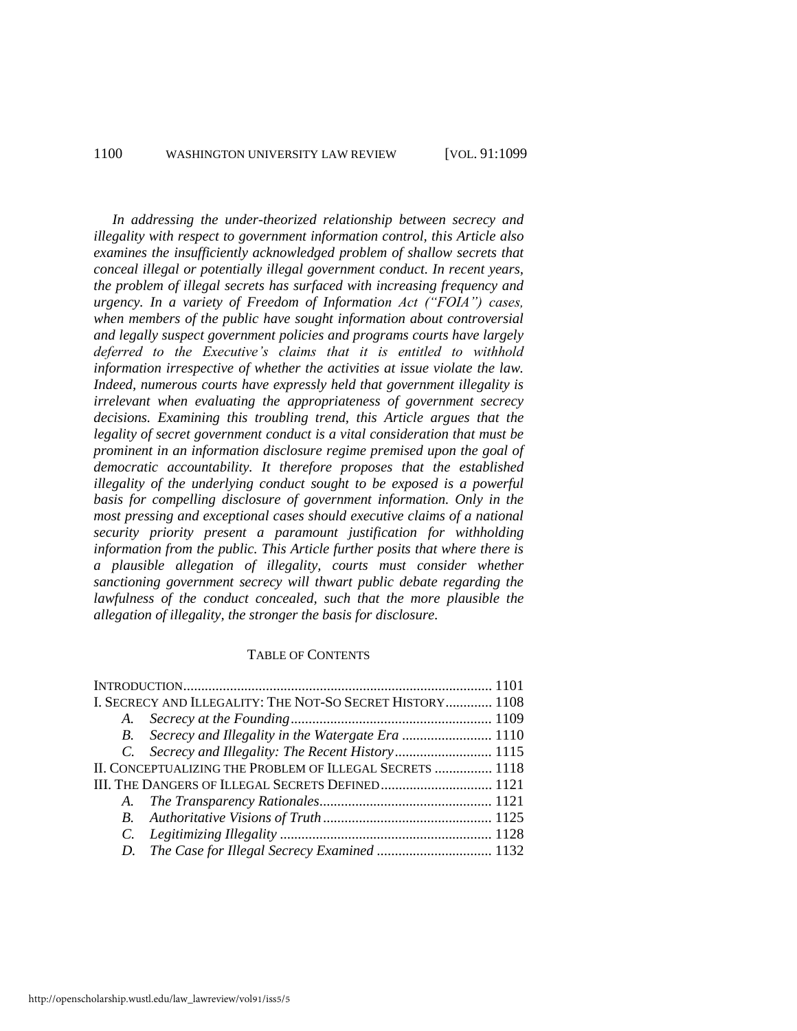*In addressing the under-theorized relationship between secrecy and illegality with respect to government information control, this Article also examines the insufficiently acknowledged problem of shallow secrets that conceal illegal or potentially illegal government conduct. In recent years, the problem of illegal secrets has surfaced with increasing frequency and urgency. In a variety of Freedom of Information Act ("FOIA") cases, when members of the public have sought information about controversial and legally suspect government policies and programs courts have largely deferred to the Executive's claims that it is entitled to withhold information irrespective of whether the activities at issue violate the law. Indeed, numerous courts have expressly held that government illegality is irrelevant when evaluating the appropriateness of government secrecy decisions. Examining this troubling trend, this Article argues that the legality of secret government conduct is a vital consideration that must be prominent in an information disclosure regime premised upon the goal of democratic accountability. It therefore proposes that the established illegality of the underlying conduct sought to be exposed is a powerful basis for compelling disclosure of government information. Only in the most pressing and exceptional cases should executive claims of a national security priority present a paramount justification for withholding information from the public. This Article further posits that where there is a plausible allegation of illegality, courts must consider whether sanctioning government secrecy will thwart public debate regarding the lawfulness of the conduct concealed, such that the more plausible the allegation of illegality, the stronger the basis for disclosure.*

TABLE OF CONTENTS

INTRODUCTION ..................................................................................... 1101

I. SECRECY AND ILLEGALITY: THE NOT-SO SECRET HISTORY ............. 1108

- A. *Secrecy at the Founding* ........................................................ 1109
- B. *Secrecy and Illegality in the Watergate Era* ......................... 1110
- C. *Secrecy and Illegality: The Recent History* ........................... 1115

II. CONCEPTUALIZING THE PROBLEM OF ILLEGAL SECRETS ................ 1118

III. THE DANGERS OF ILLEGAL SECRETS DEFINED ............................... 1121

- A. *The Transparency Rationales* ................................................ 1121
- B. *Authoritative Visions of Truth* ............................................... 1125
- C. *Legitimizing Illegality* ........................................................... 1128
- D. *The Case for Illegal Secrecy Examined* ................................ 1132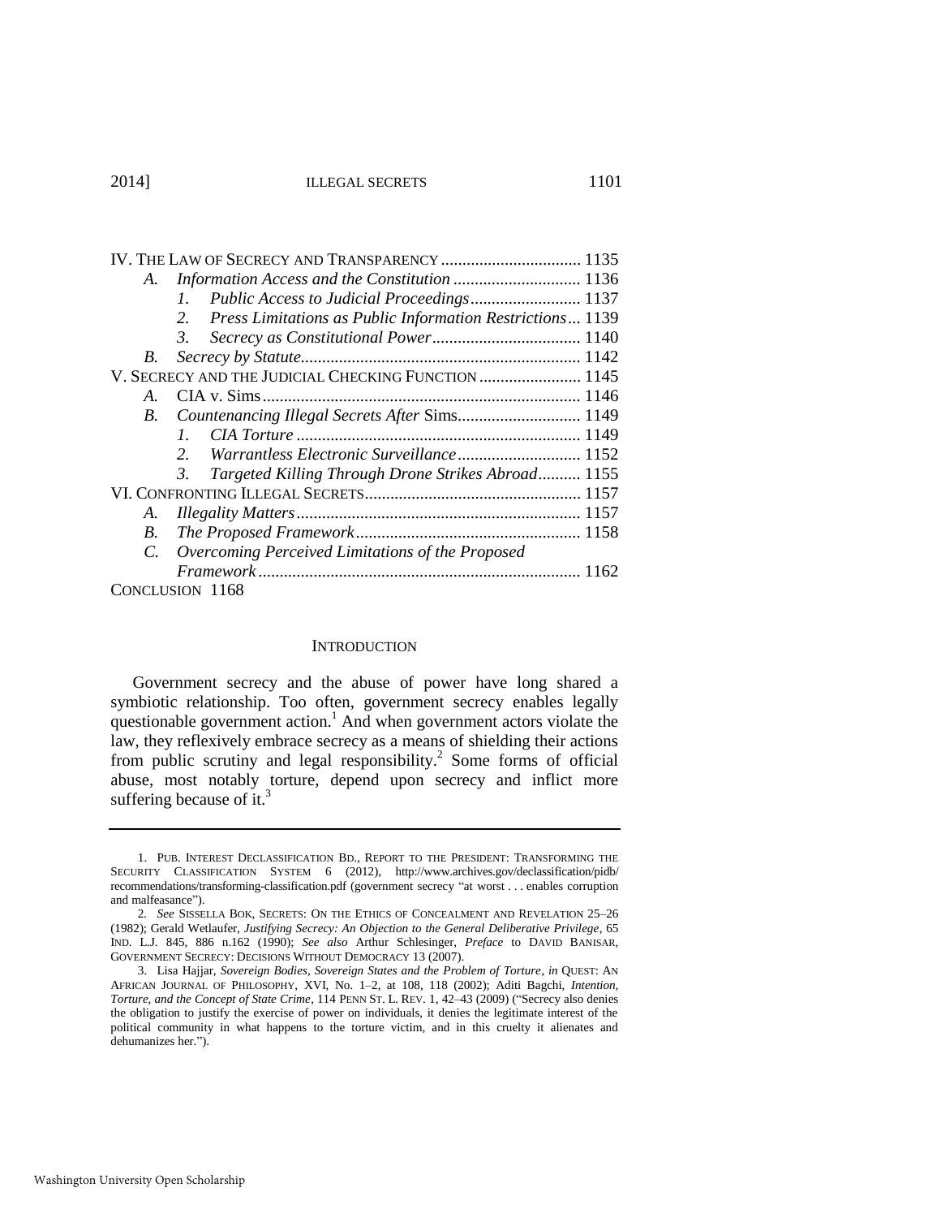IV. THE LAW OF SECRECY AND TRANSPARENCY ................................ 1135
- A. *Information Access and the Constitution* .............................. 1136
  1. *Public Access to Judicial Proceedings* .......................... 1137
  2. *Press Limitations as Public Information Restrictions* ... 1139
  3. *Secrecy as Constitutional Power* ................................... 1140
- B. *Secrecy by Statute* .................................................................. 1142

V. SECRECY AND THE JUDICIAL CHECKING FUNCTION ........................ 1145
- A. CIA v. Sims .......................................................................... 1146
- B. *Countenancing Illegal Secrets After* Sims ............................ 1149
  1. *CIA Torture* .................................................................. 1149
  2. *Warrantless Electronic Surveillance* ............................ 1152
  3. *Targeted Killing Through Drone Strikes Abroad* .......... 1155

VI. CONFRONTING ILLEGAL SECRETS ................................................... 1157
- A. *Illegality Matters* .................................................................. 1157
- B. *The Proposed Framework* ..................................................... 1158
- C. *Overcoming Perceived Limitations of the Proposed Framework* ........................................................................... 1162

CONCLUSION 1168

## INTRODUCTION

Government secrecy and the abuse of power have long shared a symbiotic relationship. Too often, government secrecy enables legally questionable government action.[1] And when government actors violate the law, they reflexively embrace secrecy as a means of shielding their actions from public scrutiny and legal responsibility.[2] Some forms of official abuse, most notably torture, depend upon secrecy and inflict more suffering because of it.[3]

---

1. PUB. INTEREST DECLASSIFICATION BD., REPORT TO THE PRESIDENT: TRANSFORMING THE SECURITY CLASSIFICATION SYSTEM 6 (2012), http://www.archives.gov/declassification/pidb/recommendations/transforming-classification.pdf (government secrecy "at worst . . . enables corruption and malfeasance").

2. *See* SISSELLA BOK, SECRETS: ON THE ETHICS OF CONCEALMENT AND REVELATION 25–26 (1982); Gerald Wetlaufer, *Justifying Secrecy: An Objection to the General Deliberative Privilege*, 65 IND. L.J. 845, 886 n.162 (1990); *See also* Arthur Schlesinger, *Preface* to DAVID BANISAR, GOVERNMENT SECRECY: DECISIONS WITHOUT DEMOCRACY 13 (2007).

3. Lisa Hajjar, *Sovereign Bodies, Sovereign States and the Problem of Torture*, *in* QUEST: AN AFRICAN JOURNAL OF PHILOSOPHY, XVI, No. 1–2, at 108, 118 (2002); Aditi Bagchi, *Intention, Torture, and the Concept of State Crime*, 114 PENN ST. L. REV. 1, 42–43 (2009) ("Secrecy also denies the obligation to justify the exercise of power on individuals, it denies the legitimate interest of the political community in what happens to the torture victim, and in this cruelty it alienates and dehumanizes her.").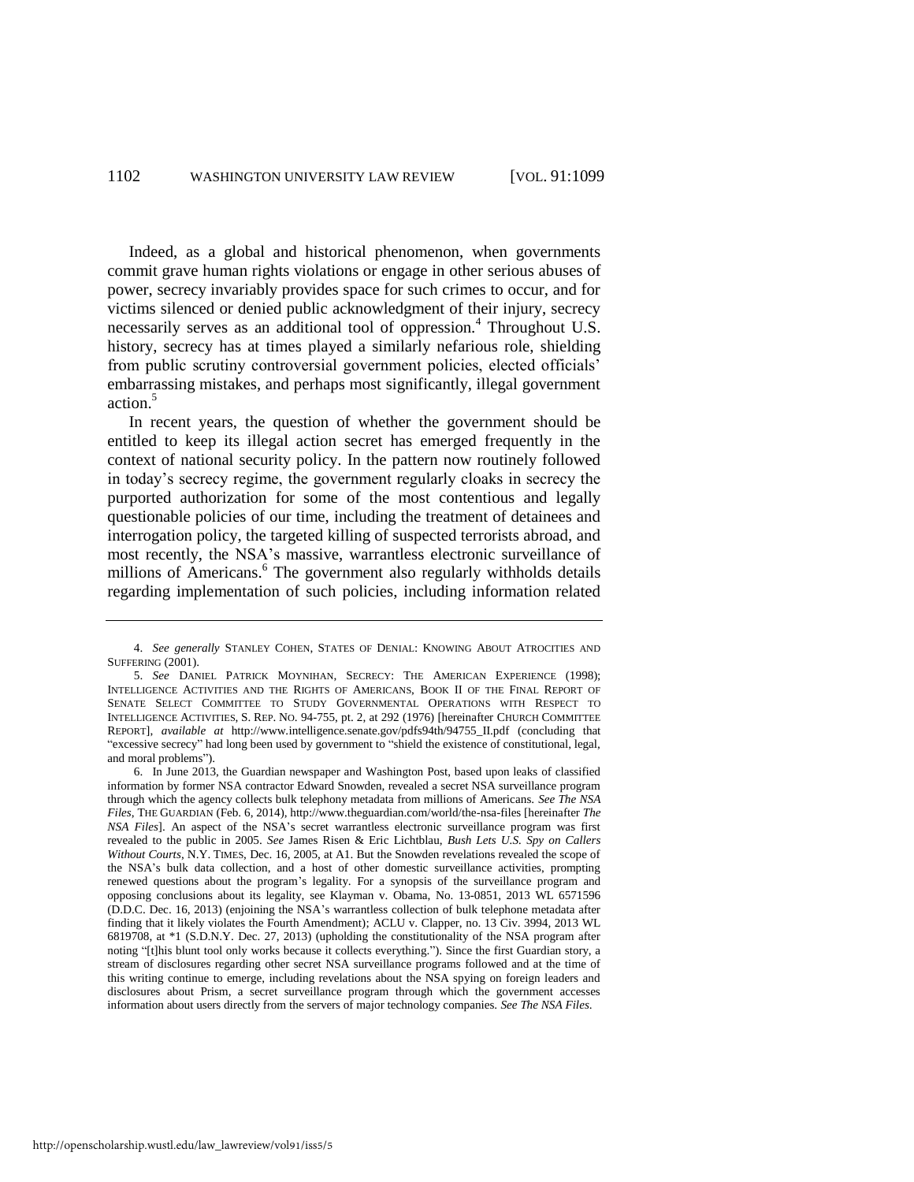Indeed, as a global and historical phenomenon, when governments commit grave human rights violations or engage in other serious abuses of power, secrecy invariably provides space for such crimes to occur, and for victims silenced or denied public acknowledgment of their injury, secrecy necessarily serves as an additional tool of oppression.[4] Throughout U.S. history, secrecy has at times played a similarly nefarious role, shielding from public scrutiny controversial government policies, elected officials' embarrassing mistakes, and perhaps most significantly, illegal government action.[5]

In recent years, the question of whether the government should be entitled to keep its illegal action secret has emerged frequently in the context of national security policy. In the pattern now routinely followed in today's secrecy regime, the government regularly cloaks in secrecy the purported authorization for some of the most contentious and legally questionable policies of our time, including the treatment of detainees and interrogation policy, the targeted killing of suspected terrorists abroad, and most recently, the NSA's massive, warrantless electronic surveillance of millions of Americans.[6] The government also regularly withholds details regarding implementation of such policies, including information related

---

4. *See generally* STANLEY COHEN, STATES OF DENIAL: KNOWING ABOUT ATROCITIES AND SUFFERING (2001).

5. *See* DANIEL PATRICK MOYNIHAN, SECRECY: THE AMERICAN EXPERIENCE (1998); INTELLIGENCE ACTIVITIES AND THE RIGHTS OF AMERICANS, BOOK II OF THE FINAL REPORT OF SENATE SELECT COMMITTEE TO STUDY GOVERNMENTAL OPERATIONS WITH RESPECT TO INTELLIGENCE ACTIVITIES, S. REP. NO. 94-755, pt. 2, at 292 (1976) [hereinafter CHURCH COMMITTEE REPORT], *available at* http://www.intelligence.senate.gov/pdfs94th/94755_II.pdf (concluding that "excessive secrecy" had long been used by government to "shield the existence of constitutional, legal, and moral problems").

6. In June 2013, the Guardian newspaper and Washington Post, based upon leaks of classified information by former NSA contractor Edward Snowden, revealed a secret NSA surveillance program through which the agency collects bulk telephony metadata from millions of Americans. *See The NSA Files*, THE GUARDIAN (Feb. 6, 2014), http://www.theguardian.com/world/the-nsa-files [hereinafter *The NSA Files*]. An aspect of the NSA's secret warrantless electronic surveillance program was first revealed to the public in 2005. *See* James Risen & Eric Lichtblau, *Bush Lets U.S. Spy on Callers Without Courts*, N.Y. TIMES, Dec. 16, 2005, at A1. But the Snowden revelations revealed the scope of the NSA's bulk data collection, and a host of other domestic surveillance activities, prompting renewed questions about the program's legality. For a synopsis of the surveillance program and opposing conclusions about its legality, see Klayman v. Obama, No. 13-0851, 2013 WL 6571596 (D.D.C. Dec. 16, 2013) (enjoining the NSA's warrantless collection of bulk telephone metadata after finding that it likely violates the Fourth Amendment); ACLU v. Clapper, no. 13 Civ. 3994, 2013 WL 6819708, at *1 (S.D.N.Y. Dec. 27, 2013) (upholding the constitutionality of the NSA program after noting "[t]his blunt tool only works because it collects everything."). Since the first Guardian story, a stream of disclosures regarding other secret NSA surveillance programs followed and at the time of this writing continue to emerge, including revelations about the NSA spying on foreign leaders and disclosures about Prism, a secret surveillance program through which the government accesses information about users directly from the servers of major technology companies. *See The NSA Files*.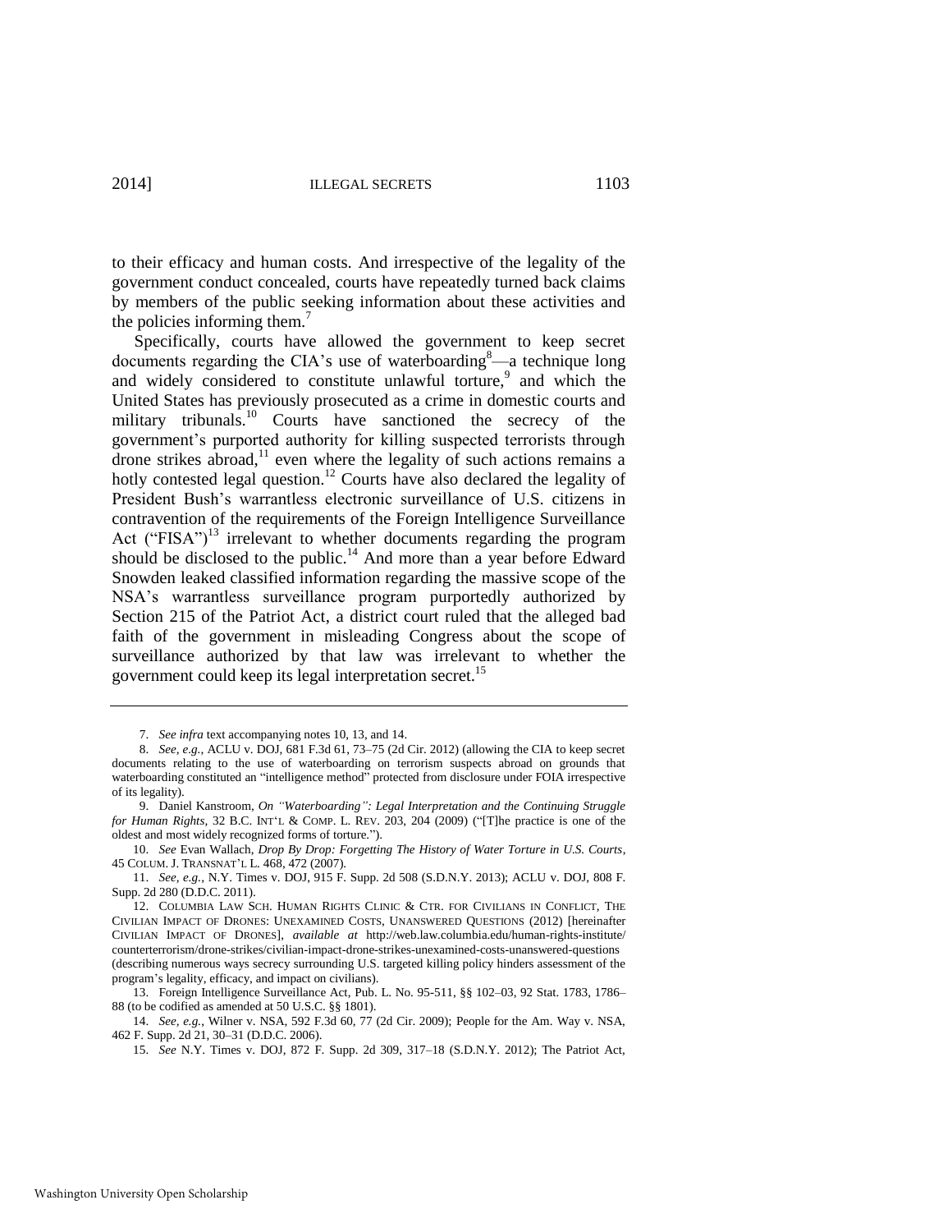to their efficacy and human costs. And irrespective of the legality of the government conduct concealed, courts have repeatedly turned back claims by members of the public seeking information about these activities and the policies informing them.[7]

Specifically, courts have allowed the government to keep secret documents regarding the CIA's use of waterboarding[8]—a technique long and widely considered to constitute unlawful torture,[9] and which the United States has previously prosecuted as a crime in domestic courts and military tribunals.[10] Courts have sanctioned the secrecy of the government's purported authority for killing suspected terrorists through drone strikes abroad,[11] even where the legality of such actions remains a hotly contested legal question.[12] Courts have also declared the legality of President Bush's warrantless electronic surveillance of U.S. citizens in contravention of the requirements of the Foreign Intelligence Surveillance Act ("FISA")[13] irrelevant to whether documents regarding the program should be disclosed to the public.[14] And more than a year before Edward Snowden leaked classified information regarding the massive scope of the NSA's warrantless surveillance program purportedly authorized by Section 215 of the Patriot Act, a district court ruled that the alleged bad faith of the government in misleading Congress about the scope of surveillance authorized by that law was irrelevant to whether the government could keep its legal interpretation secret.[15]

---

7. *See infra* text accompanying notes 10, 13, and 14.

8. *See, e.g.*, ACLU v. DOJ, 681 F.3d 61, 73–75 (2d Cir. 2012) (allowing the CIA to keep secret documents relating to the use of waterboarding on terrorism suspects abroad on grounds that waterboarding constituted an "intelligence method" protected from disclosure under FOIA irrespective of its legality).

9. Daniel Kanstroom, *On "Waterboarding": Legal Interpretation and the Continuing Struggle for Human Rights*, 32 B.C. INT'L & COMP. L. REV. 203, 204 (2009) ("[T]he practice is one of the oldest and most widely recognized forms of torture.").

10. *See* Evan Wallach, *Drop By Drop: Forgetting The History of Water Torture in U.S. Courts*, 45 COLUM. J. TRANSNAT'L L. 468, 472 (2007).

11. *See, e.g.*, N.Y. Times v. DOJ, 915 F. Supp. 2d 508 (S.D.N.Y. 2013); ACLU v. DOJ, 808 F. Supp. 2d 280 (D.D.C. 2011).

12. COLUMBIA LAW SCH. HUMAN RIGHTS CLINIC & CTR. FOR CIVILIANS IN CONFLICT, THE CIVILIAN IMPACT OF DRONES: UNEXAMINED COSTS, UNANSWERED QUESTIONS (2012) [hereinafter CIVILIAN IMPACT OF DRONES], *available at* http://web.law.columbia.edu/human-rights-institute/counterterrorism/drone-strikes/civilian-impact-drone-strikes-unexamined-costs-unanswered-questions (describing numerous ways secrecy surrounding U.S. targeted killing policy hinders assessment of the program's legality, efficacy, and impact on civilians).

13. Foreign Intelligence Surveillance Act, Pub. L. No. 95-511, §§ 102–03, 92 Stat. 1783, 1786–88 (to be codified as amended at 50 U.S.C. §§ 1801).

14. *See, e.g.*, Wilner v. NSA, 592 F.3d 60, 77 (2d Cir. 2009); People for the Am. Way v. NSA, 462 F. Supp. 2d 21, 30–31 (D.D.C. 2006).

15. *See* N.Y. Times v. DOJ, 872 F. Supp. 2d 309, 317–18 (S.D.N.Y. 2012); The Patriot Act,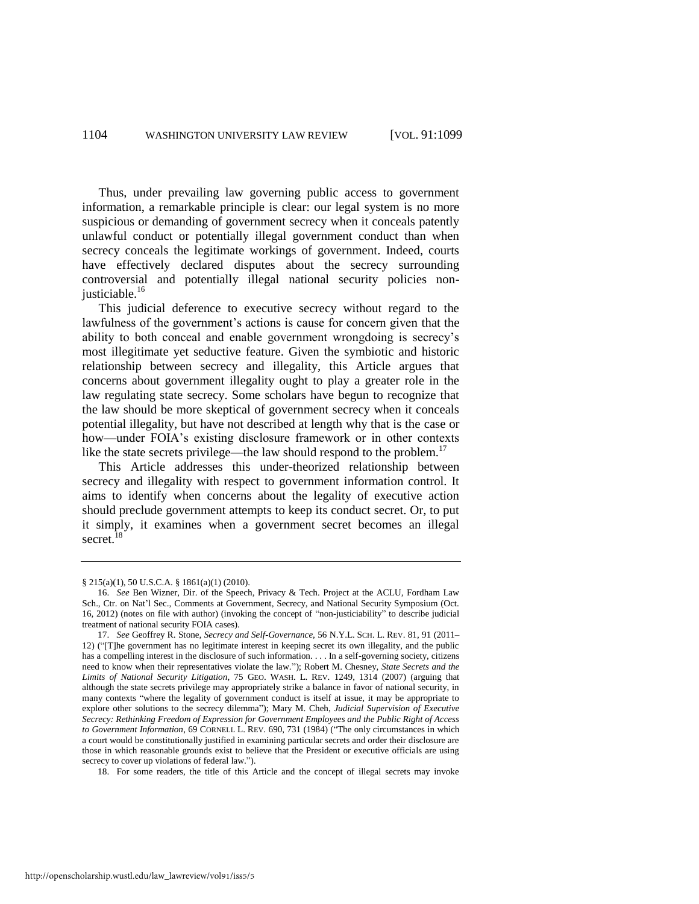Thus, under prevailing law governing public access to government information, a remarkable principle is clear: our legal system is no more suspicious or demanding of government secrecy when it conceals patently unlawful conduct or potentially illegal government conduct than when secrecy conceals the legitimate workings of government. Indeed, courts have effectively declared disputes about the secrecy surrounding controversial and potentially illegal national security policies non-justiciable.[16]

This judicial deference to executive secrecy without regard to the lawfulness of the government's actions is cause for concern given that the ability to both conceal and enable government wrongdoing is secrecy's most illegitimate yet seductive feature. Given the symbiotic and historic relationship between secrecy and illegality, this Article argues that concerns about government illegality ought to play a greater role in the law regulating state secrecy. Some scholars have begun to recognize that the law should be more skeptical of government secrecy when it conceals potential illegality, but have not described at length why that is the case or how—under FOIA's existing disclosure framework or in other contexts like the state secrets privilege—the law should respond to the problem.[17]

This Article addresses this under-theorized relationship between secrecy and illegality with respect to government information control. It aims to identify when concerns about the legality of executive action should preclude government attempts to keep its conduct secret. Or, to put it simply, it examines when a government secret becomes an illegal secret.[18]

---

§ 215(a)(1), 50 U.S.C.A. § 1861(a)(1) (2010).

16. *See* Ben Wizner, Dir. of the Speech, Privacy & Tech. Project at the ACLU, Fordham Law Sch., Ctr. on Nat'l Sec., Comments at Government, Secrecy, and National Security Symposium (Oct. 16, 2012) (notes on file with author) (invoking the concept of "non-justiciability" to describe judicial treatment of national security FOIA cases).

17. *See* Geoffrey R. Stone, *Secrecy and Self-Governance*, 56 N.Y.L. SCH. L. REV. 81, 91 (2011–12) ("[T]he government has no legitimate interest in keeping secret its own illegality, and the public has a compelling interest in the disclosure of such information. . . . In a self-governing society, citizens need to know when their representatives violate the law."); Robert M. Chesney, *State Secrets and the Limits of National Security Litigation*, 75 GEO. WASH. L. REV. 1249, 1314 (2007) (arguing that although the state secrets privilege may appropriately strike a balance in favor of national security, in many contexts "where the legality of government conduct is itself at issue, it may be appropriate to explore other solutions to the secrecy dilemma"); Mary M. Cheh, *Judicial Supervision of Executive Secrecy: Rethinking Freedom of Expression for Government Employees and the Public Right of Access to Government Information*, 69 CORNELL L. REV. 690, 731 (1984) ("The only circumstances in which a court would be constitutionally justified in examining particular secrets and order their disclosure are those in which reasonable grounds exist to believe that the President or executive officials are using secrecy to cover up violations of federal law.").

18. For some readers, the title of this Article and the concept of illegal secrets may invoke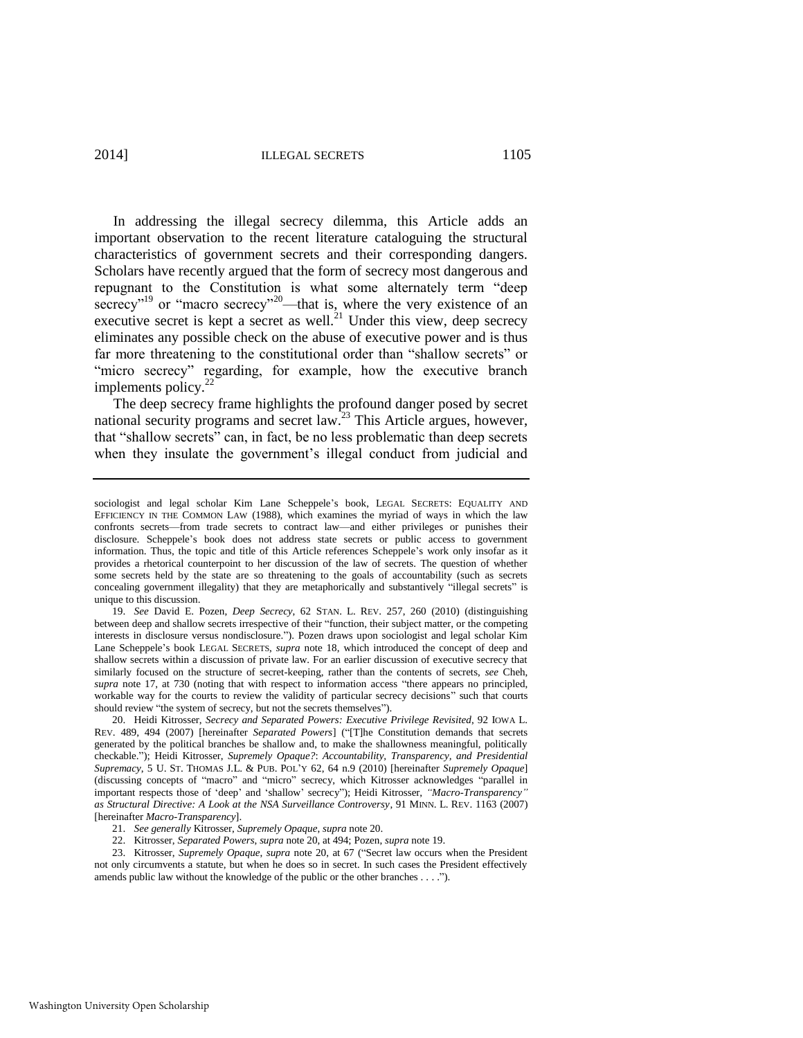In addressing the illegal secrecy dilemma, this Article adds an important observation to the recent literature cataloguing the structural characteristics of government secrets and their corresponding dangers. Scholars have recently argued that the form of secrecy most dangerous and repugnant to the Constitution is what some alternately term "deep secrecy"[19] or "macro secrecy"[20]—that is, where the very existence of an executive secret is kept a secret as well.[21] Under this view, deep secrecy eliminates any possible check on the abuse of executive power and is thus far more threatening to the constitutional order than "shallow secrets" or "micro secrecy" regarding, for example, how the executive branch implements policy.[22]

The deep secrecy frame highlights the profound danger posed by secret national security programs and secret law.[23] This Article argues, however, that "shallow secrets" can, in fact, be no less problematic than deep secrets when they insulate the government's illegal conduct from judicial and

---

sociologist and legal scholar Kim Lane Scheppele's book, LEGAL SECRETS: EQUALITY AND EFFICIENCY IN THE COMMON LAW (1988), which examines the myriad of ways in which the law confronts secrets—from trade secrets to contract law—and either privileges or punishes their disclosure. Scheppele's book does not address state secrets or public access to government information. Thus, the topic and title of this Article references Scheppele's work only insofar as it provides a rhetorical counterpoint to her discussion of the law of secrets. The question of whether some secrets held by the state are so threatening to the goals of accountability (such as secrets concealing government illegality) that they are metaphorically and substantively "illegal secrets" is unique to this discussion.

19. *See* David E. Pozen, *Deep Secrecy*, 62 STAN. L. REV. 257, 260 (2010) (distinguishing between deep and shallow secrets irrespective of their "function, their subject matter, or the competing interests in disclosure versus nondisclosure."). Pozen draws upon sociologist and legal scholar Kim Lane Scheppele's book LEGAL SECRETS, *supra* note 18, which introduced the concept of deep and shallow secrets within a discussion of private law. For an earlier discussion of executive secrecy that similarly focused on the structure of secret-keeping, rather than the contents of secrets, *see* Cheh, *supra* note 17, at 730 (noting that with respect to information access "there appears no principled, workable way for the courts to review the validity of particular secrecy decisions" such that courts should review "the system of secrecy, but not the secrets themselves").

20. Heidi Kitrosser, *Secrecy and Separated Powers: Executive Privilege Revisited*, 92 IOWA L. REV. 489, 494 (2007) [hereinafter *Separated Powers*] ("[T]he Constitution demands that secrets generated by the political branches be shallow and, to make the shallowness meaningful, politically checkable."); Heidi Kitrosser, *Supremely Opaque?*: *Accountability, Transparency, and Presidential Supremacy*, 5 U. ST. THOMAS J.L. & PUB. POL'Y 62, 64 n.9 (2010) [hereinafter *Supremely Opaque*] (discussing concepts of "macro" and "micro" secrecy, which Kitrosser acknowledges "parallel in important respects those of 'deep' and 'shallow' secrecy"); Heidi Kitrosser, *"Macro-Transparency" as Structural Directive: A Look at the NSA Surveillance Controversy*, 91 MINN. L. REV. 1163 (2007) [hereinafter *Macro-Transparency*].

21. *See generally* Kitrosser, *Supremely Opaque*, *supra* note 20.

22. Kitrosser, *Separated Powers*, *supra* note 20, at 494; Pozen, *supra* note 19.

23. Kitrosser, *Supremely Opaque*, *supra* note 20, at 67 ("Secret law occurs when the President not only circumvents a statute, but when he does so in secret. In such cases the President effectively amends public law without the knowledge of the public or the other branches . . . .").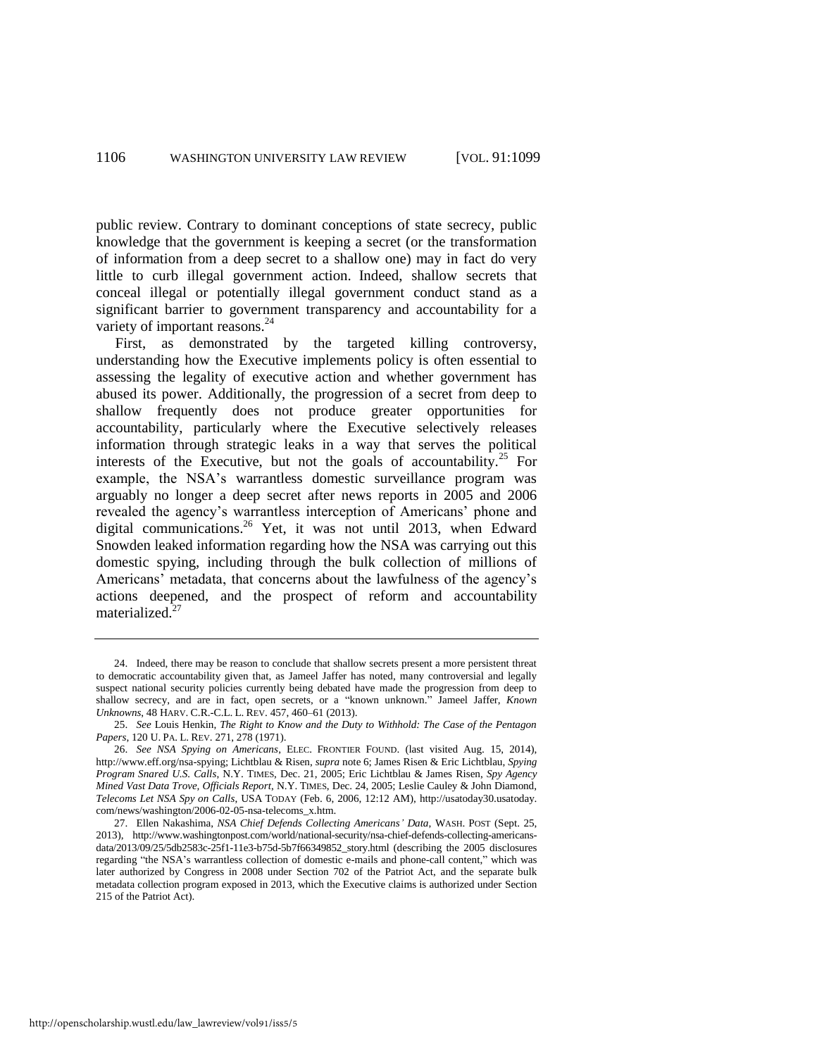public review. Contrary to dominant conceptions of state secrecy, public knowledge that the government is keeping a secret (or the transformation of information from a deep secret to a shallow one) may in fact do very little to curb illegal government action. Indeed, shallow secrets that conceal illegal or potentially illegal government conduct stand as a significant barrier to government transparency and accountability for a variety of important reasons.[24]

First, as demonstrated by the targeted killing controversy, understanding how the Executive implements policy is often essential to assessing the legality of executive action and whether government has abused its power. Additionally, the progression of a secret from deep to shallow frequently does not produce greater opportunities for accountability, particularly where the Executive selectively releases information through strategic leaks in a way that serves the political interests of the Executive, but not the goals of accountability.[25] For example, the NSA's warrantless domestic surveillance program was arguably no longer a deep secret after news reports in 2005 and 2006 revealed the agency's warrantless interception of Americans' phone and digital communications.[26] Yet, it was not until 2013, when Edward Snowden leaked information regarding how the NSA was carrying out this domestic spying, including through the bulk collection of millions of Americans' metadata, that concerns about the lawfulness of the agency's actions deepened, and the prospect of reform and accountability materialized.[27]

---

24. Indeed, there may be reason to conclude that shallow secrets present a more persistent threat to democratic accountability given that, as Jameel Jaffer has noted, many controversial and legally suspect national security policies currently being debated have made the progression from deep to shallow secrecy, and are in fact, open secrets, or a "known unknown." Jameel Jaffer, *Known Unknowns*, 48 HARV. C.R.-C.L. L. REV. 457, 460–61 (2013).

25. *See* Louis Henkin, *The Right to Know and the Duty to Withhold: The Case of the Pentagon Papers*, 120 U. PA. L. REV. 271, 278 (1971).

26. *See NSA Spying on Americans*, ELEC. FRONTIER FOUND. (last visited Aug. 15, 2014), http://www.eff.org/nsa-spying; Lichtblau & Risen, *supra* note 6; James Risen & Eric Lichtblau, *Spying Program Snared U.S. Calls*, N.Y. TIMES, Dec. 21, 2005; Eric Lichtblau & James Risen, *Spy Agency Mined Vast Data Trove, Officials Report*, N.Y. TIMES, Dec. 24, 2005; Leslie Cauley & John Diamond, *Telecoms Let NSA Spy on Calls*, USA TODAY (Feb. 6, 2006, 12:12 AM), http://usatoday30.usatoday.com/news/washington/2006-02-05-nsa-telecoms_x.htm.

27. Ellen Nakashima, *NSA Chief Defends Collecting Americans' Data*, WASH. POST (Sept. 25, 2013), http://www.washingtonpost.com/world/national-security/nsa-chief-defends-collecting-americans-data/2013/09/25/5db2583c-25f1-11e3-b75d-5b7f66349852_story.html (describing the 2005 disclosures regarding "the NSA's warrantless collection of domestic e-mails and phone-call content," which was later authorized by Congress in 2008 under Section 702 of the Patriot Act, and the separate bulk metadata collection program exposed in 2013, which the Executive claims is authorized under Section 215 of the Patriot Act).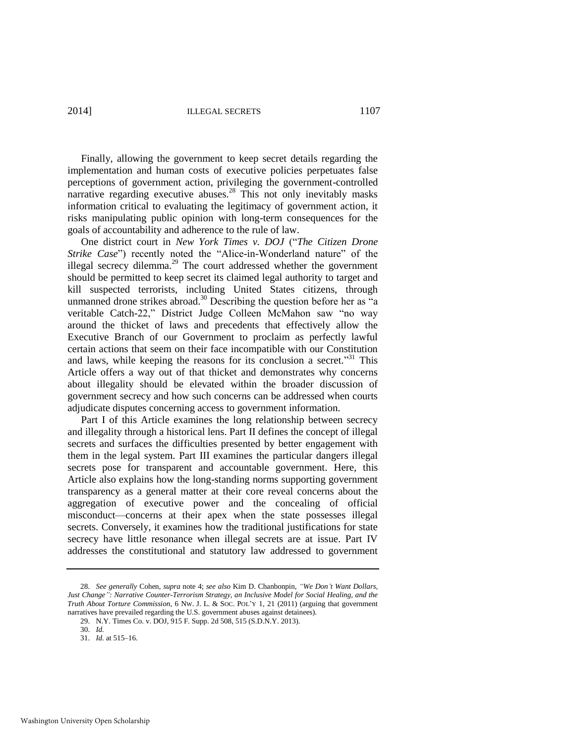Finally, allowing the government to keep secret details regarding the implementation and human costs of executive policies perpetuates false perceptions of government action, privileging the government-controlled narrative regarding executive abuses.[28] This not only inevitably masks information critical to evaluating the legitimacy of government action, it risks manipulating public opinion with long-term consequences for the goals of accountability and adherence to the rule of law.

One district court in *New York Times v. DOJ* ("*The Citizen Drone Strike Case*") recently noted the "Alice-in-Wonderland nature" of the illegal secrecy dilemma.[29] The court addressed whether the government should be permitted to keep secret its claimed legal authority to target and kill suspected terrorists, including United States citizens, through unmanned drone strikes abroad.[30] Describing the question before her as "a veritable Catch-22," District Judge Colleen McMahon saw "no way around the thicket of laws and precedents that effectively allow the Executive Branch of our Government to proclaim as perfectly lawful certain actions that seem on their face incompatible with our Constitution and laws, while keeping the reasons for its conclusion a secret."[31] This Article offers a way out of that thicket and demonstrates why concerns about illegality should be elevated within the broader discussion of government secrecy and how such concerns can be addressed when courts adjudicate disputes concerning access to government information.

Part I of this Article examines the long relationship between secrecy and illegality through a historical lens. Part II defines the concept of illegal secrets and surfaces the difficulties presented by better engagement with them in the legal system. Part III examines the particular dangers illegal secrets pose for transparent and accountable government. Here, this Article also explains how the long-standing norms supporting government transparency as a general matter at their core reveal concerns about the aggregation of executive power and the concealing of official misconduct—concerns at their apex when the state possesses illegal secrets. Conversely, it examines how the traditional justifications for state secrecy have little resonance when illegal secrets are at issue. Part IV addresses the constitutional and statutory law addressed to government

---

28. *See generally* Cohen, *supra* note 4; *see also* Kim D. Chanbonpin, *"We Don't Want Dollars, Just Change": Narrative Counter-Terrorism Strategy, an Inclusive Model for Social Healing, and the Truth About Torture Commission*, 6 NW. J. L. & SOC. POL'Y 1, 21 (2011) (arguing that government narratives have prevailed regarding the U.S. government abuses against detainees).

29. N.Y. Times Co. v. DOJ, 915 F. Supp. 2d 508, 515 (S.D.N.Y. 2013).

30. *Id.*

31. *Id.* at 515–16.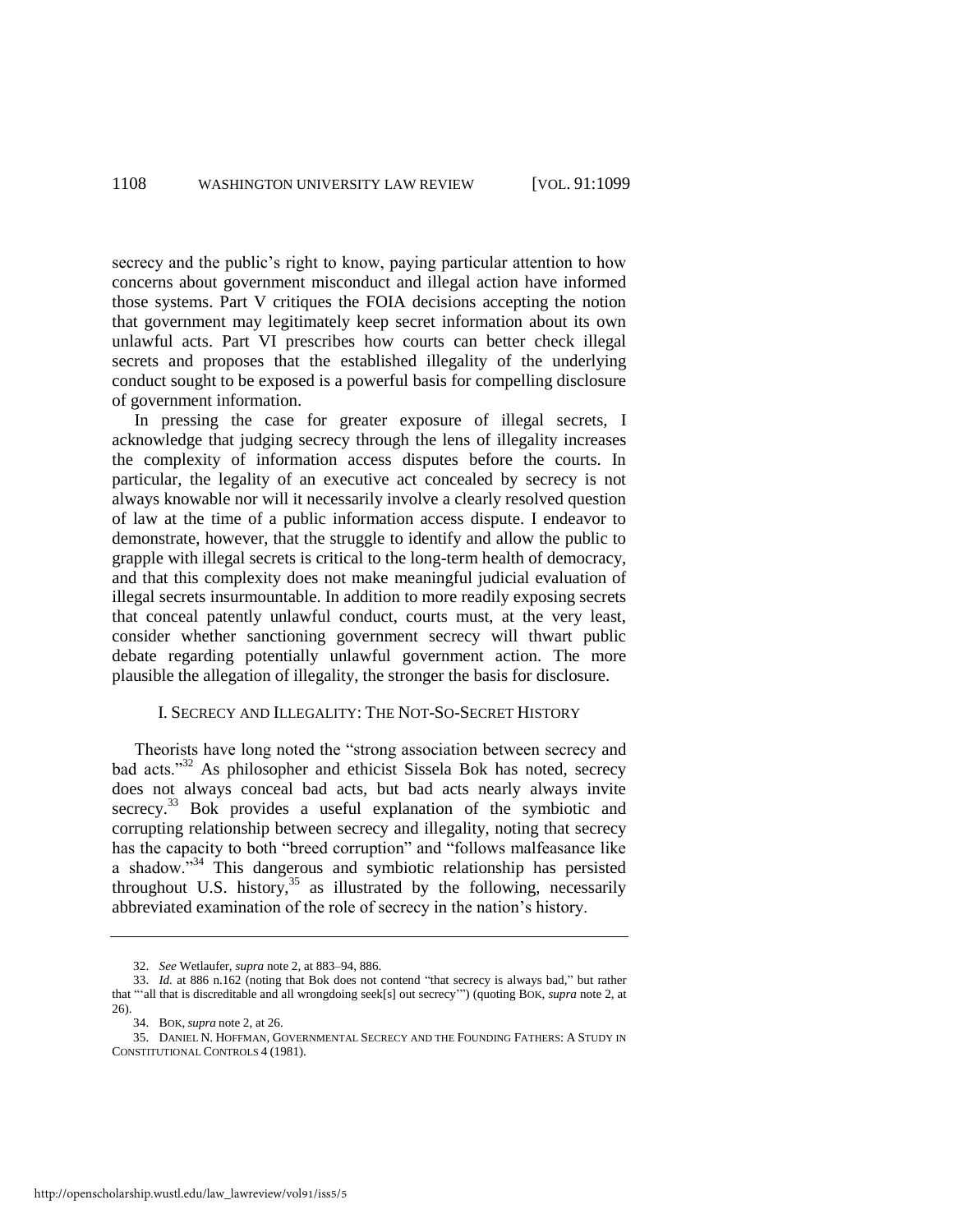secrecy and the public's right to know, paying particular attention to how concerns about government misconduct and illegal action have informed those systems. Part V critiques the FOIA decisions accepting the notion that government may legitimately keep secret information about its own unlawful acts. Part VI prescribes how courts can better check illegal secrets and proposes that the established illegality of the underlying conduct sought to be exposed is a powerful basis for compelling disclosure of government information.

In pressing the case for greater exposure of illegal secrets, I acknowledge that judging secrecy through the lens of illegality increases the complexity of information access disputes before the courts. In particular, the legality of an executive act concealed by secrecy is not always knowable nor will it necessarily involve a clearly resolved question of law at the time of a public information access dispute. I endeavor to demonstrate, however, that the struggle to identify and allow the public to grapple with illegal secrets is critical to the long-term health of democracy, and that this complexity does not make meaningful judicial evaluation of illegal secrets insurmountable. In addition to more readily exposing secrets that conceal patently unlawful conduct, courts must, at the very least, consider whether sanctioning government secrecy will thwart public debate regarding potentially unlawful government action. The more plausible the allegation of illegality, the stronger the basis for disclosure.

## I. SECRECY AND ILLEGALITY: THE NOT-SO-SECRET HISTORY

Theorists have long noted the "strong association between secrecy and bad acts."[32] As philosopher and ethicist Sissela Bok has noted, secrecy does not always conceal bad acts, but bad acts nearly always invite secrecy.[33] Bok provides a useful explanation of the symbiotic and corrupting relationship between secrecy and illegality, noting that secrecy has the capacity to both "breed corruption" and "follows malfeasance like a shadow."[34] This dangerous and symbiotic relationship has persisted throughout U.S. history,[35] as illustrated by the following, necessarily abbreviated examination of the role of secrecy in the nation's history.

---

32. *See* Wetlaufer, *supra* note 2, at 883–94, 886.

33. *Id.* at 886 n.162 (noting that Bok does not contend "that secrecy is always bad," but rather that "'all that is discreditable and all wrongdoing seek[s] out secrecy'") (quoting BOK, *supra* note 2, at 26).

34. BOK, *supra* note 2, at 26.

35. DANIEL N. HOFFMAN, GOVERNMENTAL SECRECY AND THE FOUNDING FATHERS: A STUDY IN CONSTITUTIONAL CONTROLS 4 (1981).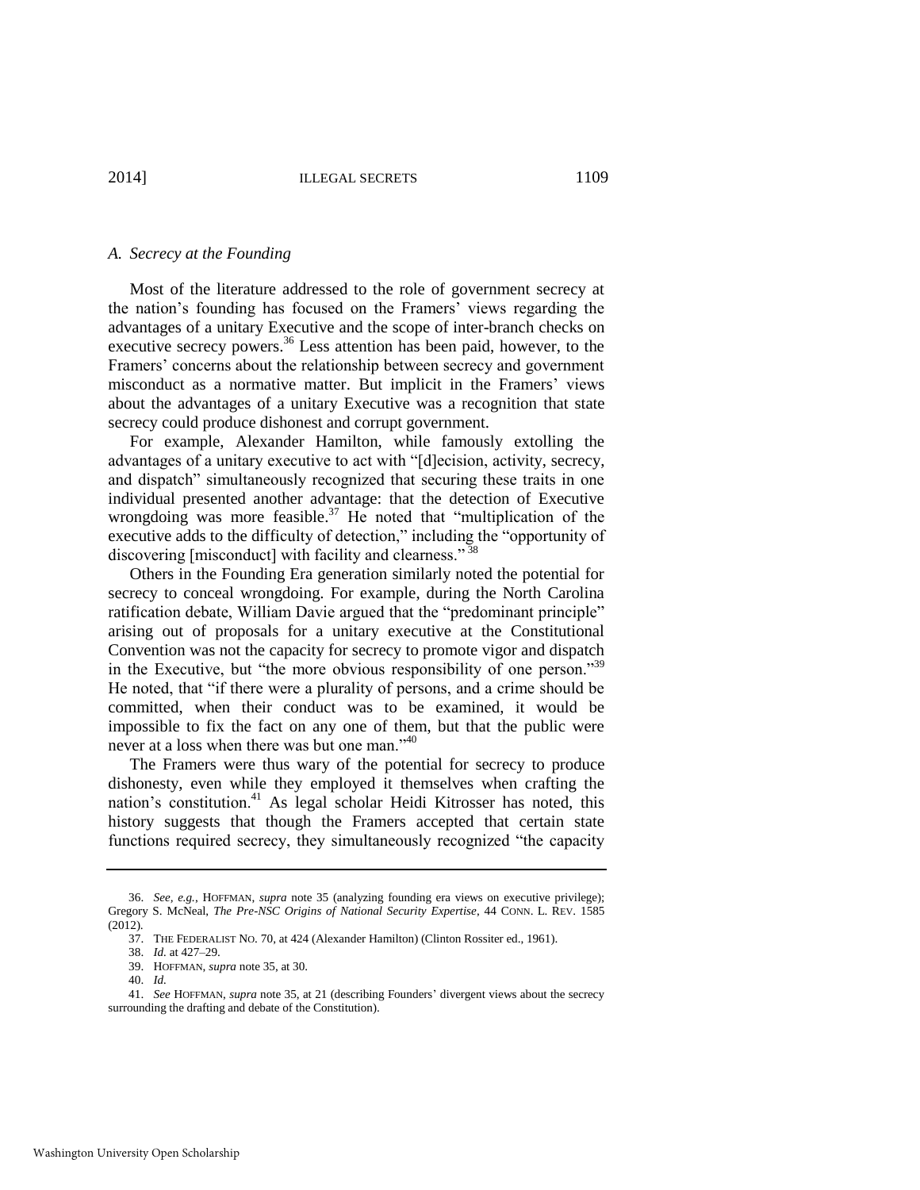### *A. Secrecy at the Founding*

Most of the literature addressed to the role of government secrecy at the nation's founding has focused on the Framers' views regarding the advantages of a unitary Executive and the scope of inter-branch checks on executive secrecy powers.[36] Less attention has been paid, however, to the Framers' concerns about the relationship between secrecy and government misconduct as a normative matter. But implicit in the Framers' views about the advantages of a unitary Executive was a recognition that state secrecy could produce dishonest and corrupt government.

For example, Alexander Hamilton, while famously extolling the advantages of a unitary executive to act with "[d]ecision, activity, secrecy, and dispatch" simultaneously recognized that securing these traits in one individual presented another advantage: that the detection of Executive wrongdoing was more feasible.[37] He noted that "multiplication of the executive adds to the difficulty of detection," including the "opportunity of discovering [misconduct] with facility and clearness."[38]

Others in the Founding Era generation similarly noted the potential for secrecy to conceal wrongdoing. For example, during the North Carolina ratification debate, William Davie argued that the "predominant principle" arising out of proposals for a unitary executive at the Constitutional Convention was not the capacity for secrecy to promote vigor and dispatch in the Executive, but "the more obvious responsibility of one person."[39] He noted, that "if there were a plurality of persons, and a crime should be committed, when their conduct was to be examined, it would be impossible to fix the fact on any one of them, but that the public were never at a loss when there was but one man."[40]

The Framers were thus wary of the potential for secrecy to produce dishonesty, even while they employed it themselves when crafting the nation's constitution.[41] As legal scholar Heidi Kitrosser has noted, this history suggests that though the Framers accepted that certain state functions required secrecy, they simultaneously recognized "the capacity

---

36. *See, e.g.*, HOFFMAN, *supra* note 35 (analyzing founding era views on executive privilege); Gregory S. McNeal, *The Pre-NSC Origins of National Security Expertise*, 44 CONN. L. REV. 1585 (2012).

37. THE FEDERALIST NO. 70, at 424 (Alexander Hamilton) (Clinton Rossiter ed., 1961).

38. *Id.* at 427–29.

39. HOFFMAN, *supra* note 35, at 30.

40. *Id.*

41. *See* HOFFMAN, *supra* note 35, at 21 (describing Founders' divergent views about the secrecy surrounding the drafting and debate of the Constitution).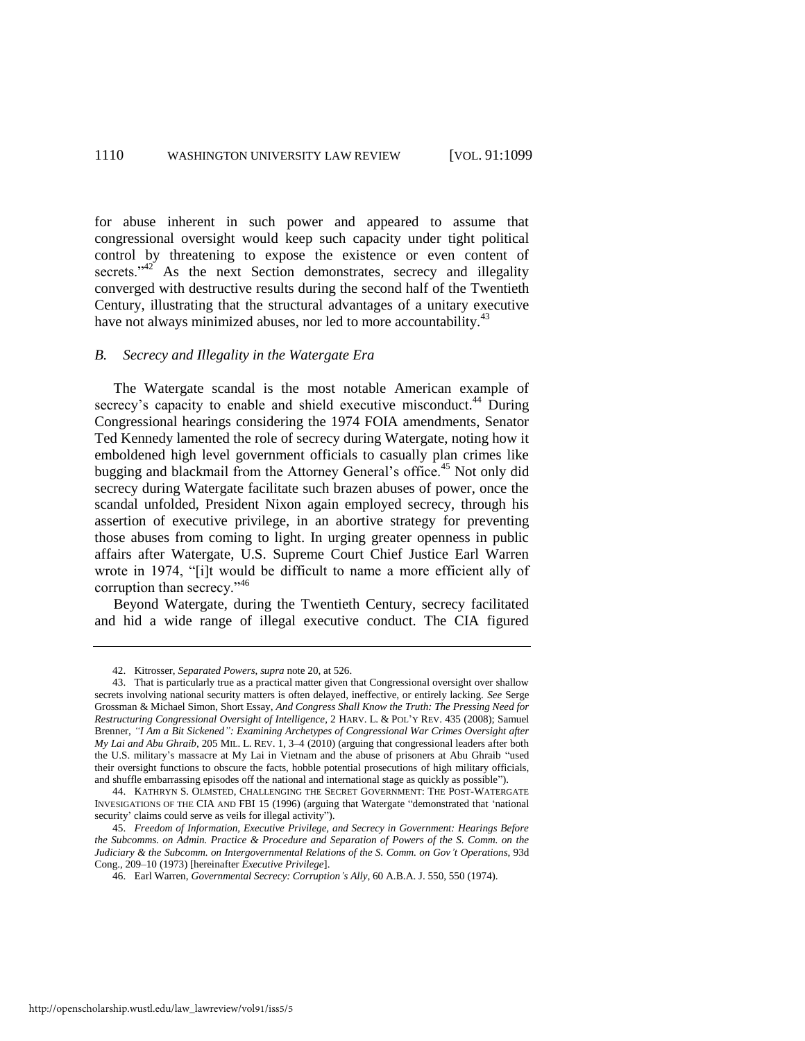for abuse inherent in such power and appeared to assume that congressional oversight would keep such capacity under tight political control by threatening to expose the existence or even content of secrets."[42] As the next Section demonstrates, secrecy and illegality converged with destructive results during the second half of the Twentieth Century, illustrating that the structural advantages of a unitary executive have not always minimized abuses, nor led to more accountability.[43]

### *B. Secrecy and Illegality in the Watergate Era*

The Watergate scandal is the most notable American example of secrecy's capacity to enable and shield executive misconduct.[44] During Congressional hearings considering the 1974 FOIA amendments, Senator Ted Kennedy lamented the role of secrecy during Watergate, noting how it emboldened high level government officials to casually plan crimes like bugging and blackmail from the Attorney General's office.[45] Not only did secrecy during Watergate facilitate such brazen abuses of power, once the scandal unfolded, President Nixon again employed secrecy, through his assertion of executive privilege, in an abortive strategy for preventing those abuses from coming to light. In urging greater openness in public affairs after Watergate, U.S. Supreme Court Chief Justice Earl Warren wrote in 1974, "[i]t would be difficult to name a more efficient ally of corruption than secrecy."[46]

Beyond Watergate, during the Twentieth Century, secrecy facilitated and hid a wide range of illegal executive conduct. The CIA figured

---

42. Kitrosser, *Separated Powers*, *supra* note 20, at 526.

43. That is particularly true as a practical matter given that Congressional oversight over shallow secrets involving national security matters is often delayed, ineffective, or entirely lacking. *See* Serge Grossman & Michael Simon, Short Essay, *And Congress Shall Know the Truth: The Pressing Need for Restructuring Congressional Oversight of Intelligence*, 2 HARV. L. & POL'Y REV. 435 (2008); Samuel Brenner, *"I Am a Bit Sickened": Examining Archetypes of Congressional War Crimes Oversight after My Lai and Abu Ghraib*, 205 MIL. L. REV. 1, 3–4 (2010) (arguing that congressional leaders after both the U.S. military's massacre at My Lai in Vietnam and the abuse of prisoners at Abu Ghraib "used their oversight functions to obscure the facts, hobble potential prosecutions of high military officials, and shuffle embarrassing episodes off the national and international stage as quickly as possible").

44. KATHRYN S. OLMSTED, CHALLENGING THE SECRET GOVERNMENT: THE POST-WATERGATE INVESIGATIONS OF THE CIA AND FBI 15 (1996) (arguing that Watergate "demonstrated that 'national security' claims could serve as veils for illegal activity").

45. *Freedom of Information, Executive Privilege, and Secrecy in Government: Hearings Before the Subcomms. on Admin. Practice & Procedure and Separation of Powers of the S. Comm. on the Judiciary & the Subcomm. on Intergovernmental Relations of the S. Comm. on Gov't Operations*, 93d Cong., 209–10 (1973) [hereinafter *Executive Privilege*].

46. Earl Warren, *Governmental Secrecy: Corruption's Ally*, 60 A.B.A. J. 550, 550 (1974).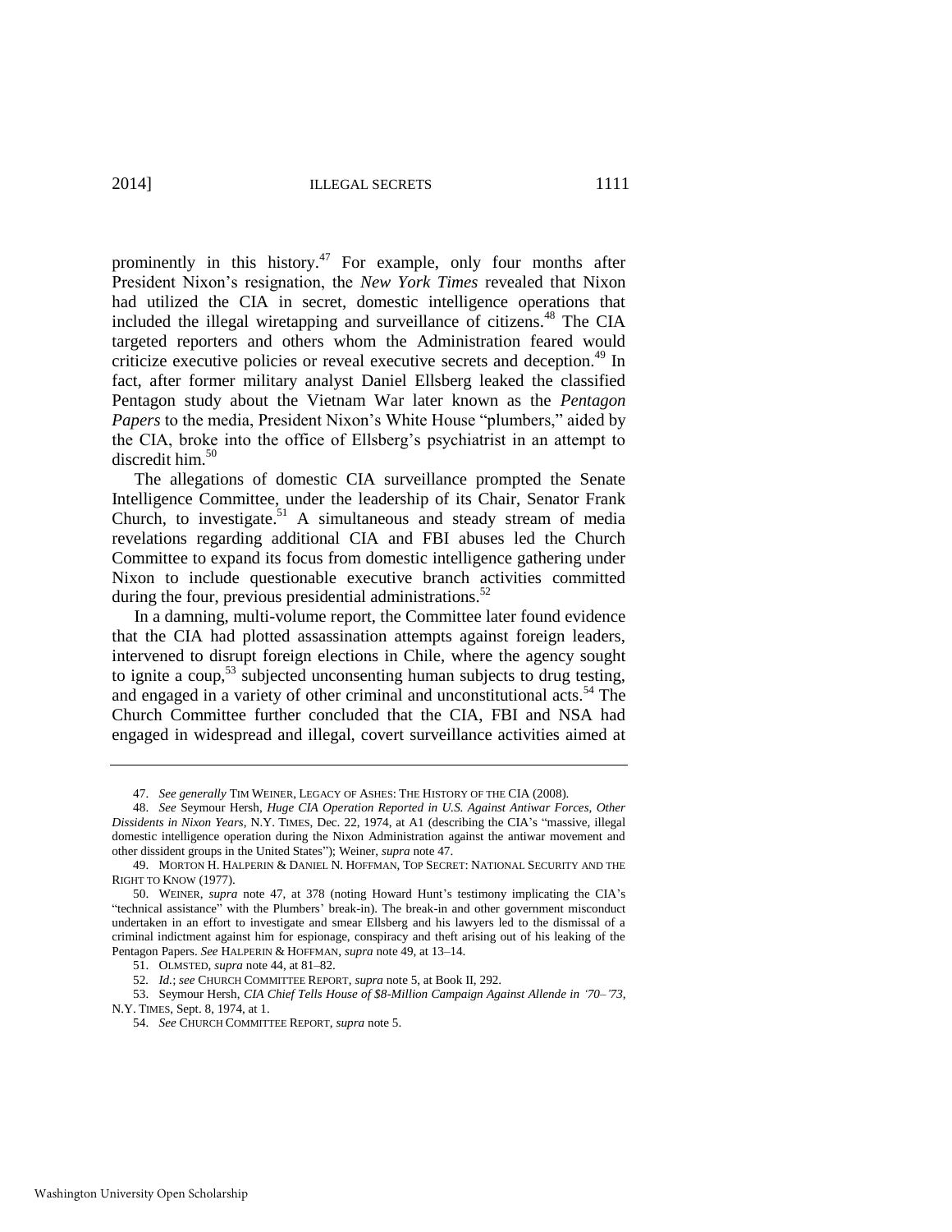prominently in this history.[47] For example, only four months after President Nixon's resignation, the *New York Times* revealed that Nixon had utilized the CIA in secret, domestic intelligence operations that included the illegal wiretapping and surveillance of citizens.[48] The CIA targeted reporters and others whom the Administration feared would criticize executive policies or reveal executive secrets and deception.[49] In fact, after former military analyst Daniel Ellsberg leaked the classified Pentagon study about the Vietnam War later known as the *Pentagon Papers* to the media, President Nixon's White House "plumbers," aided by the CIA, broke into the office of Ellsberg's psychiatrist in an attempt to discredit him.[50]

The allegations of domestic CIA surveillance prompted the Senate Intelligence Committee, under the leadership of its Chair, Senator Frank Church, to investigate.[51] A simultaneous and steady stream of media revelations regarding additional CIA and FBI abuses led the Church Committee to expand its focus from domestic intelligence gathering under Nixon to include questionable executive branch activities committed during the four, previous presidential administrations.[52]

In a damning, multi-volume report, the Committee later found evidence that the CIA had plotted assassination attempts against foreign leaders, intervened to disrupt foreign elections in Chile, where the agency sought to ignite a coup,[53] subjected unconsenting human subjects to drug testing, and engaged in a variety of other criminal and unconstitutional acts.[54] The Church Committee further concluded that the CIA, FBI and NSA had engaged in widespread and illegal, covert surveillance activities aimed at

---

47. *See generally* TIM WEINER, LEGACY OF ASHES: THE HISTORY OF THE CIA (2008).

48. *See* Seymour Hersh, *Huge CIA Operation Reported in U.S. Against Antiwar Forces, Other Dissidents in Nixon Years*, N.Y. TIMES, Dec. 22, 1974, at A1 (describing the CIA's "massive, illegal domestic intelligence operation during the Nixon Administration against the antiwar movement and other dissident groups in the United States"); Weiner, *supra* note 47.

49. MORTON H. HALPERIN & DANIEL N. HOFFMAN, TOP SECRET: NATIONAL SECURITY AND THE RIGHT TO KNOW (1977).

50. WEINER, *supra* note 47, at 378 (noting Howard Hunt's testimony implicating the CIA's "technical assistance" with the Plumbers' break-in). The break-in and other government misconduct undertaken in an effort to investigate and smear Ellsberg and his lawyers led to the dismissal of a criminal indictment against him for espionage, conspiracy and theft arising out of his leaking of the Pentagon Papers. *See* HALPERIN & HOFFMAN, *supra* note 49, at 13–14.

51. OLMSTED, *supra* note 44, at 81–82.

52. *Id.*; *see* CHURCH COMMITTEE REPORT, *supra* note 5, at Book II, 292.

53. Seymour Hersh, *CIA Chief Tells House of $8-Million Campaign Against Allende in '70–'73*, N.Y. TIMES, Sept. 8, 1974, at 1.

54. *See* CHURCH COMMITTEE REPORT, *supra* note 5.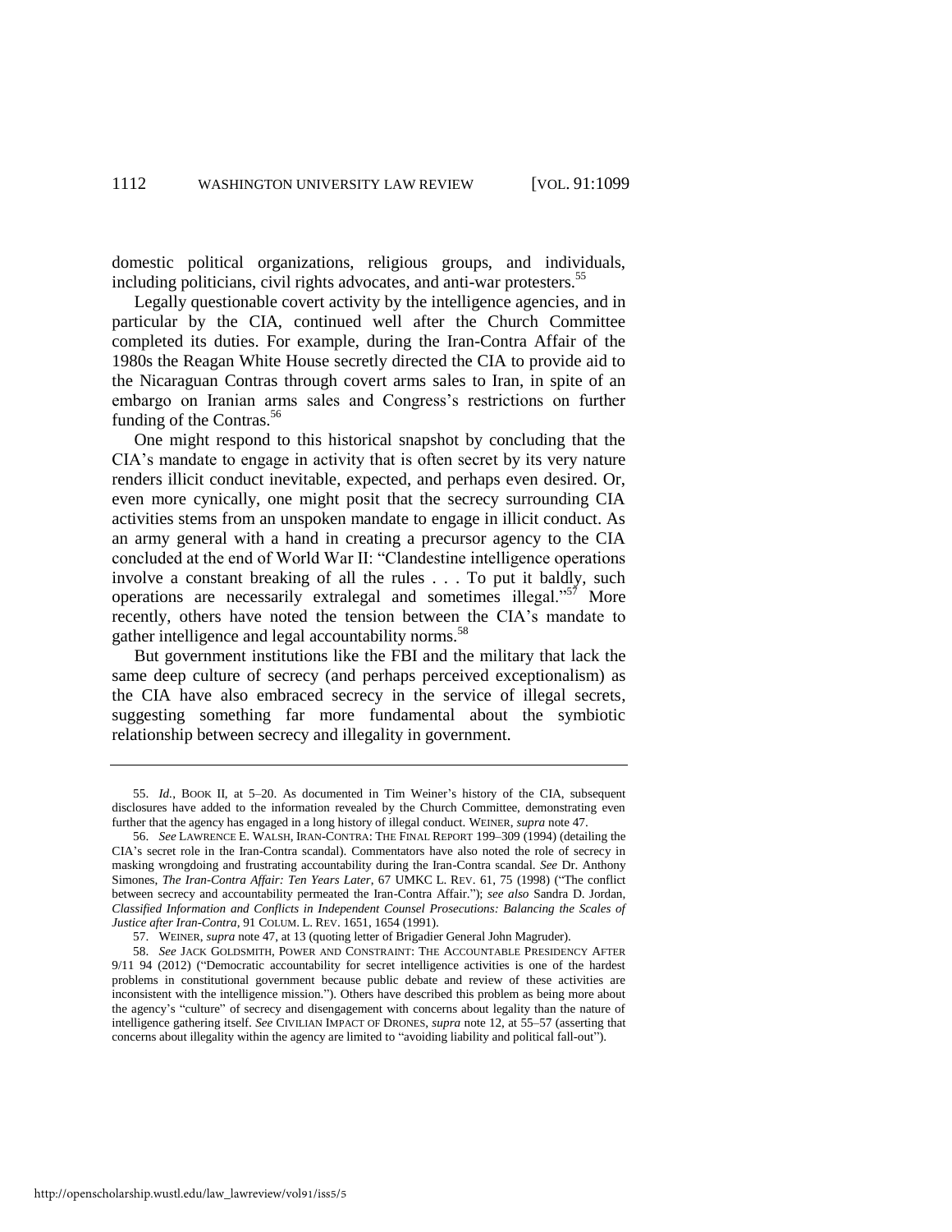domestic political organizations, religious groups, and individuals, including politicians, civil rights advocates, and anti-war protesters.[55]

Legally questionable covert activity by the intelligence agencies, and in particular by the CIA, continued well after the Church Committee completed its duties. For example, during the Iran-Contra Affair of the 1980s the Reagan White House secretly directed the CIA to provide aid to the Nicaraguan Contras through covert arms sales to Iran, in spite of an embargo on Iranian arms sales and Congress's restrictions on further funding of the Contras.[56]

One might respond to this historical snapshot by concluding that the CIA's mandate to engage in activity that is often secret by its very nature renders illicit conduct inevitable, expected, and perhaps even desired. Or, even more cynically, one might posit that the secrecy surrounding CIA activities stems from an unspoken mandate to engage in illicit conduct. As an army general with a hand in creating a precursor agency to the CIA concluded at the end of World War II: "Clandestine intelligence operations involve a constant breaking of all the rules . . . To put it baldly, such operations are necessarily extralegal and sometimes illegal."[57] More recently, others have noted the tension between the CIA's mandate to gather intelligence and legal accountability norms.[58]

But government institutions like the FBI and the military that lack the same deep culture of secrecy (and perhaps perceived exceptionalism) as the CIA have also embraced secrecy in the service of illegal secrets, suggesting something far more fundamental about the symbiotic relationship between secrecy and illegality in government.

---

55. *Id.*, BOOK II, at 5–20. As documented in Tim Weiner's history of the CIA, subsequent disclosures have added to the information revealed by the Church Committee, demonstrating even further that the agency has engaged in a long history of illegal conduct. WEINER, *supra* note 47.

56. *See* LAWRENCE E. WALSH, IRAN-CONTRA: THE FINAL REPORT 199–309 (1994) (detailing the CIA's secret role in the Iran-Contra scandal). Commentators have also noted the role of secrecy in masking wrongdoing and frustrating accountability during the Iran-Contra scandal. *See* Dr. Anthony Simones, *The Iran-Contra Affair: Ten Years Later*, 67 UMKC L. REV. 61, 75 (1998) ("The conflict between secrecy and accountability permeated the Iran-Contra Affair."); *see also* Sandra D. Jordan, *Classified Information and Conflicts in Independent Counsel Prosecutions: Balancing the Scales of Justice after Iran-Contra*, 91 COLUM. L. REV. 1651, 1654 (1991).

57. WEINER, *supra* note 47, at 13 (quoting letter of Brigadier General John Magruder).

58. *See* JACK GOLDSMITH, POWER AND CONSTRAINT: THE ACCOUNTABLE PRESIDENCY AFTER 9/11 94 (2012) ("Democratic accountability for secret intelligence activities is one of the hardest problems in constitutional government because public debate and review of these activities are inconsistent with the intelligence mission."). Others have described this problem as being more about the agency's "culture" of secrecy and disengagement with concerns about legality than the nature of intelligence gathering itself. *See* CIVILIAN IMPACT OF DRONES, *supra* note 12, at 55–57 (asserting that concerns about illegality within the agency are limited to "avoiding liability and political fall-out").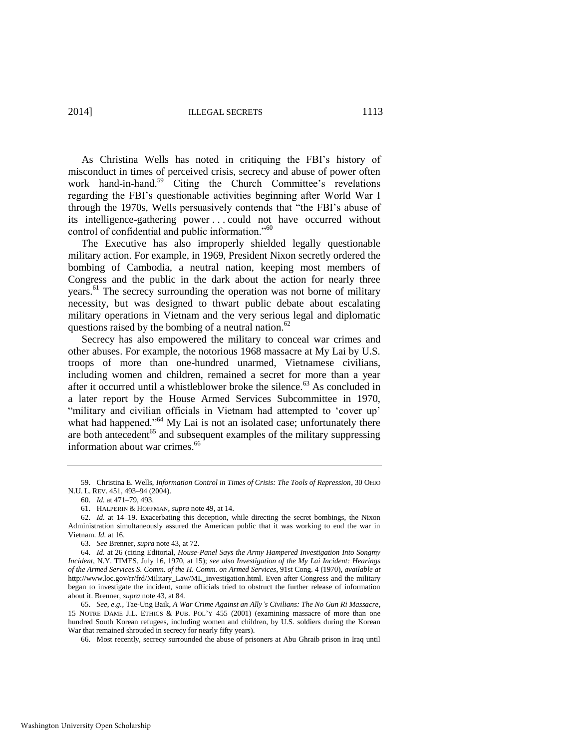As Christina Wells has noted in critiquing the FBI's history of misconduct in times of perceived crisis, secrecy and abuse of power often work hand-in-hand.[59] Citing the Church Committee's revelations regarding the FBI's questionable activities beginning after World War I through the 1970s, Wells persuasively contends that "the FBI's abuse of its intelligence-gathering power . . . could not have occurred without control of confidential and public information."[60]

The Executive has also improperly shielded legally questionable military action. For example, in 1969, President Nixon secretly ordered the bombing of Cambodia, a neutral nation, keeping most members of Congress and the public in the dark about the action for nearly three years.[61] The secrecy surrounding the operation was not borne of military necessity, but was designed to thwart public debate about escalating military operations in Vietnam and the very serious legal and diplomatic questions raised by the bombing of a neutral nation.[62]

Secrecy has also empowered the military to conceal war crimes and other abuses. For example, the notorious 1968 massacre at My Lai by U.S. troops of more than one-hundred unarmed, Vietnamese civilians, including women and children, remained a secret for more than a year after it occurred until a whistleblower broke the silence.[63] As concluded in a later report by the House Armed Services Subcommittee in 1970, "military and civilian officials in Vietnam had attempted to 'cover up' what had happened."[64] My Lai is not an isolated case; unfortunately there are both antecedent[65] and subsequent examples of the military suppressing information about war crimes.[66]

---

59. Christina E. Wells, *Information Control in Times of Crisis: The Tools of Repression*, 30 OHIO N.U. L. REV. 451, 493–94 (2004).

60. *Id.* at 471–79, 493.

61. HALPERIN & HOFFMAN, *supra* note 49, at 14.

62. *Id.* at 14–19. Exacerbating this deception, while directing the secret bombings, the Nixon Administration simultaneously assured the American public that it was working to end the war in Vietnam. *Id.* at 16.

63. *See* Brenner, *supra* note 43, at 72.

64. *Id.* at 26 (citing Editorial, *House-Panel Says the Army Hampered Investigation Into Songmy Incident*, N.Y. TIMES, July 16, 1970, at 15); *see also Investigation of the My Lai Incident: Hearings of the Armed Services S. Comm. of the H. Comm. on Armed Services*, 91st Cong. 4 (1970), *available at* http://www.loc.gov/rr/frd/Military_Law/ML_investigation.html. Even after Congress and the military began to investigate the incident, some officials tried to obstruct the further release of information about it. Brenner, *supra* note 43, at 84.

65. *See, e.g.*, Tae-Ung Baik, *A War Crime Against an Ally's Civilians: The No Gun Ri Massacre*, 15 NOTRE DAME J.L. ETHICS & PUB. POL'Y 455 (2001) (examining massacre of more than one hundred South Korean refugees, including women and children, by U.S. soldiers during the Korean War that remained shrouded in secrecy for nearly fifty years).

66. Most recently, secrecy surrounded the abuse of prisoners at Abu Ghraib prison in Iraq until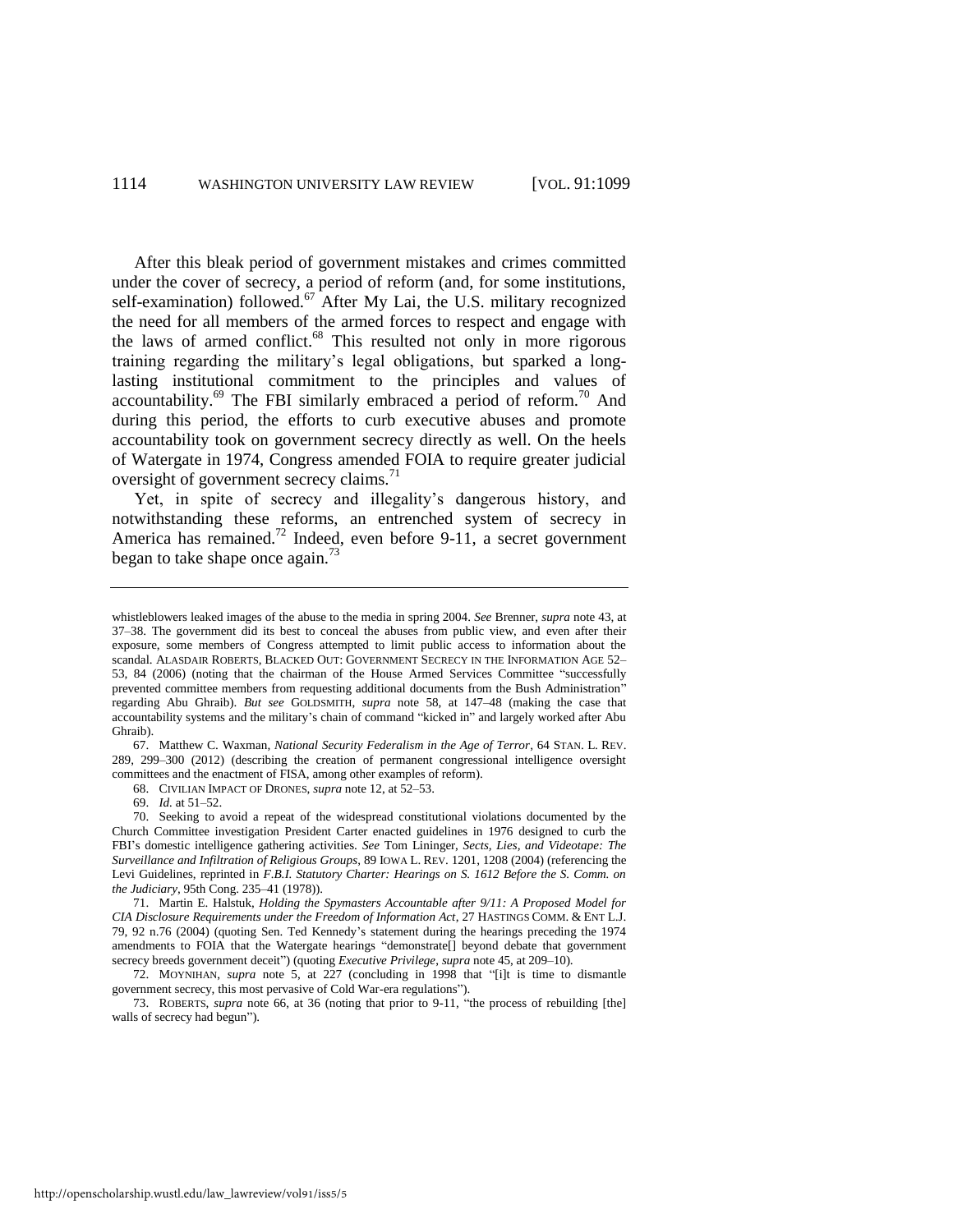After this bleak period of government mistakes and crimes committed under the cover of secrecy, a period of reform (and, for some institutions, self-examination) followed.[67] After My Lai, the U.S. military recognized the need for all members of the armed forces to respect and engage with the laws of armed conflict.[68] This resulted not only in more rigorous training regarding the military's legal obligations, but sparked a long-lasting institutional commitment to the principles and values of accountability.[69] The FBI similarly embraced a period of reform.[70] And during this period, the efforts to curb executive abuses and promote accountability took on government secrecy directly as well. On the heels of Watergate in 1974, Congress amended FOIA to require greater judicial oversight of government secrecy claims.[71]

Yet, in spite of secrecy and illegality's dangerous history, and notwithstanding these reforms, an entrenched system of secrecy in America has remained.[72] Indeed, even before 9-11, a secret government began to take shape once again.[73]

---

whistleblowers leaked images of the abuse to the media in spring 2004. *See* Brenner, *supra* note 43, at 37–38. The government did its best to conceal the abuses from public view, and even after their exposure, some members of Congress attempted to limit public access to information about the scandal. ALASDAIR ROBERTS, BLACKED OUT: GOVERNMENT SECRECY IN THE INFORMATION AGE 52–53, 84 (2006) (noting that the chairman of the House Armed Services Committee "successfully prevented committee members from requesting additional documents from the Bush Administration" regarding Abu Ghraib). *But see* GOLDSMITH, *supra* note 58, at 147–48 (making the case that accountability systems and the military's chain of command "kicked in" and largely worked after Abu Ghraib).

67. Matthew C. Waxman, *National Security Federalism in the Age of Terror*, 64 STAN. L. REV. 289, 299–300 (2012) (describing the creation of permanent congressional intelligence oversight committees and the enactment of FISA, among other examples of reform).

68. CIVILIAN IMPACT OF DRONES, *supra* note 12, at 52–53.

69. *Id.* at 51–52.

70. Seeking to avoid a repeat of the widespread constitutional violations documented by the Church Committee investigation President Carter enacted guidelines in 1976 designed to curb the FBI's domestic intelligence gathering activities. *See* Tom Lininger, *Sects, Lies, and Videotape: The Surveillance and Infiltration of Religious Groups*, 89 IOWA L. REV. 1201, 1208 (2004) (referencing the Levi Guidelines, reprinted in *F.B.I. Statutory Charter: Hearings on S. 1612 Before the S. Comm. on the Judiciary*, 95th Cong. 235–41 (1978)).

71. Martin E. Halstuk, *Holding the Spymasters Accountable after 9/11: A Proposed Model for CIA Disclosure Requirements under the Freedom of Information Act*, 27 HASTINGS COMM. & ENT L.J. 79, 92 n.76 (2004) (quoting Sen. Ted Kennedy's statement during the hearings preceding the 1974 amendments to FOIA that the Watergate hearings "demonstrate[] beyond debate that government secrecy breeds government deceit") (quoting *Executive Privilege*, *supra* note 45, at 209–10).

72. MOYNIHAN, *supra* note 5, at 227 (concluding in 1998 that "[i]t is time to dismantle government secrecy, this most pervasive of Cold War-era regulations").

73. ROBERTS, *supra* note 66, at 36 (noting that prior to 9-11, "the process of rebuilding [the] walls of secrecy had begun").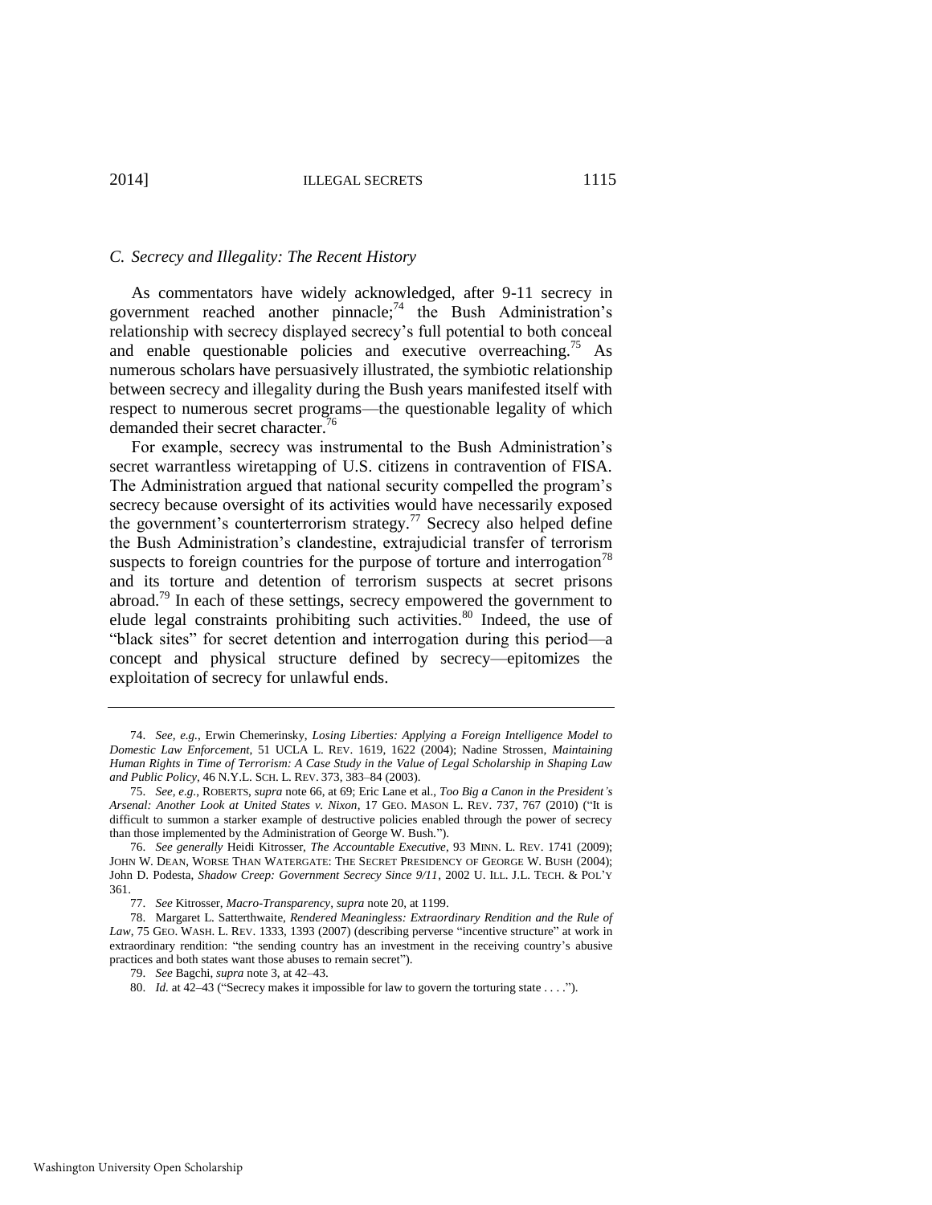### *C. Secrecy and Illegality: The Recent History*

As commentators have widely acknowledged, after 9-11 secrecy in government reached another pinnacle;[74] the Bush Administration's relationship with secrecy displayed secrecy's full potential to both conceal and enable questionable policies and executive overreaching.[75] As numerous scholars have persuasively illustrated, the symbiotic relationship between secrecy and illegality during the Bush years manifested itself with respect to numerous secret programs—the questionable legality of which demanded their secret character.[76]

For example, secrecy was instrumental to the Bush Administration's secret warrantless wiretapping of U.S. citizens in contravention of FISA. The Administration argued that national security compelled the program's secrecy because oversight of its activities would have necessarily exposed the government's counterterrorism strategy.[77] Secrecy also helped define the Bush Administration's clandestine, extrajudicial transfer of terrorism suspects to foreign countries for the purpose of torture and interrogation[78] and its torture and detention of terrorism suspects at secret prisons abroad.[79] In each of these settings, secrecy empowered the government to elude legal constraints prohibiting such activities.[80] Indeed, the use of "black sites" for secret detention and interrogation during this period—a concept and physical structure defined by secrecy—epitomizes the exploitation of secrecy for unlawful ends.

---

74. *See, e.g.*, Erwin Chemerinsky, *Losing Liberties: Applying a Foreign Intelligence Model to Domestic Law Enforcement*, 51 UCLA L. REV. 1619, 1622 (2004); Nadine Strossen, *Maintaining Human Rights in Time of Terrorism: A Case Study in the Value of Legal Scholarship in Shaping Law and Public Policy*, 46 N.Y.L. SCH. L. REV. 373, 383–84 (2003).

75. *See, e.g.*, ROBERTS, *supra* note 66, at 69; Eric Lane et al., *Too Big a Canon in the President's Arsenal: Another Look at United States v. Nixon*, 17 GEO. MASON L. REV. 737, 767 (2010) ("It is difficult to summon a starker example of destructive policies enabled through the power of secrecy than those implemented by the Administration of George W. Bush.").

76. *See generally* Heidi Kitrosser, *The Accountable Executive*, 93 MINN. L. REV. 1741 (2009); JOHN W. DEAN, WORSE THAN WATERGATE: THE SECRET PRESIDENCY OF GEORGE W. BUSH (2004); John D. Podesta, *Shadow Creep: Government Secrecy Since 9/11*, 2002 U. ILL. J.L. TECH. & POL'Y 361.

77. *See* Kitrosser, *Macro-Transparency*, *supra* note 20, at 1199.

78. Margaret L. Satterthwaite, *Rendered Meaningless: Extraordinary Rendition and the Rule of Law*, 75 GEO. WASH. L. REV. 1333, 1393 (2007) (describing perverse "incentive structure" at work in extraordinary rendition: "the sending country has an investment in the receiving country's abusive practices and both states want those abuses to remain secret").

79. *See* Bagchi, *supra* note 3, at 42–43.

80. *Id.* at 42–43 ("Secrecy makes it impossible for law to govern the torturing state . . . .").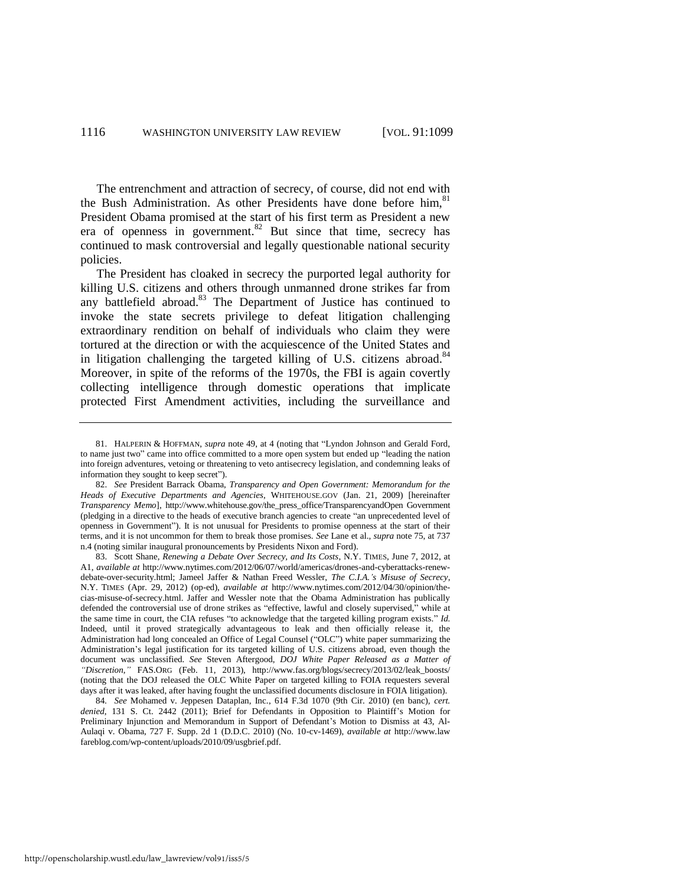The entrenchment and attraction of secrecy, of course, did not end with the Bush Administration. As other Presidents have done before him,[81] President Obama promised at the start of his first term as President a new era of openness in government.[82] But since that time, secrecy has continued to mask controversial and legally questionable national security policies.

The President has cloaked in secrecy the purported legal authority for killing U.S. citizens and others through unmanned drone strikes far from any battlefield abroad.[83] The Department of Justice has continued to invoke the state secrets privilege to defeat litigation challenging extraordinary rendition on behalf of individuals who claim they were tortured at the direction or with the acquiescence of the United States and in litigation challenging the targeted killing of U.S. citizens abroad.[84] Moreover, in spite of the reforms of the 1970s, the FBI is again covertly collecting intelligence through domestic operations that implicate protected First Amendment activities, including the surveillance and

---

81. HALPERIN & HOFFMAN, *supra* note 49, at 4 (noting that "Lyndon Johnson and Gerald Ford, to name just two" came into office committed to a more open system but ended up "leading the nation into foreign adventures, vetoing or threatening to veto antisecrecy legislation, and condemning leaks of information they sought to keep secret").

82. *See* President Barrack Obama, *Transparency and Open Government: Memorandum for the Heads of Executive Departments and Agencies*, WHITEHOUSE.GOV (Jan. 21, 2009) [hereinafter *Transparency Memo*], http://www.whitehouse.gov/the_press_office/TransparencyandOpen Government (pledging in a directive to the heads of executive branch agencies to create "an unprecedented level of openness in Government"). It is not unusual for Presidents to promise openness at the start of their terms, and it is not uncommon for them to break those promises. *See* Lane et al., *supra* note 75, at 737 n.4 (noting similar inaugural pronouncements by Presidents Nixon and Ford).

83. Scott Shane, *Renewing a Debate Over Secrecy, and Its Costs*, N.Y. TIMES, June 7, 2012, at A1, *available at* http://www.nytimes.com/2012/06/07/world/americas/drones-and-cyberattacks-renew-debate-over-security.html; Jameel Jaffer & Nathan Freed Wessler, *The C.I.A.'s Misuse of Secrecy*, N.Y. TIMES (Apr. 29, 2012) (op-ed), *available at* http://www.nytimes.com/2012/04/30/opinion/the-cias-misuse-of-secrecy.html. Jaffer and Wessler note that the Obama Administration has publically defended the controversial use of drone strikes as "effective, lawful and closely supervised," while at the same time in court, the CIA refuses "to acknowledge that the targeted killing program exists." *Id.* Indeed, until it proved strategically advantageous to leak and then officially release it, the Administration had long concealed an Office of Legal Counsel ("OLC") white paper summarizing the Administration's legal justification for its targeted killing of U.S. citizens abroad, even though the document was unclassified. *See* Steven Aftergood, *DOJ White Paper Released as a Matter of "Discretion,"* FAS.ORG (Feb. 11, 2013), http://www.fas.org/blogs/secrecy/2013/02/leak_boosts/ (noting that the DOJ released the OLC White Paper on targeted killing to FOIA requesters several days after it was leaked, after having fought the unclassified documents disclosure in FOIA litigation).

84. *See* Mohamed v. Jeppesen Dataplan, Inc., 614 F.3d 1070 (9th Cir. 2010) (en banc), *cert. denied*, 131 S. Ct. 2442 (2011); Brief for Defendants in Opposition to Plaintiff's Motion for Preliminary Injunction and Memorandum in Support of Defendant's Motion to Dismiss at 43, Al-Aulaqi v. Obama, 727 F. Supp. 2d 1 (D.D.C. 2010) (No. 10-cv-1469), *available at* http://www.lawfareblog.com/wp-content/uploads/2010/09/usgbrief.pdf.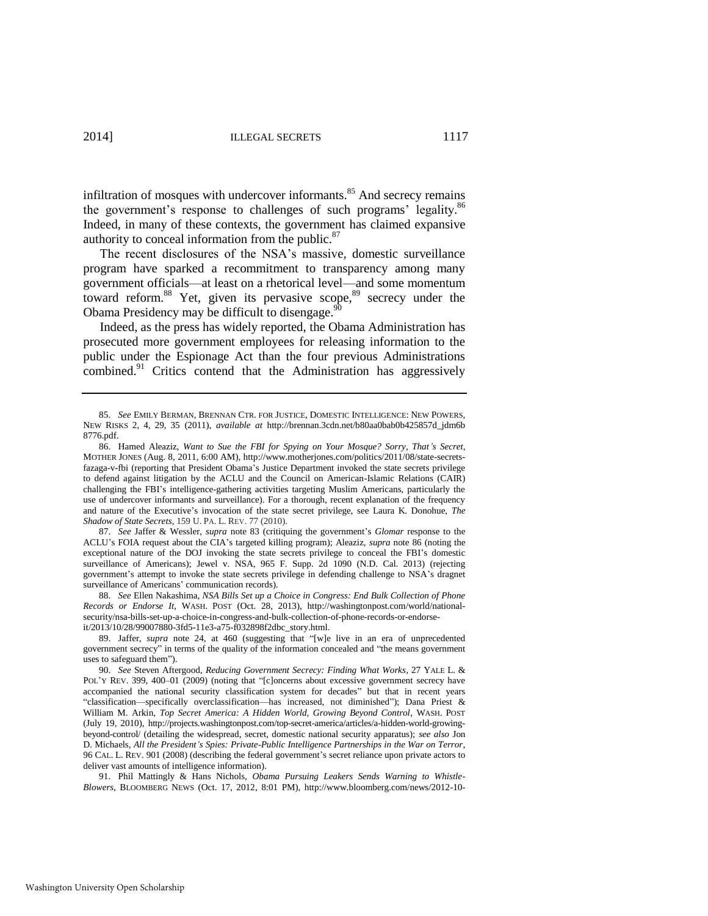infiltration of mosques with undercover informants.[85] And secrecy remains the government's response to challenges of such programs' legality.[86] Indeed, in many of these contexts, the government has claimed expansive authority to conceal information from the public.[87]

The recent disclosures of the NSA's massive, domestic surveillance program have sparked a recommitment to transparency among many government officials—at least on a rhetorical level—and some momentum toward reform.[88] Yet, given its pervasive scope,[89] secrecy under the Obama Presidency may be difficult to disengage.[90]

Indeed, as the press has widely reported, the Obama Administration has prosecuted more government employees for releasing information to the public under the Espionage Act than the four previous Administrations combined.[91] Critics contend that the Administration has aggressively

---

85. *See* EMILY BERMAN, BRENNAN CTR. FOR JUSTICE, DOMESTIC INTELLIGENCE: NEW POWERS, NEW RISKS 2, 4, 29, 35 (2011), *available at* http://brennan.3cdn.net/b80aa0bab0b425857d_jdm6b8776.pdf.

86. Hamed Aleaziz, *Want to Sue the FBI for Spying on Your Mosque? Sorry, That's Secret*, MOTHER JONES (Aug. 8, 2011, 6:00 AM), http://www.motherjones.com/politics/2011/08/state-secrets-fazaga-v-fbi (reporting that President Obama's Justice Department invoked the state secrets privilege to defend against litigation by the ACLU and the Council on American-Islamic Relations (CAIR) challenging the FBI's intelligence-gathering activities targeting Muslim Americans, particularly the use of undercover informants and surveillance). For a thorough, recent explanation of the frequency and nature of the Executive's invocation of the state secret privilege, see Laura K. Donohue, *The Shadow of State Secrets*, 159 U. PA. L. REV. 77 (2010).

87. *See* Jaffer & Wessler, *supra* note 83 (critiquing the government's *Glomar* response to the ACLU's FOIA request about the CIA's targeted killing program); Aleaziz, *supra* note 86 (noting the exceptional nature of the DOJ invoking the state secrets privilege to conceal the FBI's domestic surveillance of Americans); Jewel v. NSA, 965 F. Supp. 2d 1090 (N.D. Cal. 2013) (rejecting government's attempt to invoke the state secrets privilege in defending challenge to NSA's dragnet surveillance of Americans' communication records).

88. *See* Ellen Nakashima, *NSA Bills Set up a Choice in Congress: End Bulk Collection of Phone Records or Endorse It*, WASH. POST (Oct. 28, 2013), http://washingtonpost.com/world/national-security/nsa-bills-set-up-a-choice-in-congress-and-bulk-collection-of-phone-records-or-endorse-it/2013/10/28/99007880-3fd5-11e3-a75-f032898f2dbc_story.html.

89. Jaffer, *supra* note 24, at 460 (suggesting that "[w]e live in an era of unprecedented government secrecy" in terms of the quality of the information concealed and "the means government uses to safeguard them").

90. *See* Steven Aftergood, *Reducing Government Secrecy: Finding What Works*, 27 YALE L. & POL'Y REV. 399, 400–01 (2009) (noting that "[c]oncerns about excessive government secrecy have accompanied the national security classification system for decades" but that in recent years "classification—specifically overclassification—has increased, not diminished"); Dana Priest & William M. Arkin, *Top Secret America: A Hidden World, Growing Beyond Control*, WASH. POST (July 19, 2010), http://projects.washingtonpost.com/top-secret-america/articles/a-hidden-world-growing-beyond-control/ (detailing the widespread, secret, domestic national security apparatus); *see also* Jon D. Michaels, *All the President's Spies: Private-Public Intelligence Partnerships in the War on Terror*, 96 CAL. L. REV. 901 (2008) (describing the federal government's secret reliance upon private actors to deliver vast amounts of intelligence information).

91. Phil Mattingly & Hans Nichols, *Obama Pursuing Leakers Sends Warning to Whistle-Blowers*, BLOOMBERG NEWS (Oct. 17, 2012, 8:01 PM), http://www.bloomberg.com/news/2012-10-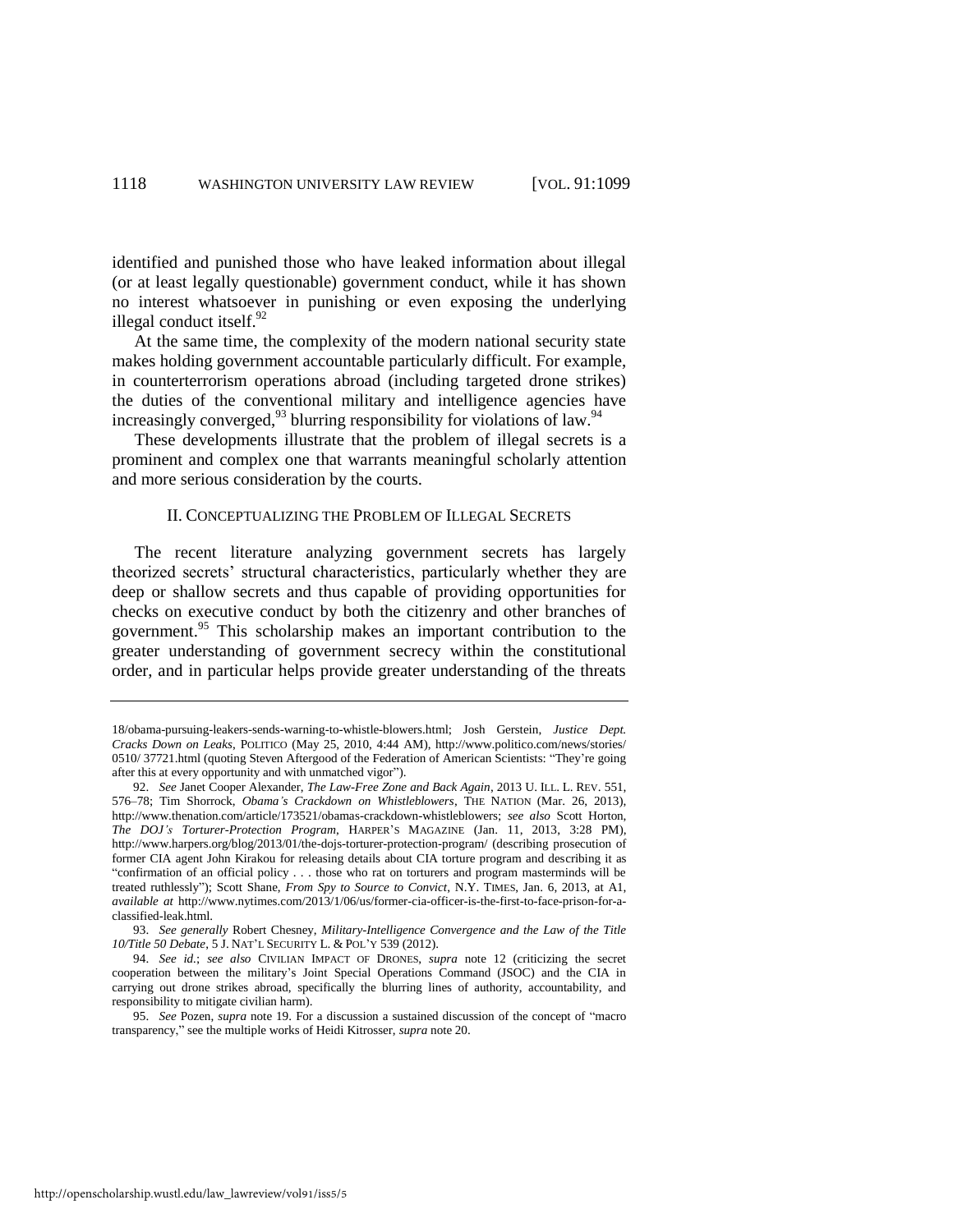identified and punished those who have leaked information about illegal (or at least legally questionable) government conduct, while it has shown no interest whatsoever in punishing or even exposing the underlying illegal conduct itself.[92]

At the same time, the complexity of the modern national security state makes holding government accountable particularly difficult. For example, in counterterrorism operations abroad (including targeted drone strikes) the duties of the conventional military and intelligence agencies have increasingly converged,[93] blurring responsibility for violations of law.[94]

These developments illustrate that the problem of illegal secrets is a prominent and complex one that warrants meaningful scholarly attention and more serious consideration by the courts.

## II. CONCEPTUALIZING THE PROBLEM OF ILLEGAL SECRETS

The recent literature analyzing government secrets has largely theorized secrets' structural characteristics, particularly whether they are deep or shallow secrets and thus capable of providing opportunities for checks on executive conduct by both the citizenry and other branches of government.[95] This scholarship makes an important contribution to the greater understanding of government secrecy within the constitutional order, and in particular helps provide greater understanding of the threats

---

18/obama-pursuing-leakers-sends-warning-to-whistle-blowers.html; Josh Gerstein, *Justice Dept. Cracks Down on Leaks*, POLITICO (May 25, 2010, 4:44 AM), http://www.politico.com/news/stories/0510/ 37721.html (quoting Steven Aftergood of the Federation of American Scientists: "They're going after this at every opportunity and with unmatched vigor").

92. *See* Janet Cooper Alexander, *The Law-Free Zone and Back Again*, 2013 U. ILL. L. REV. 551, 576–78; Tim Shorrock, *Obama's Crackdown on Whistleblowers*, THE NATION (Mar. 26, 2013), http://www.thenation.com/article/173521/obamas-crackdown-whistleblowers; *see also* Scott Horton, *The DOJ's Torturer-Protection Program*, HARPER'S MAGAZINE (Jan. 11, 2013, 3:28 PM), http://www.harpers.org/blog/2013/01/the-dojs-torturer-protection-program/ (describing prosecution of former CIA agent John Kirakou for releasing details about CIA torture program and describing it as "confirmation of an official policy . . . those who rat on torturers and program masterminds will be treated ruthlessly"); Scott Shane, *From Spy to Source to Convict*, N.Y. TIMES, Jan. 6, 2013, at A1, *available at* http://www.nytimes.com/2013/1/06/us/former-cia-officer-is-the-first-to-face-prison-for-a-classified-leak.html.

93. *See generally* Robert Chesney, *Military-Intelligence Convergence and the Law of the Title 10/Title 50 Debate*, 5 J. NAT'L SECURITY L. & POL'Y 539 (2012).

94. *See id.*; *see also* CIVILIAN IMPACT OF DRONES, *supra* note 12 (criticizing the secret cooperation between the military's Joint Special Operations Command (JSOC) and the CIA in carrying out drone strikes abroad, specifically the blurring lines of authority, accountability, and responsibility to mitigate civilian harm).

95. *See* Pozen, *supra* note 19. For a discussion a sustained discussion of the concept of "macro transparency," see the multiple works of Heidi Kitrosser, *supra* note 20.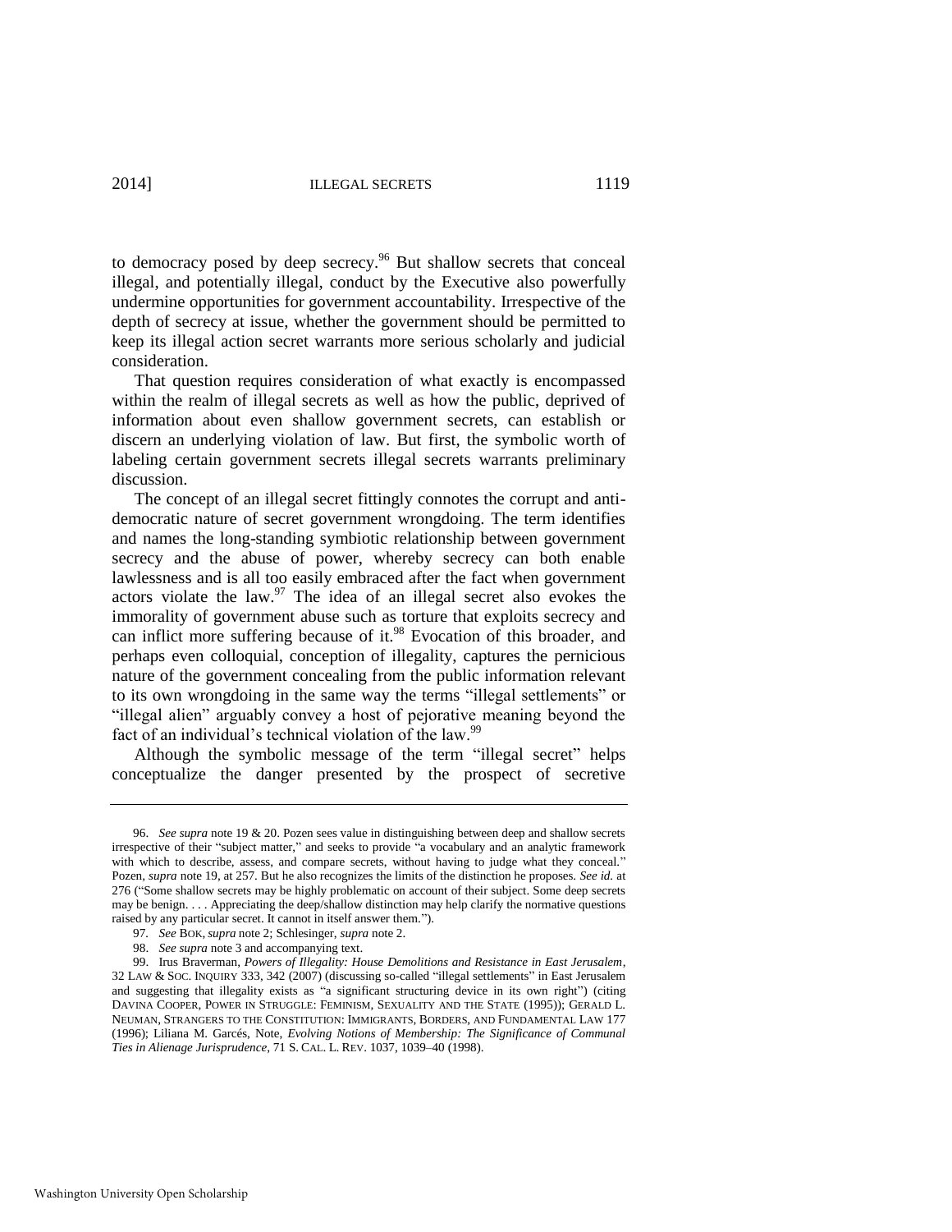to democracy posed by deep secrecy.[96] But shallow secrets that conceal illegal, and potentially illegal, conduct by the Executive also powerfully undermine opportunities for government accountability. Irrespective of the depth of secrecy at issue, whether the government should be permitted to keep its illegal action secret warrants more serious scholarly and judicial consideration.

That question requires consideration of what exactly is encompassed within the realm of illegal secrets as well as how the public, deprived of information about even shallow government secrets, can establish or discern an underlying violation of law. But first, the symbolic worth of labeling certain government secrets illegal secrets warrants preliminary discussion.

The concept of an illegal secret fittingly connotes the corrupt and anti-democratic nature of secret government wrongdoing. The term identifies and names the long-standing symbiotic relationship between government secrecy and the abuse of power, whereby secrecy can both enable lawlessness and is all too easily embraced after the fact when government actors violate the law.[97] The idea of an illegal secret also evokes the immorality of government abuse such as torture that exploits secrecy and can inflict more suffering because of it.[98] Evocation of this broader, and perhaps even colloquial, conception of illegality, captures the pernicious nature of the government concealing from the public information relevant to its own wrongdoing in the same way the terms "illegal settlements" or "illegal alien" arguably convey a host of pejorative meaning beyond the fact of an individual's technical violation of the law.[99]

Although the symbolic message of the term "illegal secret" helps conceptualize the danger presented by the prospect of secretive

---

96. *See supra* note 19 & 20. Pozen sees value in distinguishing between deep and shallow secrets irrespective of their "subject matter," and seeks to provide "a vocabulary and an analytic framework with which to describe, assess, and compare secrets, without having to judge what they conceal." Pozen, *supra* note 19, at 257. But he also recognizes the limits of the distinction he proposes. *See id.* at 276 ("Some shallow secrets may be highly problematic on account of their subject. Some deep secrets may be benign. . . . Appreciating the deep/shallow distinction may help clarify the normative questions raised by any particular secret. It cannot in itself answer them.").

97. *See* BOK, *supra* note 2; Schlesinger, *supra* note 2.

98. *See supra* note 3 and accompanying text.

99. Irus Braverman, *Powers of Illegality: House Demolitions and Resistance in East Jerusalem*, 32 LAW & SOC. INQUIRY 333, 342 (2007) (discussing so-called "illegal settlements" in East Jerusalem and suggesting that illegality exists as "a significant structuring device in its own right") (citing DAVINA COOPER, POWER IN STRUGGLE: FEMINISM, SEXUALITY AND THE STATE (1995)); GERALD L. NEUMAN, STRANGERS TO THE CONSTITUTION: IMMIGRANTS, BORDERS, AND FUNDAMENTAL LAW 177 (1996); Liliana M. Garcés, Note, *Evolving Notions of Membership: The Significance of Communal Ties in Alienage Jurisprudence*, 71 S. CAL. L. REV. 1037, 1039–40 (1998).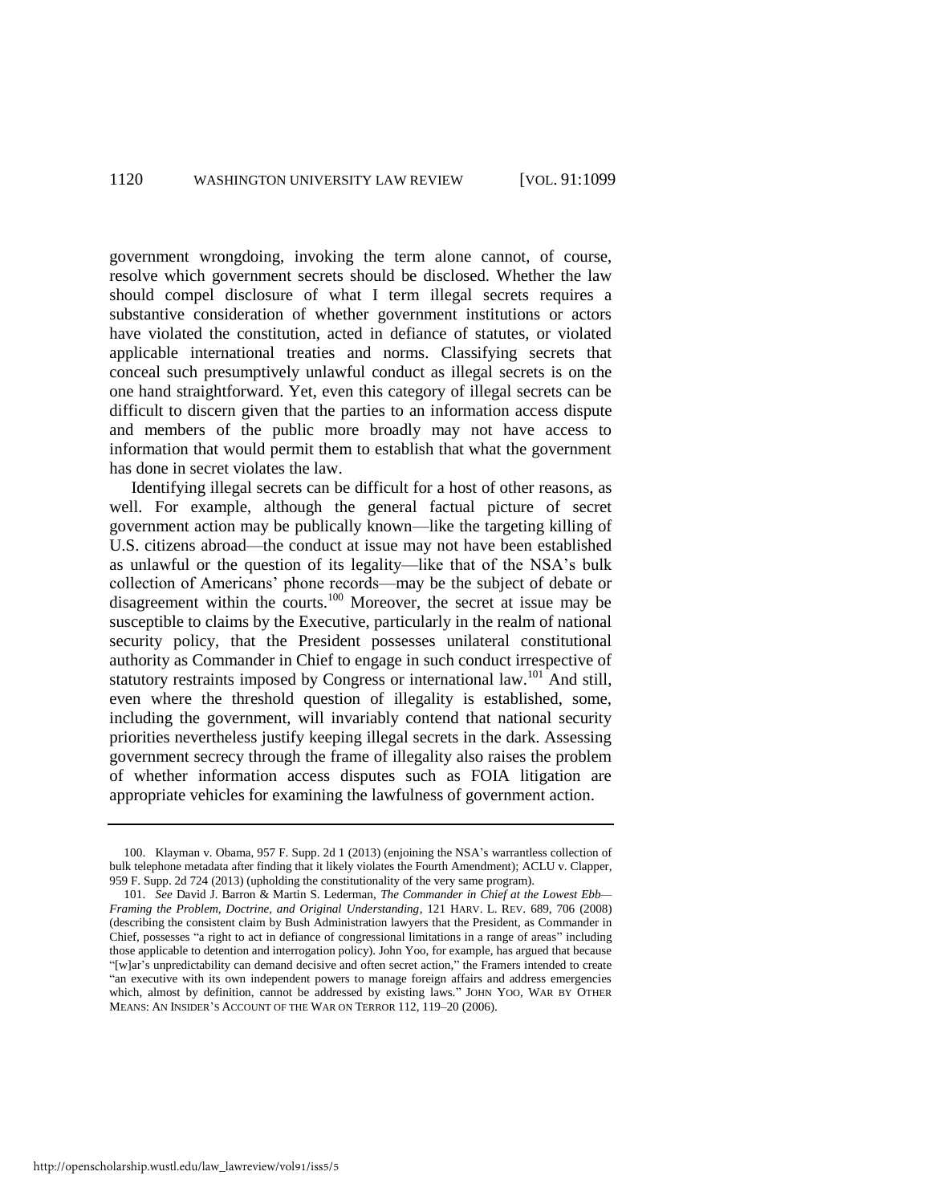government wrongdoing, invoking the term alone cannot, of course, resolve which government secrets should be disclosed. Whether the law should compel disclosure of what I term illegal secrets requires a substantive consideration of whether government institutions or actors have violated the constitution, acted in defiance of statutes, or violated applicable international treaties and norms. Classifying secrets that conceal such presumptively unlawful conduct as illegal secrets is on the one hand straightforward. Yet, even this category of illegal secrets can be difficult to discern given that the parties to an information access dispute and members of the public more broadly may not have access to information that would permit them to establish that what the government has done in secret violates the law.

Identifying illegal secrets can be difficult for a host of other reasons, as well. For example, although the general factual picture of secret government action may be publically known—like the targeting killing of U.S. citizens abroad—the conduct at issue may not have been established as unlawful or the question of its legality—like that of the NSA's bulk collection of Americans' phone records—may be the subject of debate or disagreement within the courts.[100] Moreover, the secret at issue may be susceptible to claims by the Executive, particularly in the realm of national security policy, that the President possesses unilateral constitutional authority as Commander in Chief to engage in such conduct irrespective of statutory restraints imposed by Congress or international law.[101] And still, even where the threshold question of illegality is established, some, including the government, will invariably contend that national security priorities nevertheless justify keeping illegal secrets in the dark. Assessing government secrecy through the frame of illegality also raises the problem of whether information access disputes such as FOIA litigation are appropriate vehicles for examining the lawfulness of government action.

---

100. Klayman v. Obama, 957 F. Supp. 2d 1 (2013) (enjoining the NSA's warrantless collection of bulk telephone metadata after finding that it likely violates the Fourth Amendment); ACLU v. Clapper, 959 F. Supp. 2d 724 (2013) (upholding the constitutionality of the very same program).

101. *See* David J. Barron & Martin S. Lederman, *The Commander in Chief at the Lowest Ebb—Framing the Problem, Doctrine, and Original Understanding*, 121 HARV. L. REV. 689, 706 (2008) (describing the consistent claim by Bush Administration lawyers that the President, as Commander in Chief, possesses "a right to act in defiance of congressional limitations in a range of areas" including those applicable to detention and interrogation policy). John Yoo, for example, has argued that because "[w]ar's unpredictability can demand decisive and often secret action," the Framers intended to create "an executive with its own independent powers to manage foreign affairs and address emergencies which, almost by definition, cannot be addressed by existing laws." JOHN YOO, WAR BY OTHER MEANS: AN INSIDER'S ACCOUNT OF THE WAR ON TERROR 112, 119–20 (2006).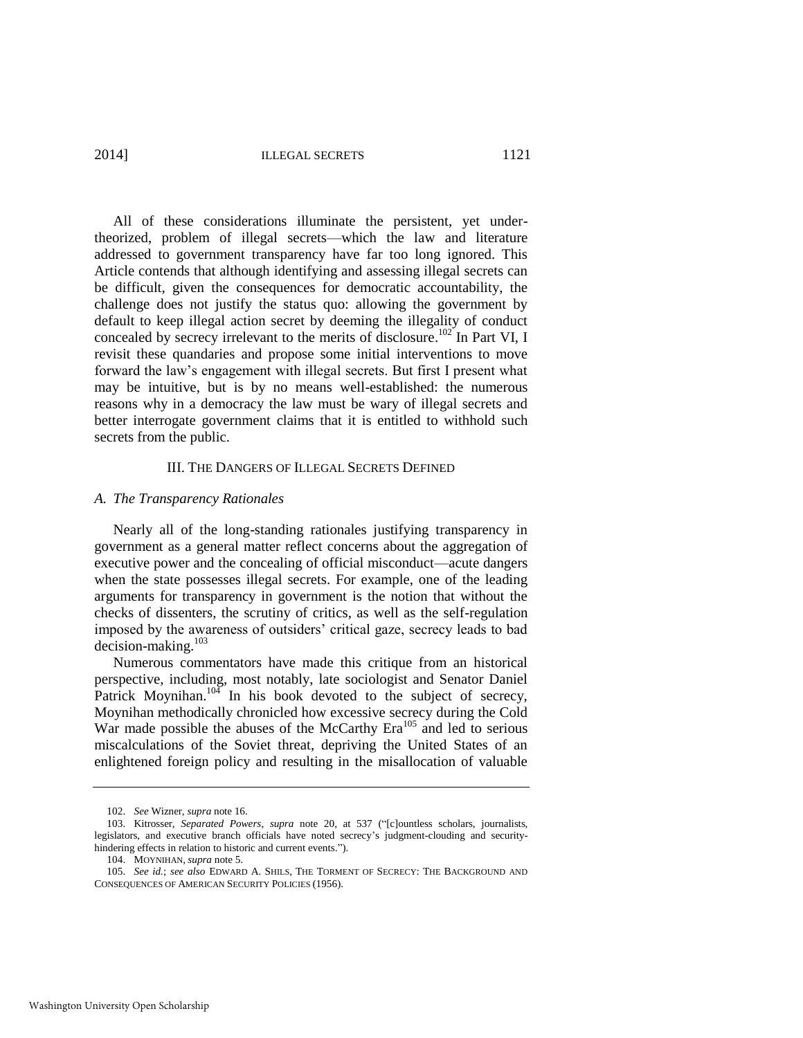All of these considerations illuminate the persistent, yet under-theorized, problem of illegal secrets—which the law and literature addressed to government transparency have far too long ignored. This Article contends that although identifying and assessing illegal secrets can be difficult, given the consequences for democratic accountability, the challenge does not justify the status quo: allowing the government by default to keep illegal action secret by deeming the illegality of conduct concealed by secrecy irrelevant to the merits of disclosure.[102] In Part VI, I revisit these quandaries and propose some initial interventions to move forward the law's engagement with illegal secrets. But first I present what may be intuitive, but is by no means well-established: the numerous reasons why in a democracy the law must be wary of illegal secrets and better interrogate government claims that it is entitled to withhold such secrets from the public.

## III. THE DANGERS OF ILLEGAL SECRETS DEFINED

### *A. The Transparency Rationales*

Nearly all of the long-standing rationales justifying transparency in government as a general matter reflect concerns about the aggregation of executive power and the concealing of official misconduct—acute dangers when the state possesses illegal secrets. For example, one of the leading arguments for transparency in government is the notion that without the checks of dissenters, the scrutiny of critics, as well as the self-regulation imposed by the awareness of outsiders' critical gaze, secrecy leads to bad decision-making.[103]

Numerous commentators have made this critique from an historical perspective, including, most notably, late sociologist and Senator Daniel Patrick Moynihan.[104] In his book devoted to the subject of secrecy, Moynihan methodically chronicled how excessive secrecy during the Cold War made possible the abuses of the McCarthy Era[105] and led to serious miscalculations of the Soviet threat, depriving the United States of an enlightened foreign policy and resulting in the misallocation of valuable

---

102. *See* Wizner, *supra* note 16.

103. Kitrosser, *Separated Powers*, *supra* note 20, at 537 ("[c]ountless scholars, journalists, legislators, and executive branch officials have noted secrecy's judgment-clouding and security-hindering effects in relation to historic and current events.").

104. MOYNIHAN, *supra* note 5.

105. *See id.*; *see also* EDWARD A. SHILS, THE TORMENT OF SECRECY: THE BACKGROUND AND CONSEQUENCES OF AMERICAN SECURITY POLICIES (1956).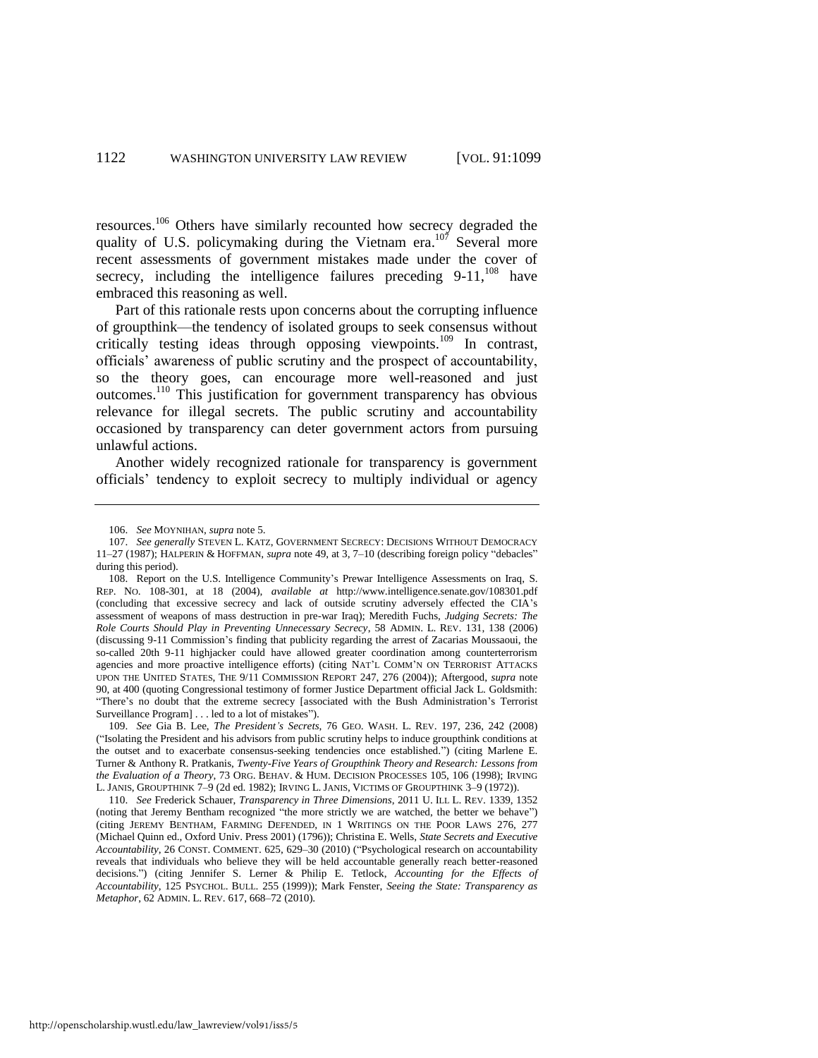resources.[106] Others have similarly recounted how secrecy degraded the quality of U.S. policymaking during the Vietnam era.[107] Several more recent assessments of government mistakes made under the cover of secrecy, including the intelligence failures preceding 9-11,[108] have embraced this reasoning as well.

Part of this rationale rests upon concerns about the corrupting influence of groupthink—the tendency of isolated groups to seek consensus without critically testing ideas through opposing viewpoints.[109] In contrast, officials' awareness of public scrutiny and the prospect of accountability, so the theory goes, can encourage more well-reasoned and just outcomes.[110] This justification for government transparency has obvious relevance for illegal secrets. The public scrutiny and accountability occasioned by transparency can deter government actors from pursuing unlawful actions.

Another widely recognized rationale for transparency is government officials' tendency to exploit secrecy to multiply individual or agency

---

106. *See* MOYNIHAN, *supra* note 5.

107. *See generally* STEVEN L. KATZ, GOVERNMENT SECRECY: DECISIONS WITHOUT DEMOCRACY 11–27 (1987); HALPERIN & HOFFMAN, *supra* note 49, at 3, 7–10 (describing foreign policy "debacles" during this period).

108. Report on the U.S. Intelligence Community's Prewar Intelligence Assessments on Iraq, S. REP. NO. 108-301, at 18 (2004), *available at* http://www.intelligence.senate.gov/108301.pdf (concluding that excessive secrecy and lack of outside scrutiny adversely effected the CIA's assessment of weapons of mass destruction in pre-war Iraq); Meredith Fuchs, *Judging Secrets: The Role Courts Should Play in Preventing Unnecessary Secrecy*, 58 ADMIN. L. REV. 131, 138 (2006) (discussing 9-11 Commission's finding that publicity regarding the arrest of Zacarias Moussaoui, the so-called 20th 9-11 highjacker could have allowed greater coordination among counterterrorism agencies and more proactive intelligence efforts) (citing NAT'L COMM'N ON TERRORIST ATTACKS UPON THE UNITED STATES, THE 9/11 COMMISSION REPORT 247, 276 (2004)); Aftergood, *supra* note 90, at 400 (quoting Congressional testimony of former Justice Department official Jack L. Goldsmith: "There's no doubt that the extreme secrecy [associated with the Bush Administration's Terrorist Surveillance Program] . . . led to a lot of mistakes").

109. *See* Gia B. Lee, *The President's Secrets*, 76 GEO. WASH. L. REV. 197, 236, 242 (2008) ("Isolating the President and his advisors from public scrutiny helps to induce groupthink conditions at the outset and to exacerbate consensus-seeking tendencies once established.") (citing Marlene E. Turner & Anthony R. Pratkanis, *Twenty-Five Years of Groupthink Theory and Research: Lessons from the Evaluation of a Theory*, 73 ORG. BEHAV. & HUM. DECISION PROCESSES 105, 106 (1998); IRVING L. JANIS, GROUPTHINK 7–9 (2d ed. 1982); IRVING L. JANIS, VICTIMS OF GROUPTHINK 3–9 (1972)).

110. *See* Frederick Schauer, *Transparency in Three Dimensions*, 2011 U. ILL L. REV. 1339, 1352 (noting that Jeremy Bentham recognized "the more strictly we are watched, the better we behave") (citing JEREMY BENTHAM, FARMING DEFENDED, IN 1 WRITINGS ON THE POOR LAWS 276, 277 (Michael Quinn ed., Oxford Univ. Press 2001) (1796)); Christina E. Wells, *State Secrets and Executive Accountability*, 26 CONST. COMMENT. 625, 629–30 (2010) ("Psychological research on accountability reveals that individuals who believe they will be held accountable generally reach better-reasoned decisions.") (citing Jennifer S. Lerner & Philip E. Tetlock, *Accounting for the Effects of Accountability*, 125 PSYCHOL. BULL. 255 (1999)); Mark Fenster, *Seeing the State: Transparency as Metaphor*, 62 ADMIN. L. REV. 617, 668–72 (2010).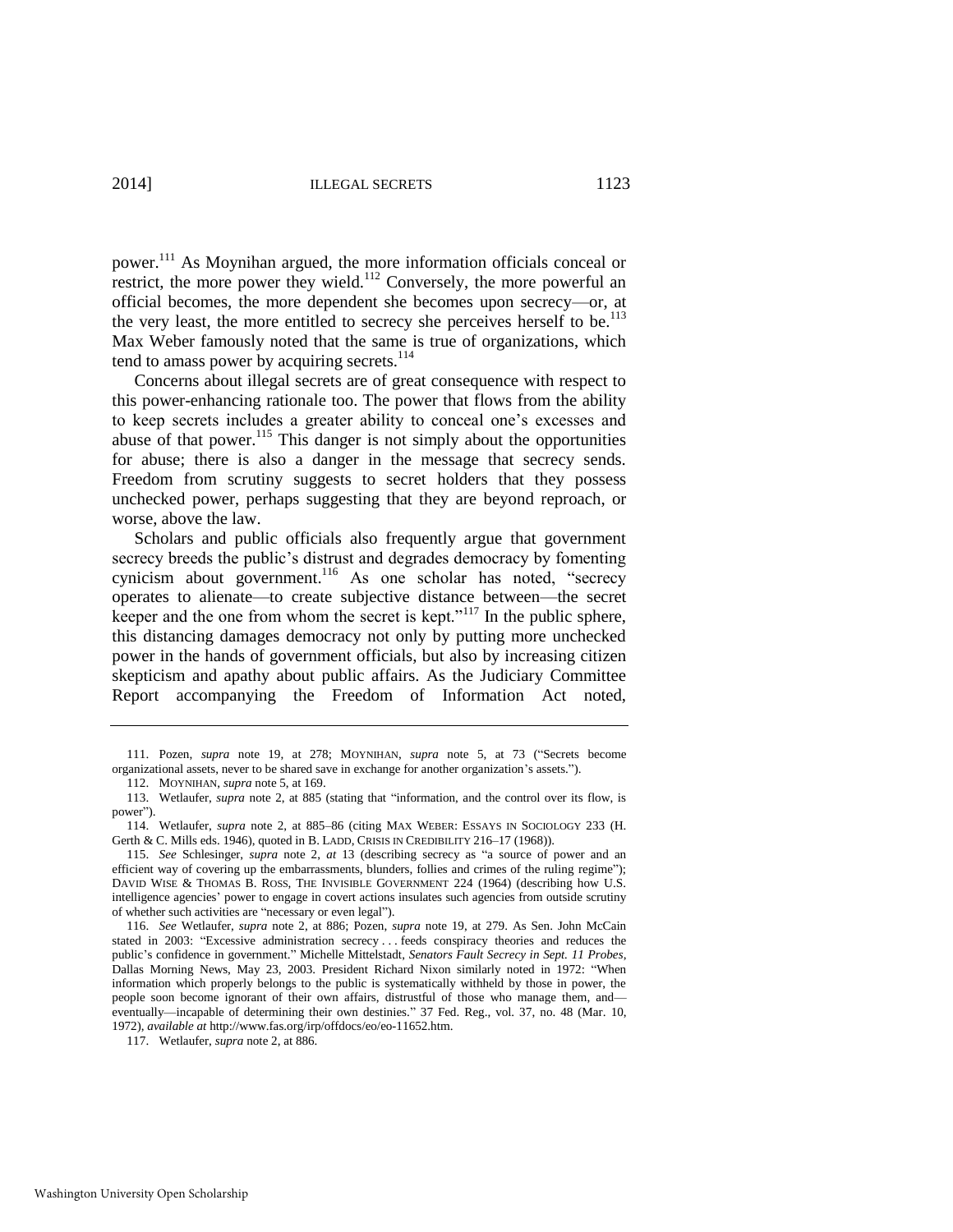power.[111] As Moynihan argued, the more information officials conceal or restrict, the more power they wield.[112] Conversely, the more powerful an official becomes, the more dependent she becomes upon secrecy—or, at the very least, the more entitled to secrecy she perceives herself to be.[113] Max Weber famously noted that the same is true of organizations, which tend to amass power by acquiring secrets.[114]

Concerns about illegal secrets are of great consequence with respect to this power-enhancing rationale too. The power that flows from the ability to keep secrets includes a greater ability to conceal one's excesses and abuse of that power.[115] This danger is not simply about the opportunities for abuse; there is also a danger in the message that secrecy sends. Freedom from scrutiny suggests to secret holders that they possess unchecked power, perhaps suggesting that they are beyond reproach, or worse, above the law.

Scholars and public officials also frequently argue that government secrecy breeds the public's distrust and degrades democracy by fomenting cynicism about government.[116] As one scholar has noted, "secrecy operates to alienate—to create subjective distance between—the secret keeper and the one from whom the secret is kept."[117] In the public sphere, this distancing damages democracy not only by putting more unchecked power in the hands of government officials, but also by increasing citizen skepticism and apathy about public affairs. As the Judiciary Committee Report accompanying the Freedom of Information Act noted,

---

111. Pozen, *supra* note 19, at 278; MOYNIHAN, *supra* note 5, at 73 ("Secrets become organizational assets, never to be shared save in exchange for another organization's assets.").

112. MOYNIHAN, *supra* note 5, at 169.

113. Wetlaufer, *supra* note 2, at 885 (stating that "information, and the control over its flow, is power").

114. Wetlaufer, *supra* note 2, at 885–86 (citing MAX WEBER: ESSAYS IN SOCIOLOGY 233 (H. Gerth & C. Mills eds. 1946), quoted in B. LADD, CRISIS IN CREDIBILITY 216–17 (1968)).

115. *See* Schlesinger, *supra* note 2, *at* 13 (describing secrecy as "a source of power and an efficient way of covering up the embarrassments, blunders, follies and crimes of the ruling regime"); DAVID WISE & THOMAS B. ROSS, THE INVISIBLE GOVERNMENT 224 (1964) (describing how U.S. intelligence agencies' power to engage in covert actions insulates such agencies from outside scrutiny of whether such activities are "necessary or even legal").

116. *See* Wetlaufer, *supra* note 2, at 886; Pozen, *supra* note 19, at 279. As Sen. John McCain stated in 2003: "Excessive administration secrecy . . . feeds conspiracy theories and reduces the public's confidence in government." Michelle Mittelstadt, *Senators Fault Secrecy in Sept. 11 Probes*, Dallas Morning News, May 23, 2003. President Richard Nixon similarly noted in 1972: "When information which properly belongs to the public is systematically withheld by those in power, the people soon become ignorant of their own affairs, distrustful of those who manage them, and—eventually—incapable of determining their own destinies." 37 Fed. Reg., vol. 37, no. 48 (Mar. 10, 1972), *available at* http://www.fas.org/irp/offdocs/eo/eo-11652.htm.

117. Wetlaufer, *supra* note 2, at 886.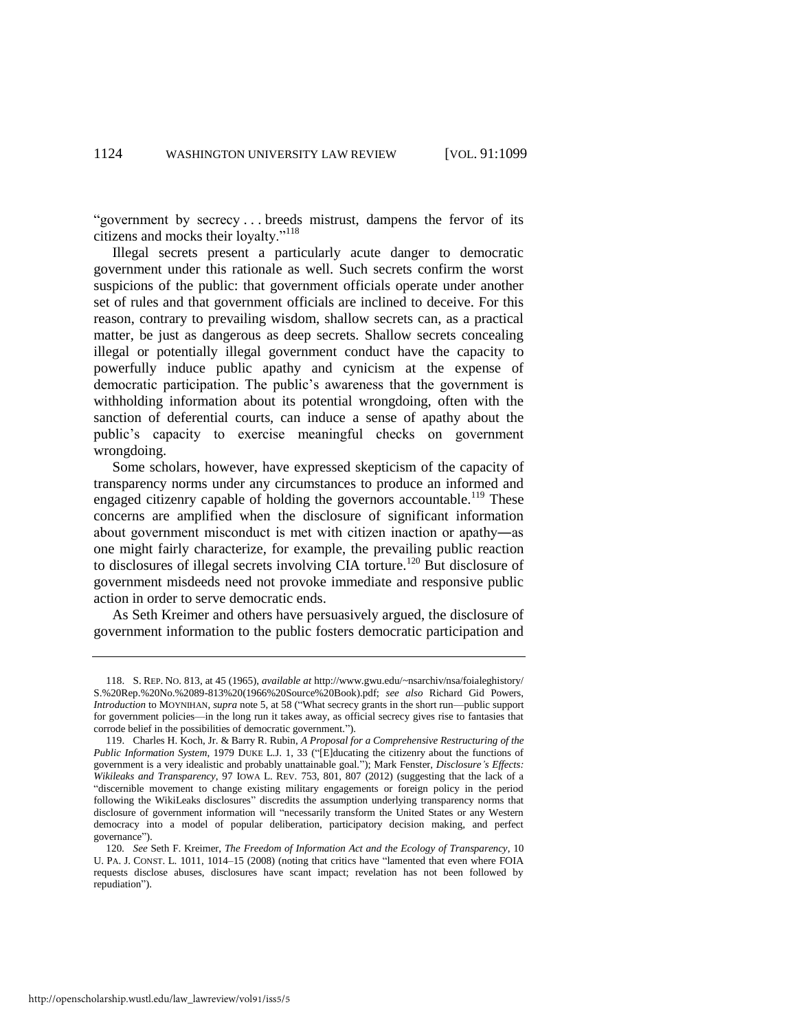"government by secrecy . . . breeds mistrust, dampens the fervor of its citizens and mocks their loyalty."[118]

Illegal secrets present a particularly acute danger to democratic government under this rationale as well. Such secrets confirm the worst suspicions of the public: that government officials operate under another set of rules and that government officials are inclined to deceive. For this reason, contrary to prevailing wisdom, shallow secrets can, as a practical matter, be just as dangerous as deep secrets. Shallow secrets concealing illegal or potentially illegal government conduct have the capacity to powerfully induce public apathy and cynicism at the expense of democratic participation. The public's awareness that the government is withholding information about its potential wrongdoing, often with the sanction of deferential courts, can induce a sense of apathy about the public's capacity to exercise meaningful checks on government wrongdoing.

Some scholars, however, have expressed skepticism of the capacity of transparency norms under any circumstances to produce an informed and engaged citizenry capable of holding the governors accountable.[119] These concerns are amplified when the disclosure of significant information about government misconduct is met with citizen inaction or apathy—as one might fairly characterize, for example, the prevailing public reaction to disclosures of illegal secrets involving CIA torture.[120] But disclosure of government misdeeds need not provoke immediate and responsive public action in order to serve democratic ends.

As Seth Kreimer and others have persuasively argued, the disclosure of government information to the public fosters democratic participation and

---

118. S. REP. NO. 813, at 45 (1965), *available at* http://www.gwu.edu/~nsarchiv/nsa/foialeghistory/S.%20Rep.%20No.%2089-813%20(1966%20Source%20Book).pdf; *see also* Richard Gid Powers, *Introduction* to MOYNIHAN, *supra* note 5, at 58 ("What secrecy grants in the short run—public support for government policies—in the long run it takes away, as official secrecy gives rise to fantasies that corrode belief in the possibilities of democratic government.").

119. Charles H. Koch, Jr. & Barry R. Rubin, *A Proposal for a Comprehensive Restructuring of the Public Information System*, 1979 DUKE L.J. 1, 33 ("[E]ducating the citizenry about the functions of government is a very idealistic and probably unattainable goal."); Mark Fenster, *Disclosure's Effects: Wikileaks and Transparency*, 97 IOWA L. REV. 753, 801, 807 (2012) (suggesting that the lack of a "discernible movement to change existing military engagements or foreign policy in the period following the WikiLeaks disclosures" discredits the assumption underlying transparency norms that disclosure of government information will "necessarily transform the United States or any Western democracy into a model of popular deliberation, participatory decision making, and perfect governance").

120. *See* Seth F. Kreimer, *The Freedom of Information Act and the Ecology of Transparency*, 10 U. PA. J. CONST. L. 1011, 1014–15 (2008) (noting that critics have "lamented that even where FOIA requests disclose abuses, disclosures have scant impact; revelation has not been followed by repudiation").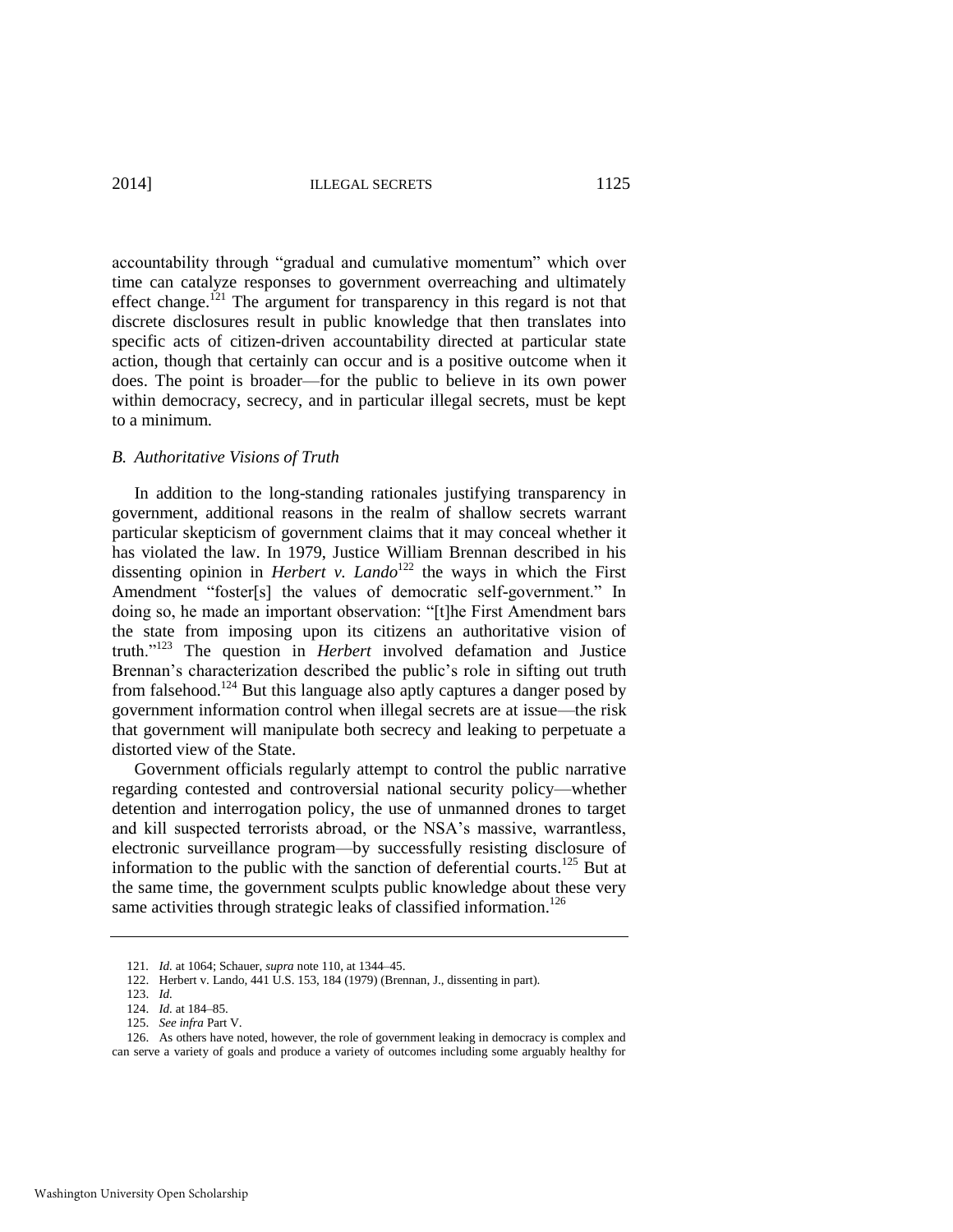accountability through "gradual and cumulative momentum" which over time can catalyze responses to government overreaching and ultimately effect change.[121] The argument for transparency in this regard is not that discrete disclosures result in public knowledge that then translates into specific acts of citizen-driven accountability directed at particular state action, though that certainly can occur and is a positive outcome when it does. The point is broader—for the public to believe in its own power within democracy, secrecy, and in particular illegal secrets, must be kept to a minimum.

### *B. Authoritative Visions of Truth*

In addition to the long-standing rationales justifying transparency in government, additional reasons in the realm of shallow secrets warrant particular skepticism of government claims that it may conceal whether it has violated the law. In 1979, Justice William Brennan described in his dissenting opinion in ***Herbert v. Lando***[122] the ways in which the First Amendment "foster[s] the values of democratic self-government." In doing so, he made an important observation: "[t]he First Amendment bars the state from imposing upon its citizens an authoritative vision of truth."[123] The question in ***Herbert*** involved defamation and Justice Brennan's characterization described the public's role in sifting out truth from falsehood.[124] But this language also aptly captures a danger posed by government information control when illegal secrets are at issue—the risk that government will manipulate both secrecy and leaking to perpetuate a distorted view of the State.

Government officials regularly attempt to control the public narrative regarding contested and controversial national security policy—whether detention and interrogation policy, the use of unmanned drones to target and kill suspected terrorists abroad, or the NSA's massive, warrantless, electronic surveillance program—by successfully resisting disclosure of information to the public with the sanction of deferential courts.[125] But at the same time, the government sculpts public knowledge about these very same activities through strategic leaks of classified information.[126]

---

121. *Id.* at 1064; Schauer, *supra* note 110, at 1344–45.

122. Herbert v. Lando, 441 U.S. 153, 184 (1979) (Brennan, J., dissenting in part).

123. *Id.*

124. *Id.* at 184–85.

125. *See infra* Part V.

126. As others have noted, however, the role of government leaking in democracy is complex and can serve a variety of goals and produce a variety of outcomes including some arguably healthy for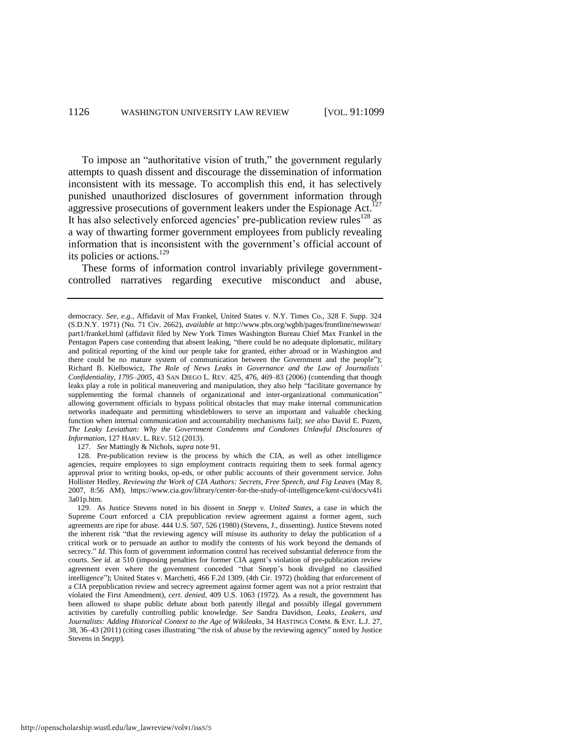To impose an "authoritative vision of truth," the government regularly attempts to quash dissent and discourage the dissemination of information inconsistent with its message. To accomplish this end, it has selectively punished unauthorized disclosures of government information through aggressive prosecutions of government leakers under the Espionage Act.[127] It has also selectively enforced agencies' pre-publication review rules[128] as a way of thwarting former government employees from publicly revealing information that is inconsistent with the government's official account of its policies or actions.[129]

These forms of information control invariably privilege government-controlled narratives regarding executive misconduct and abuse,

---

democracy. *See, e.g.*, Affidavit of Max Frankel, United States v. N.Y. Times Co., 328 F. Supp. 324 (S.D.N.Y. 1971) (No. 71 Civ. 2662), *available at* http://www.pbs.org/wgbh/pages/frontline/newswar/part1/frankel.html (affidavit filed by New York Times Washington Bureau Chief Max Frankel in the Pentagon Papers case contending that absent leaking, "there could be no adequate diplomatic, military and political reporting of the kind our people take for granted, either abroad or in Washington and there could be no mature system of communication between the Government and the people"); Richard B. Kielbowicz, *The Role of News Leaks in Governance and the Law of Journalists' Confidentiality, 1795–2005*, 43 SAN DIEGO L. REV. 425, 476, 469–83 (2006) (contending that though leaks play a role in political maneuvering and manipulation, they also help "facilitate governance by supplementing the formal channels of organizational and inter-organizational communication" allowing government officials to bypass political obstacles that may make internal communication networks inadequate and permitting whistleblowers to serve an important and valuable checking function when internal communication and accountability mechanisms fail); *see also* David E. Pozen, *The Leaky Leviathan: Why the Government Condemns and Condones Unlawful Disclosures of Information*, 127 HARV. L. REV. 512 (2013).

127. *See* Mattingly & Nichols, *supra* note 91.

128. Pre-publication review is the process by which the CIA, as well as other intelligence agencies, require employees to sign employment contracts requiring them to seek formal agency approval prior to writing books, op-eds, or other public accounts of their government service. John Hollister Hedley, *Reviewing the Work of CIA Authors: Secrets, Free Speech, and Fig Leaves* (May 8, 2007, 8:56 AM), https://www.cia.gov/library/center-for-the-study-of-intelligence/kent-csi/docs/v41i3a01p.htm.

129. As Justice Stevens noted in his dissent in *Snepp v. United States*, a case in which the Supreme Court enforced a CIA prepublication review agreement against a former agent, such agreements are ripe for abuse. 444 U.S. 507, 526 (1980) (Stevens, J., dissenting). Justice Stevens noted the inherent risk "that the reviewing agency will misuse its authority to delay the publication of a critical work or to persuade an author to modify the contents of his work beyond the demands of secrecy." *Id.* This form of government information control has received substantial deference from the courts. *See id.* at 510 (imposing penalties for former CIA agent's violation of pre-publication review agreement even where the government conceded "that Snepp's book divulged no classified intelligence"); United States v. Marchetti, 466 F.2d 1309, (4th Cir. 1972) (holding that enforcement of a CIA prepublication review and secrecy agreement against former agent was not a prior restraint that violated the First Amendment), *cert. denied*, 409 U.S. 1063 (1972). As a result, the government has been allowed to shape public debate about both patently illegal and possibly illegal government activities by carefully controlling public knowledge. *See* Sandra Davidson, *Leaks, Leakers, and Journalists: Adding Historical Context to the Age of Wikileaks*, 34 HASTINGS COMM. & ENT. L.J. 27, 38, 36–43 (2011) (citing cases illustrating "the risk of abuse by the reviewing agency" noted by Justice Stevens in *Snepp*).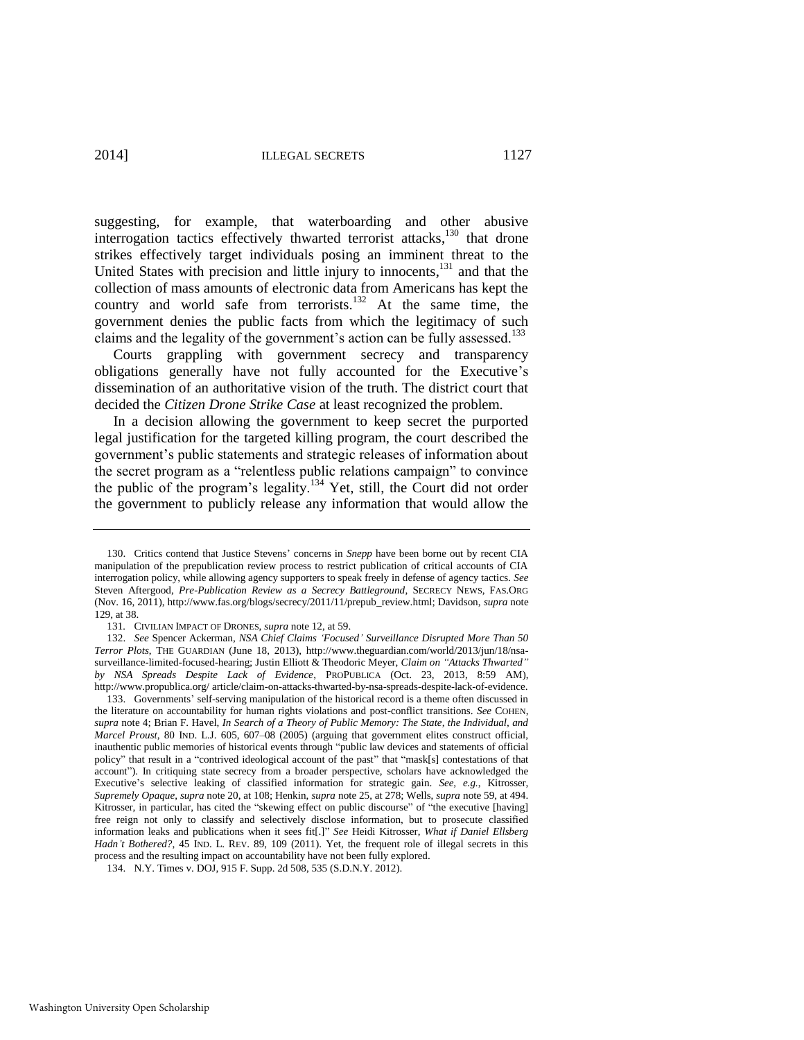suggesting, for example, that waterboarding and other abusive interrogation tactics effectively thwarted terrorist attacks,[130] that drone strikes effectively target individuals posing an imminent threat to the United States with precision and little injury to innocents,[131] and that the collection of mass amounts of electronic data from Americans has kept the country and world safe from terrorists.[132] At the same time, the government denies the public facts from which the legitimacy of such claims and the legality of the government's action can be fully assessed.[133]

Courts grappling with government secrecy and transparency obligations generally have not fully accounted for the Executive's dissemination of an authoritative vision of the truth. The district court that decided the *Citizen Drone Strike Case* at least recognized the problem.

In a decision allowing the government to keep secret the purported legal justification for the targeted killing program, the court described the government's public statements and strategic releases of information about the secret program as a "relentless public relations campaign" to convince the public of the program's legality.[134] Yet, still, the Court did not order the government to publicly release any information that would allow the

---

130. Critics contend that Justice Stevens' concerns in *Snepp* have been borne out by recent CIA manipulation of the prepublication review process to restrict publication of critical accounts of CIA interrogation policy, while allowing agency supporters to speak freely in defense of agency tactics. *See* Steven Aftergood, *Pre-Publication Review as a Secrecy Battleground*, SECRECY NEWS, FAS.ORG (Nov. 16, 2011), http://www.fas.org/blogs/secrecy/2011/11/prepub_review.html; Davidson, *supra* note 129, at 38.

131. CIVILIAN IMPACT OF DRONES, *supra* note 12, at 59.

132. *See* Spencer Ackerman, *NSA Chief Claims 'Focused' Surveillance Disrupted More Than 50 Terror Plots*, THE GUARDIAN (June 18, 2013), http://www.theguardian.com/world/2013/jun/18/nsa-surveillance-limited-focused-hearing; Justin Elliott & Theodoric Meyer, *Claim on "Attacks Thwarted" by NSA Spreads Despite Lack of Evidence*, PROPUBLICA (Oct. 23, 2013, 8:59 AM), http://www.propublica.org/ article/claim-on-attacks-thwarted-by-nsa-spreads-despite-lack-of-evidence.

133. Governments' self-serving manipulation of the historical record is a theme often discussed in the literature on accountability for human rights violations and post-conflict transitions. *See* COHEN, *supra* note 4; Brian F. Havel, *In Search of a Theory of Public Memory: The State, the Individual, and Marcel Proust*, 80 IND. L.J. 605, 607–08 (2005) (arguing that government elites construct official, inauthentic public memories of historical events through "public law devices and statements of official policy" that result in a "contrived ideological account of the past" that "mask[s] contestations of that account"). In critiquing state secrecy from a broader perspective, scholars have acknowledged the Executive's selective leaking of classified information for strategic gain. *See, e.g.*, Kitrosser, *Supremely Opaque*, *supra* note 20, at 108; Henkin, *supra* note 25, at 278; Wells, *supra* note 59, at 494. Kitrosser, in particular, has cited the "skewing effect on public discourse" of "the executive [having] free reign not only to classify and selectively disclose information, but to prosecute classified information leaks and publications when it sees fit[.]" *See* Heidi Kitrosser, *What if Daniel Ellsberg Hadn't Bothered?*, 45 IND. L. REV. 89, 109 (2011). Yet, the frequent role of illegal secrets in this process and the resulting impact on accountability have not been fully explored.

134. N.Y. Times v. DOJ, 915 F. Supp. 2d 508, 535 (S.D.N.Y. 2012).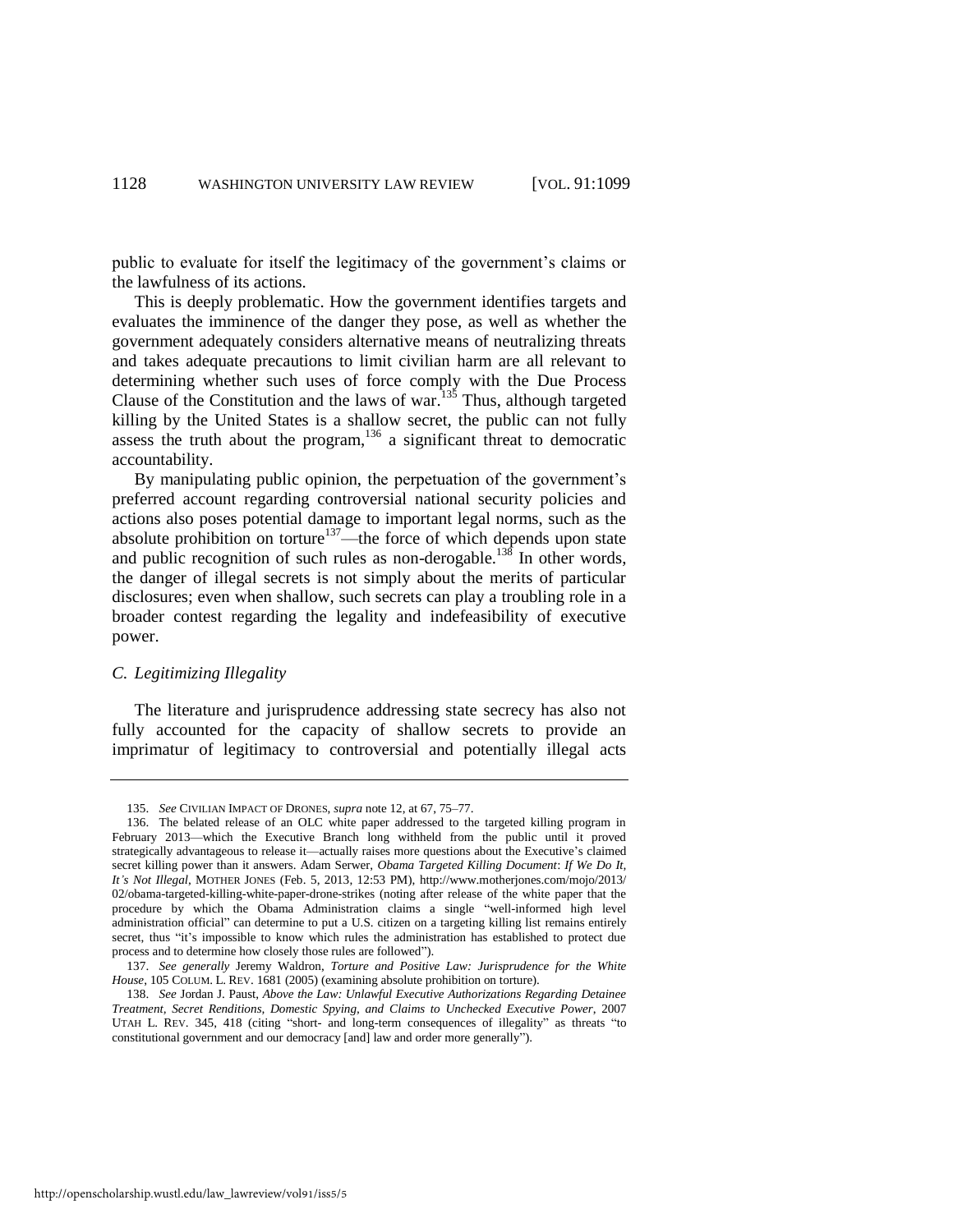public to evaluate for itself the legitimacy of the government's claims or the lawfulness of its actions.

This is deeply problematic. How the government identifies targets and evaluates the imminence of the danger they pose, as well as whether the government adequately considers alternative means of neutralizing threats and takes adequate precautions to limit civilian harm are all relevant to determining whether such uses of force comply with the Due Process Clause of the Constitution and the laws of war.[135] Thus, although targeted killing by the United States is a shallow secret, the public can not fully assess the truth about the program,[136] a significant threat to democratic accountability.

By manipulating public opinion, the perpetuation of the government's preferred account regarding controversial national security policies and actions also poses potential damage to important legal norms, such as the absolute prohibition on torture[137]—the force of which depends upon state and public recognition of such rules as non-derogable.[138] In other words, the danger of illegal secrets is not simply about the merits of particular disclosures; even when shallow, such secrets can play a troubling role in a broader contest regarding the legality and indefeasibility of executive power.

### *C. Legitimizing Illegality*

The literature and jurisprudence addressing state secrecy has also not fully accounted for the capacity of shallow secrets to provide an imprimatur of legitimacy to controversial and potentially illegal acts

---

135. *See* CIVILIAN IMPACT OF DRONES, *supra* note 12, at 67, 75–77.

136. The belated release of an OLC white paper addressed to the targeted killing program in February 2013—which the Executive Branch long withheld from the public until it proved strategically advantageous to release it—actually raises more questions about the Executive's claimed secret killing power than it answers. Adam Serwer, *Obama Targeted Killing Document*: *If We Do It, It's Not Illegal*, MOTHER JONES (Feb. 5, 2013, 12:53 PM), http://www.motherjones.com/mojo/2013/02/obama-targeted-killing-white-paper-drone-strikes (noting after release of the white paper that the procedure by which the Obama Administration claims a single "well-informed high level administration official" can determine to put a U.S. citizen on a targeting killing list remains entirely secret, thus "it's impossible to know which rules the administration has established to protect due process and to determine how closely those rules are followed").

137. *See generally* Jeremy Waldron, *Torture and Positive Law: Jurisprudence for the White House*, 105 COLUM. L. REV. 1681 (2005) (examining absolute prohibition on torture).

138. *See* Jordan J. Paust, *Above the Law: Unlawful Executive Authorizations Regarding Detainee Treatment, Secret Renditions, Domestic Spying, and Claims to Unchecked Executive Power*, 2007 UTAH L. REV. 345, 418 (citing "short- and long-term consequences of illegality" as threats "to constitutional government and our democracy [and] law and order more generally").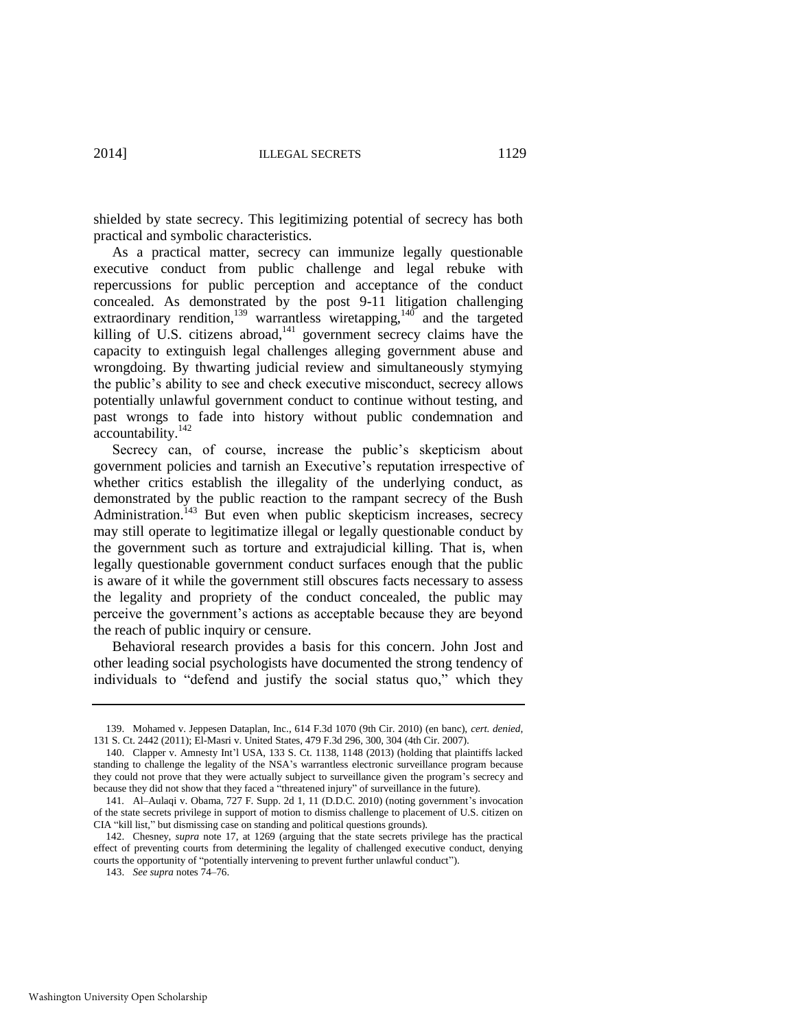shielded by state secrecy. This legitimizing potential of secrecy has both practical and symbolic characteristics.

As a practical matter, secrecy can immunize legally questionable executive conduct from public challenge and legal rebuke with repercussions for public perception and acceptance of the conduct concealed. As demonstrated by the post 9-11 litigation challenging extraordinary rendition,[139] warrantless wiretapping,[140] and the targeted killing of U.S. citizens abroad,[141] government secrecy claims have the capacity to extinguish legal challenges alleging government abuse and wrongdoing. By thwarting judicial review and simultaneously stymying the public's ability to see and check executive misconduct, secrecy allows potentially unlawful government conduct to continue without testing, and past wrongs to fade into history without public condemnation and accountability.[142]

Secrecy can, of course, increase the public's skepticism about government policies and tarnish an Executive's reputation irrespective of whether critics establish the illegality of the underlying conduct, as demonstrated by the public reaction to the rampant secrecy of the Bush Administration.[143] But even when public skepticism increases, secrecy may still operate to legitimatize illegal or legally questionable conduct by the government such as torture and extrajudicial killing. That is, when legally questionable government conduct surfaces enough that the public is aware of it while the government still obscures facts necessary to assess the legality and propriety of the conduct concealed, the public may perceive the government's actions as acceptable because they are beyond the reach of public inquiry or censure.

Behavioral research provides a basis for this concern. John Jost and other leading social psychologists have documented the strong tendency of individuals to "defend and justify the social status quo," which they

---

139. Mohamed v. Jeppesen Dataplan, Inc., 614 F.3d 1070 (9th Cir. 2010) (en banc), *cert. denied*, 131 S. Ct. 2442 (2011); El-Masri v. United States, 479 F.3d 296, 300, 304 (4th Cir. 2007).

140. Clapper v. Amnesty Int'l USA, 133 S. Ct. 1138, 1148 (2013) (holding that plaintiffs lacked standing to challenge the legality of the NSA's warrantless electronic surveillance program because they could not prove that they were actually subject to surveillance given the program's secrecy and because they did not show that they faced a "threatened injury" of surveillance in the future).

141. Al–Aulaqi v. Obama, 727 F. Supp. 2d 1, 11 (D.D.C. 2010) (noting government's invocation of the state secrets privilege in support of motion to dismiss challenge to placement of U.S. citizen on CIA "kill list," but dismissing case on standing and political questions grounds).

142. Chesney, *supra* note 17, at 1269 (arguing that the state secrets privilege has the practical effect of preventing courts from determining the legality of challenged executive conduct, denying courts the opportunity of "potentially intervening to prevent further unlawful conduct").

143. *See supra* notes 74–76.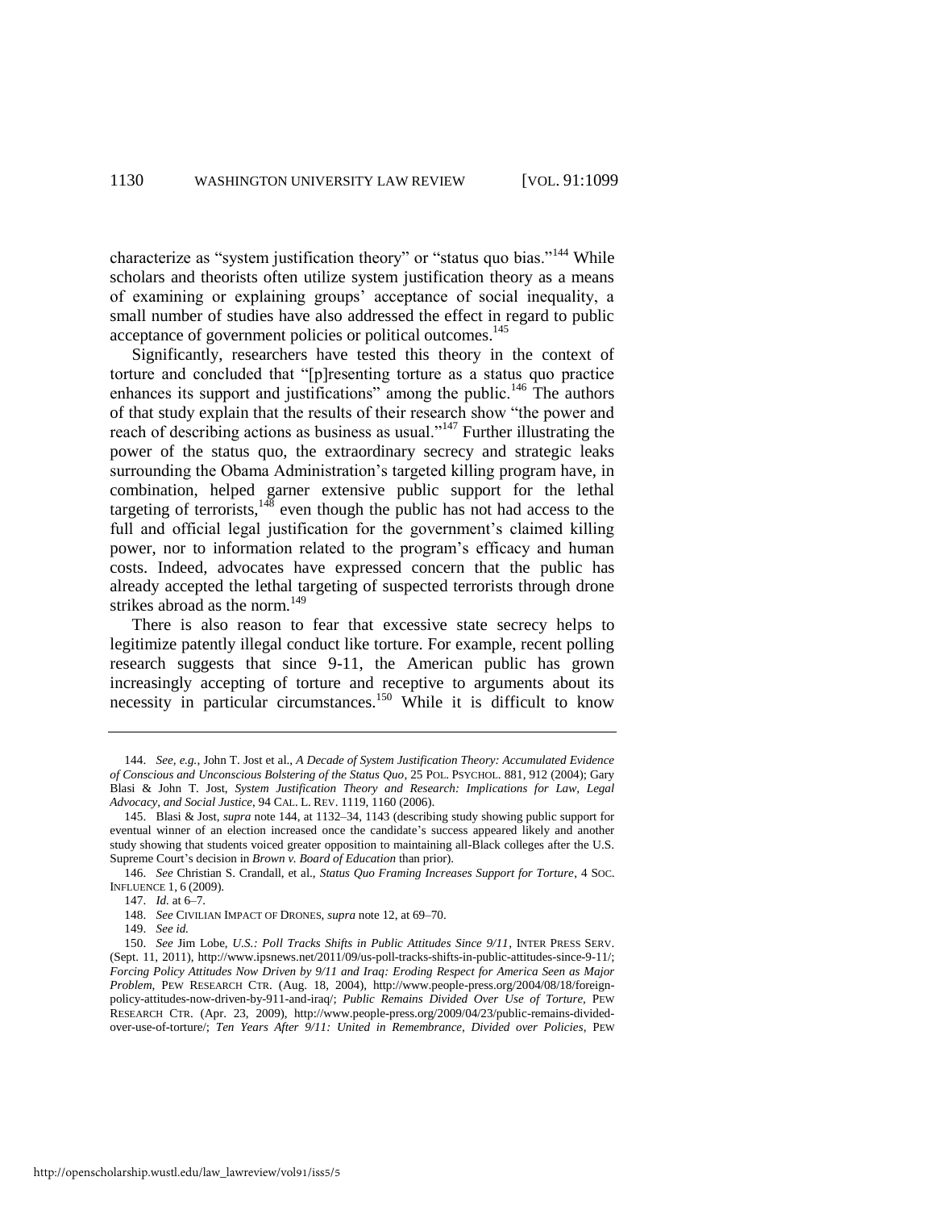characterize as "system justification theory" or "status quo bias."[144] While scholars and theorists often utilize system justification theory as a means of examining or explaining groups' acceptance of social inequality, a small number of studies have also addressed the effect in regard to public acceptance of government policies or political outcomes.[145]

Significantly, researchers have tested this theory in the context of torture and concluded that "[p]resenting torture as a status quo practice enhances its support and justifications" among the public.[146] The authors of that study explain that the results of their research show "the power and reach of describing actions as business as usual."[147] Further illustrating the power of the status quo, the extraordinary secrecy and strategic leaks surrounding the Obama Administration's targeted killing program have, in combination, helped garner extensive public support for the lethal targeting of terrorists,[148] even though the public has not had access to the full and official legal justification for the government's claimed killing power, nor to information related to the program's efficacy and human costs. Indeed, advocates have expressed concern that the public has already accepted the lethal targeting of suspected terrorists through drone strikes abroad as the norm.[149]

There is also reason to fear that excessive state secrecy helps to legitimize patently illegal conduct like torture. For example, recent polling research suggests that since 9-11, the American public has grown increasingly accepting of torture and receptive to arguments about its necessity in particular circumstances.[150] While it is difficult to know

---

144. *See, e.g.*, John T. Jost et al., *A Decade of System Justification Theory: Accumulated Evidence of Conscious and Unconscious Bolstering of the Status Quo*, 25 POL. PSYCHOL. 881, 912 (2004); Gary Blasi & John T. Jost, *System Justification Theory and Research: Implications for Law, Legal Advocacy, and Social Justice*, 94 CAL. L. REV. 1119, 1160 (2006).

145. Blasi & Jost, *supra* note 144, at 1132–34, 1143 (describing study showing public support for eventual winner of an election increased once the candidate's success appeared likely and another study showing that students voiced greater opposition to maintaining all-Black colleges after the U.S. Supreme Court's decision in *Brown v. Board of Education* than prior).

146. *See* Christian S. Crandall, et al., *Status Quo Framing Increases Support for Torture*, 4 SOC. INFLUENCE 1, 6 (2009).

147. *Id.* at 6–7.

148. *See* CIVILIAN IMPACT OF DRONES, *supra* note 12, at 69–70.

149. *See id.*

150. *See* Jim Lobe, *U.S.: Poll Tracks Shifts in Public Attitudes Since 9/11*, INTER PRESS SERV. (Sept. 11, 2011), http://www.ipsnews.net/2011/09/us-poll-tracks-shifts-in-public-attitudes-since-9-11/; *Forcing Policy Attitudes Now Driven by 9/11 and Iraq: Eroding Respect for America Seen as Major Problem*, PEW RESEARCH CTR. (Aug. 18, 2004), http://www.people-press.org/2004/08/18/foreign-policy-attitudes-now-driven-by-911-and-iraq/; *Public Remains Divided Over Use of Torture*, PEW RESEARCH CTR. (Apr. 23, 2009), http://www.people-press.org/2009/04/23/public-remains-divided-over-use-of-torture/; *Ten Years After 9/11: United in Remembrance, Divided over Policies*, PEW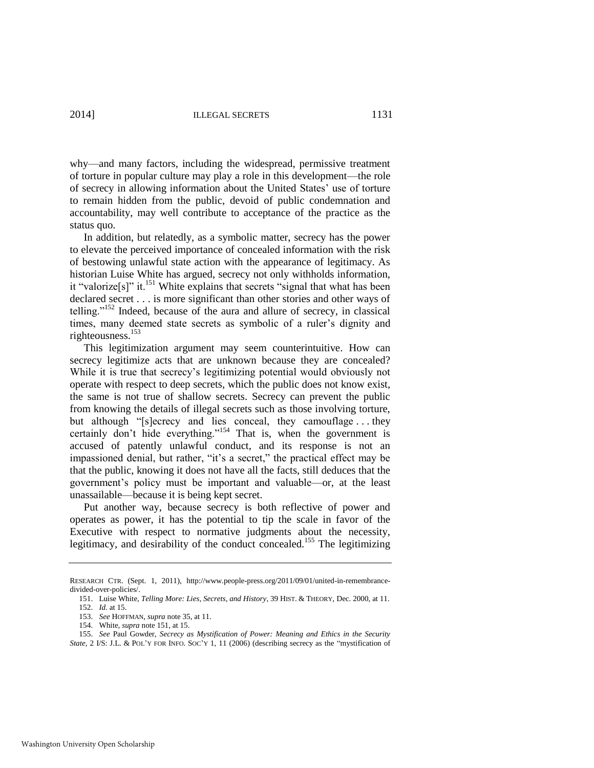why—and many factors, including the widespread, permissive treatment of torture in popular culture may play a role in this development—the role of secrecy in allowing information about the United States' use of torture to remain hidden from the public, devoid of public condemnation and accountability, may well contribute to acceptance of the practice as the status quo.

In addition, but relatedly, as a symbolic matter, secrecy has the power to elevate the perceived importance of concealed information with the risk of bestowing unlawful state action with the appearance of legitimacy. As historian Luise White has argued, secrecy not only withholds information, it "valorize[s]" it.[151] White explains that secrets "signal that what has been declared secret . . . is more significant than other stories and other ways of telling."[152] Indeed, because of the aura and allure of secrecy, in classical times, many deemed state secrets as symbolic of a ruler's dignity and righteousness.[153]

This legitimization argument may seem counterintuitive. How can secrecy legitimize acts that are unknown because they are concealed? While it is true that secrecy's legitimizing potential would obviously not operate with respect to deep secrets, which the public does not know exist, the same is not true of shallow secrets. Secrecy can prevent the public from knowing the details of illegal secrets such as those involving torture, but although "[s]ecrecy and lies conceal, they camouflage . . . they certainly don't hide everything."[154] That is, when the government is accused of patently unlawful conduct, and its response is not an impassioned denial, but rather, "it's a secret," the practical effect may be that the public, knowing it does not have all the facts, still deduces that the government's policy must be important and valuable—or, at the least unassailable—because it is being kept secret.

Put another way, because secrecy is both reflective of power and operates as power, it has the potential to tip the scale in favor of the Executive with respect to normative judgments about the necessity, legitimacy, and desirability of the conduct concealed.[155] The legitimizing

---

RESEARCH CTR. (Sept. 1, 2011), http://www.people-press.org/2011/09/01/united-in-remembrance-divided-over-policies/.

151. Luise White, *Telling More: Lies, Secrets, and History*, 39 HIST. & THEORY, Dec. 2000, at 11.

152. *Id.* at 15.

153. *See* HOFFMAN, *supra* note 35, at 11.

154. White, *supra* note 151, at 15.

155. *See* Paul Gowder, *Secrecy as Mystification of Power: Meaning and Ethics in the Security State*, 2 I/S: J.L. & POL'Y FOR INFO. SOC'Y 1, 11 (2006) (describing secrecy as the "mystification of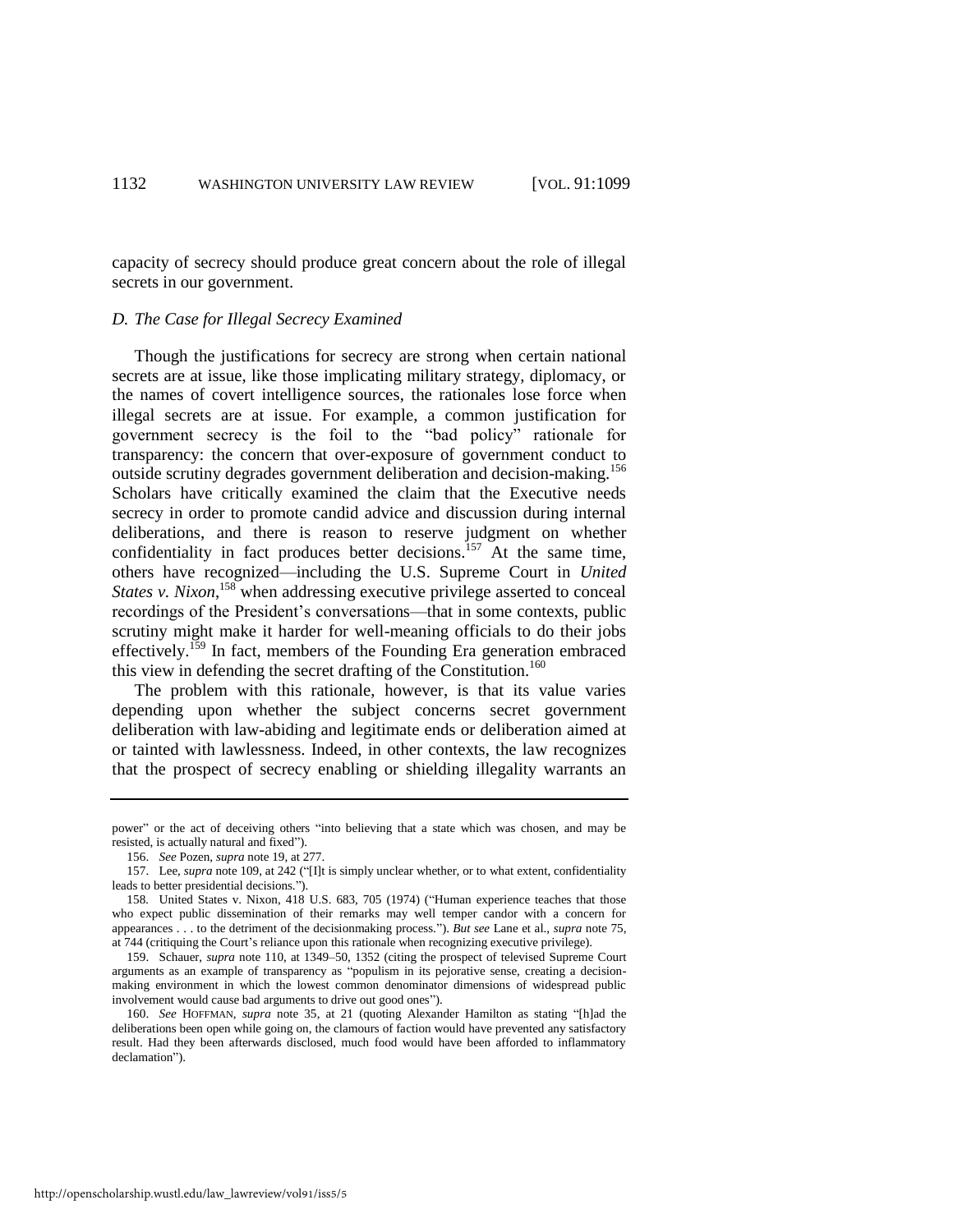capacity of secrecy should produce great concern about the role of illegal secrets in our government.

### *D. The Case for Illegal Secrecy Examined*

Though the justifications for secrecy are strong when certain national secrets are at issue, like those implicating military strategy, diplomacy, or the names of covert intelligence sources, the rationales lose force when illegal secrets are at issue. For example, a common justification for government secrecy is the foil to the "bad policy" rationale for transparency: the concern that over-exposure of government conduct to outside scrutiny degrades government deliberation and decision-making.[156] Scholars have critically examined the claim that the Executive needs secrecy in order to promote candid advice and discussion during internal deliberations, and there is reason to reserve judgment on whether confidentiality in fact produces better decisions.[157] At the same time, others have recognized—including the U.S. Supreme Court in *United States v. Nixon*,[158] when addressing executive privilege asserted to conceal recordings of the President's conversations—that in some contexts, public scrutiny might make it harder for well-meaning officials to do their jobs effectively.[159] In fact, members of the Founding Era generation embraced this view in defending the secret drafting of the Constitution.[160]

The problem with this rationale, however, is that its value varies depending upon whether the subject concerns secret government deliberation with law-abiding and legitimate ends or deliberation aimed at or tainted with lawlessness. Indeed, in other contexts, the law recognizes that the prospect of secrecy enabling or shielding illegality warrants an

---

power" or the act of deceiving others "into believing that a state which was chosen, and may be resisted, is actually natural and fixed").

156. *See* Pozen, *supra* note 19, at 277.

157. Lee, *supra* note 109, at 242 ("[I]t is simply unclear whether, or to what extent, confidentiality leads to better presidential decisions.").

158. United States v. Nixon, 418 U.S. 683, 705 (1974) ("Human experience teaches that those who expect public dissemination of their remarks may well temper candor with a concern for appearances . . . to the detriment of the decisionmaking process."). *But see* Lane et al., *supra* note 75, at 744 (critiquing the Court's reliance upon this rationale when recognizing executive privilege).

159. Schauer, *supra* note 110, at 1349–50, 1352 (citing the prospect of televised Supreme Court arguments as an example of transparency as "populism in its pejorative sense, creating a decision-making environment in which the lowest common denominator dimensions of widespread public involvement would cause bad arguments to drive out good ones").

160. *See* HOFFMAN, *supra* note 35, at 21 (quoting Alexander Hamilton as stating "[h]ad the deliberations been open while going on, the clamours of faction would have prevented any satisfactory result. Had they been afterwards disclosed, much food would have been afforded to inflammatory declamation").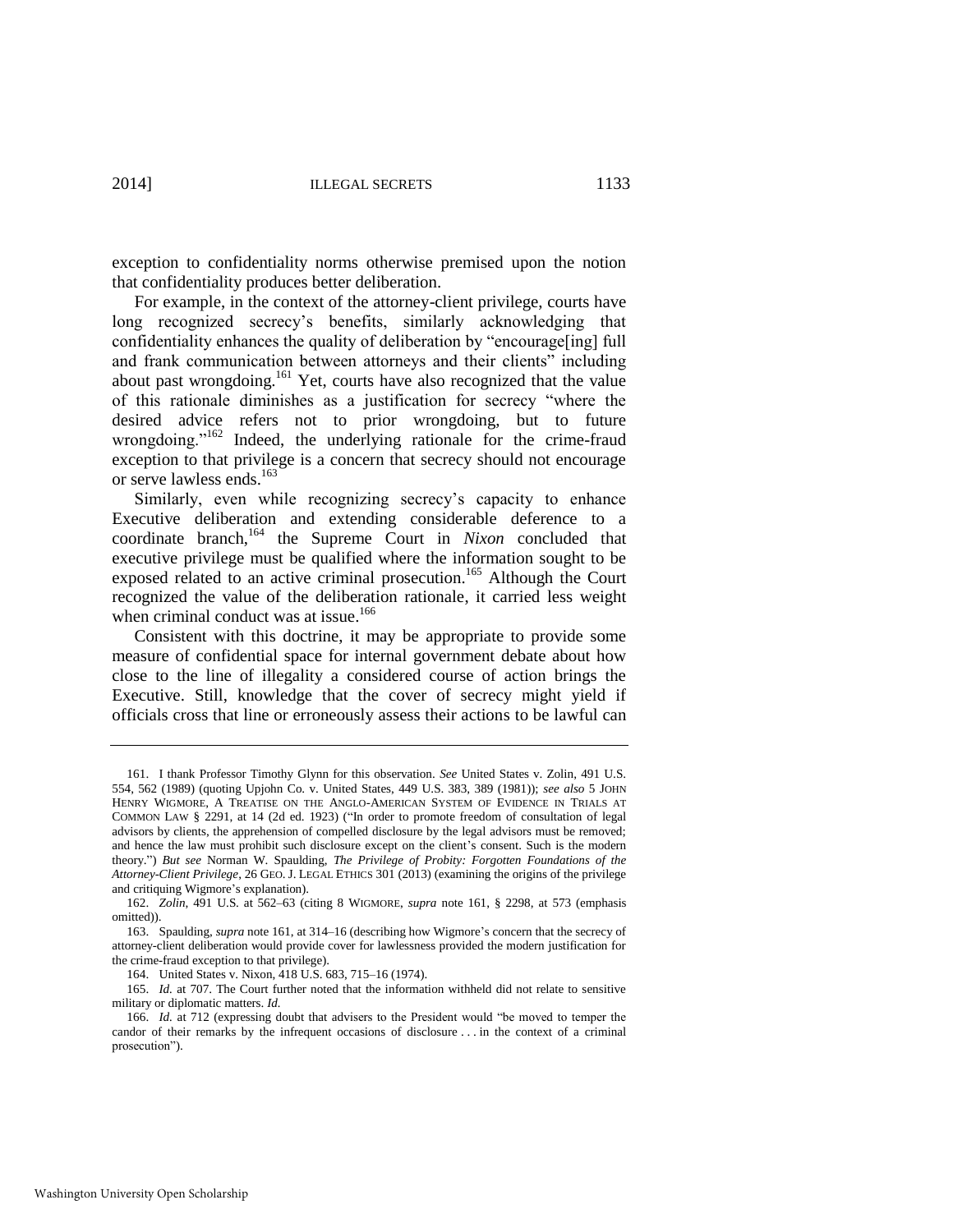exception to confidentiality norms otherwise premised upon the notion that confidentiality produces better deliberation.

For example, in the context of the attorney-client privilege, courts have long recognized secrecy's benefits, similarly acknowledging that confidentiality enhances the quality of deliberation by "encourage[ing] full and frank communication between attorneys and their clients" including about past wrongdoing.[161] Yet, courts have also recognized that the value of this rationale diminishes as a justification for secrecy "where the desired advice refers not to prior wrongdoing, but to future wrongdoing."[162] Indeed, the underlying rationale for the crime-fraud exception to that privilege is a concern that secrecy should not encourage or serve lawless ends.[163]

Similarly, even while recognizing secrecy's capacity to enhance Executive deliberation and extending considerable deference to a coordinate branch,[164] the Supreme Court in *Nixon* concluded that executive privilege must be qualified where the information sought to be exposed related to an active criminal prosecution.[165] Although the Court recognized the value of the deliberation rationale, it carried less weight when criminal conduct was at issue.[166]

Consistent with this doctrine, it may be appropriate to provide some measure of confidential space for internal government debate about how close to the line of illegality a considered course of action brings the Executive. Still, knowledge that the cover of secrecy might yield if officials cross that line or erroneously assess their actions to be lawful can

---

161. I thank Professor Timothy Glynn for this observation. *See* United States v. Zolin, 491 U.S. 554, 562 (1989) (quoting Upjohn Co. v. United States, 449 U.S. 383, 389 (1981)); *see also* 5 JOHN HENRY WIGMORE, A TREATISE ON THE ANGLO-AMERICAN SYSTEM OF EVIDENCE IN TRIALS AT COMMON LAW § 2291, at 14 (2d ed. 1923) ("In order to promote freedom of consultation of legal advisors by clients, the apprehension of compelled disclosure by the legal advisors must be removed; and hence the law must prohibit such disclosure except on the client's consent. Such is the modern theory.") *But see* Norman W. Spaulding, *The Privilege of Probity: Forgotten Foundations of the Attorney-Client Privilege*, 26 GEO. J. LEGAL ETHICS 301 (2013) (examining the origins of the privilege and critiquing Wigmore's explanation).

162. *Zolin*, 491 U.S. at 562–63 (citing 8 WIGMORE, *supra* note 161, § 2298, at 573 (emphasis omitted)).

163. Spaulding, *supra* note 161, at 314–16 (describing how Wigmore's concern that the secrecy of attorney-client deliberation would provide cover for lawlessness provided the modern justification for the crime-fraud exception to that privilege).

164. United States v. Nixon, 418 U.S. 683, 715–16 (1974).

165. *Id.* at 707. The Court further noted that the information withheld did not relate to sensitive military or diplomatic matters. *Id.*

166. *Id.* at 712 (expressing doubt that advisers to the President would "be moved to temper the candor of their remarks by the infrequent occasions of disclosure . . . in the context of a criminal prosecution").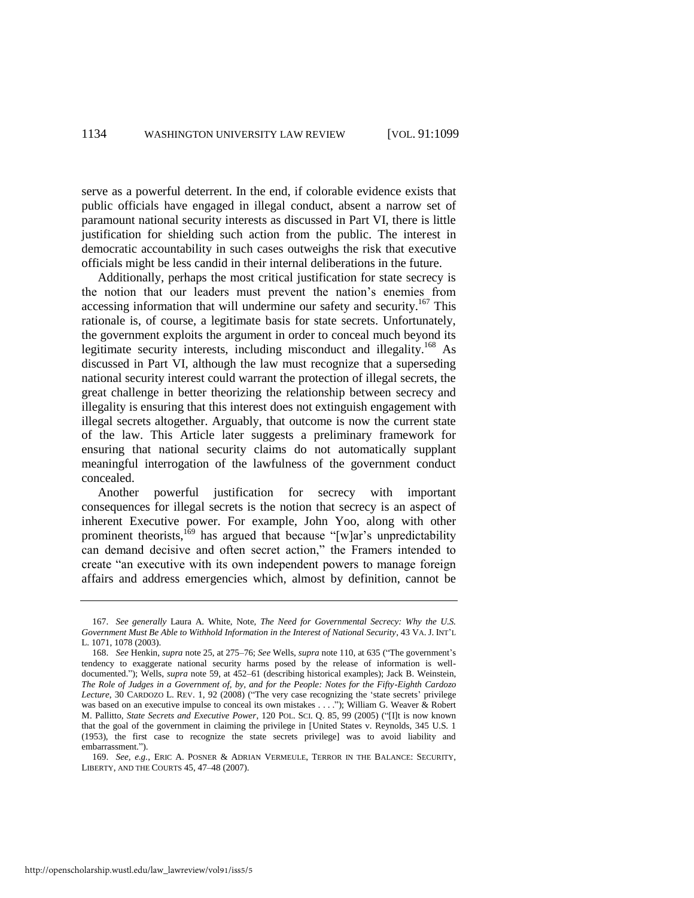serve as a powerful deterrent. In the end, if colorable evidence exists that public officials have engaged in illegal conduct, absent a narrow set of paramount national security interests as discussed in Part VI, there is little justification for shielding such action from the public. The interest in democratic accountability in such cases outweighs the risk that executive officials might be less candid in their internal deliberations in the future.

Additionally, perhaps the most critical justification for state secrecy is the notion that our leaders must prevent the nation's enemies from accessing information that will undermine our safety and security.[167] This rationale is, of course, a legitimate basis for state secrets. Unfortunately, the government exploits the argument in order to conceal much beyond its legitimate security interests, including misconduct and illegality.[168] As discussed in Part VI, although the law must recognize that a superseding national security interest could warrant the protection of illegal secrets, the great challenge in better theorizing the relationship between secrecy and illegality is ensuring that this interest does not extinguish engagement with illegal secrets altogether. Arguably, that outcome is now the current state of the law. This Article later suggests a preliminary framework for ensuring that national security claims do not automatically supplant meaningful interrogation of the lawfulness of the government conduct concealed.

Another powerful justification for secrecy with important consequences for illegal secrets is the notion that secrecy is an aspect of inherent Executive power. For example, John Yoo, along with other prominent theorists,[169] has argued that because "[w]ar's unpredictability can demand decisive and often secret action," the Framers intended to create "an executive with its own independent powers to manage foreign affairs and address emergencies which, almost by definition, cannot be

---

167. *See generally* Laura A. White, Note, *The Need for Governmental Secrecy: Why the U.S. Government Must Be Able to Withhold Information in the Interest of National Security*, 43 VA. J. INT'L L. 1071, 1078 (2003).

168. *See* Henkin, *supra* note 25, at 275–76; *See* Wells, *supra* note 110, at 635 ("The government's tendency to exaggerate national security harms posed by the release of information is well-documented."); Wells, *supra* note 59, at 452–61 (describing historical examples); Jack B. Weinstein, *The Role of Judges in a Government of, by, and for the People: Notes for the Fifty-Eighth Cardozo Lecture*, 30 CARDOZO L. REV. 1, 92 (2008) ("The very case recognizing the 'state secrets' privilege was based on an executive impulse to conceal its own mistakes . . . ."); William G. Weaver & Robert M. Pallitto, *State Secrets and Executive Power*, 120 POL. SCI. Q. 85, 99 (2005) ("[I]t is now known that the goal of the government in claiming the privilege in [United States v. Reynolds, 345 U.S. 1 (1953), the first case to recognize the state secrets privilege] was to avoid liability and embarrassment.").

169. *See, e.g.*, ERIC A. POSNER & ADRIAN VERMEULE, TERROR IN THE BALANCE: SECURITY, LIBERTY, AND THE COURTS 45, 47–48 (2007).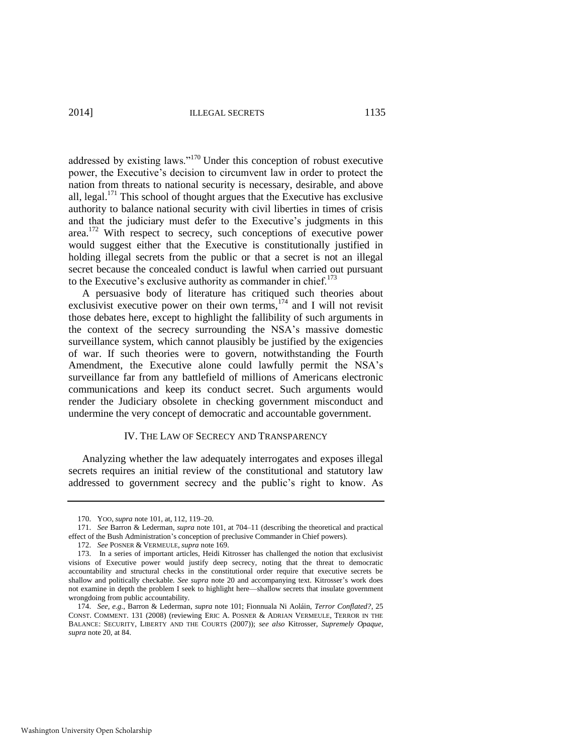addressed by existing laws."[170] Under this conception of robust executive power, the Executive's decision to circumvent law in order to protect the nation from threats to national security is necessary, desirable, and above all, legal.[171] This school of thought argues that the Executive has exclusive authority to balance national security with civil liberties in times of crisis and that the judiciary must defer to the Executive's judgments in this area.[172] With respect to secrecy, such conceptions of executive power would suggest either that the Executive is constitutionally justified in holding illegal secrets from the public or that a secret is not an illegal secret because the concealed conduct is lawful when carried out pursuant to the Executive's exclusive authority as commander in chief.[173]

A persuasive body of literature has critiqued such theories about exclusivist executive power on their own terms,[174] and I will not revisit those debates here, except to highlight the fallibility of such arguments in the context of the secrecy surrounding the NSA's massive domestic surveillance system, which cannot plausibly be justified by the exigencies of war. If such theories were to govern, notwithstanding the Fourth Amendment, the Executive alone could lawfully permit the NSA's surveillance far from any battlefield of millions of Americans electronic communications and keep its conduct secret. Such arguments would render the Judiciary obsolete in checking government misconduct and undermine the very concept of democratic and accountable government.

## IV. THE LAW OF SECRECY AND TRANSPARENCY

Analyzing whether the law adequately interrogates and exposes illegal secrets requires an initial review of the constitutional and statutory law addressed to government secrecy and the public's right to know. As

---

170. YOO, *supra* note 101, at, 112, 119–20.

171. *See* Barron & Lederman, *supra* note 101, at 704–11 (describing the theoretical and practical effect of the Bush Administration's conception of preclusive Commander in Chief powers).

172. *See* POSNER & VERMEULE, *supra* note 169.

173. In a series of important articles, Heidi Kitrosser has challenged the notion that exclusivist visions of Executive power would justify deep secrecy, noting that the threat to democratic accountability and structural checks in the constitutional order require that executive secrets be shallow and politically checkable. *See supra* note 20 and accompanying text. Kitrosser's work does not examine in depth the problem I seek to highlight here—shallow secrets that insulate government wrongdoing from public accountability.

174. *See, e.g.*, Barron & Lederman, *supra* note 101; Fionnuala Ni Aoláin, *Terror Conflated?*, 25 CONST. COMMENT. 131 (2008) (reviewing ERIC A. POSNER & ADRIAN VERMEULE, TERROR IN THE BALANCE: SECURITY, LIBERTY AND THE COURTS (2007)); *see also* Kitrosser, *Supremely Opaque*, *supra* note 20, at 84.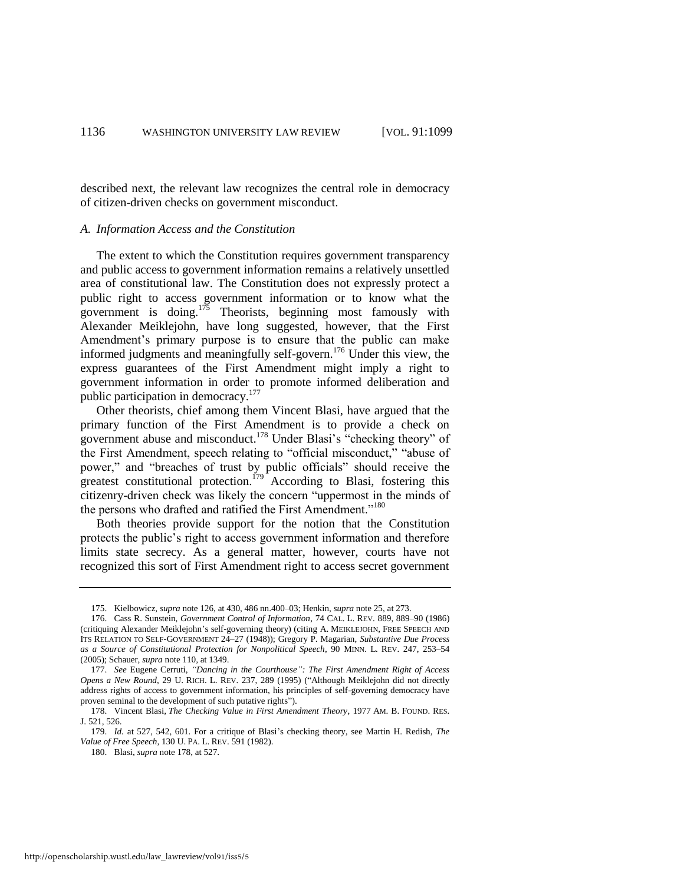described next, the relevant law recognizes the central role in democracy of citizen-driven checks on government misconduct.

### *A. Information Access and the Constitution*

The extent to which the Constitution requires government transparency and public access to government information remains a relatively unsettled area of constitutional law. The Constitution does not expressly protect a public right to access government information or to know what the government is doing.[175] Theorists, beginning most famously with Alexander Meiklejohn, have long suggested, however, that the First Amendment's primary purpose is to ensure that the public can make informed judgments and meaningfully self-govern.[176] Under this view, the express guarantees of the First Amendment might imply a right to government information in order to promote informed deliberation and public participation in democracy.[177]

Other theorists, chief among them Vincent Blasi, have argued that the primary function of the First Amendment is to provide a check on government abuse and misconduct.[178] Under Blasi's "checking theory" of the First Amendment, speech relating to "official misconduct," "abuse of power," and "breaches of trust by public officials" should receive the greatest constitutional protection.[179] According to Blasi, fostering this citizenry-driven check was likely the concern "uppermost in the minds of the persons who drafted and ratified the First Amendment."[180]

Both theories provide support for the notion that the Constitution protects the public's right to access government information and therefore limits state secrecy. As a general matter, however, courts have not recognized this sort of First Amendment right to access secret government

---

175. Kielbowicz, *supra* note 126, at 430, 486 nn.400–03; Henkin, *supra* note 25, at 273.

176. Cass R. Sunstein, *Government Control of Information*, 74 CAL. L. REV. 889, 889–90 (1986) (critiquing Alexander Meiklejohn's self-governing theory) (citing A. MEIKLEJOHN, FREE SPEECH AND ITS RELATION TO SELF-GOVERNMENT 24–27 (1948)); Gregory P. Magarian, *Substantive Due Process as a Source of Constitutional Protection for Nonpolitical Speech*, 90 MINN. L. REV. 247, 253–54 (2005); Schauer, *supra* note 110, at 1349.

177. *See* Eugene Cerruti, *"Dancing in the Courthouse": The First Amendment Right of Access Opens a New Round*, 29 U. RICH. L. REV. 237, 289 (1995) ("Although Meiklejohn did not directly address rights of access to government information, his principles of self-governing democracy have proven seminal to the development of such putative rights").

178. Vincent Blasi, *The Checking Value in First Amendment Theory*, 1977 AM. B. FOUND. RES. J. 521, 526.

179. *Id.* at 527, 542, 601. For a critique of Blasi's checking theory, see Martin H. Redish, *The Value of Free Speech*, 130 U. PA. L. REV. 591 (1982).

180. Blasi, *supra* note 178, at 527.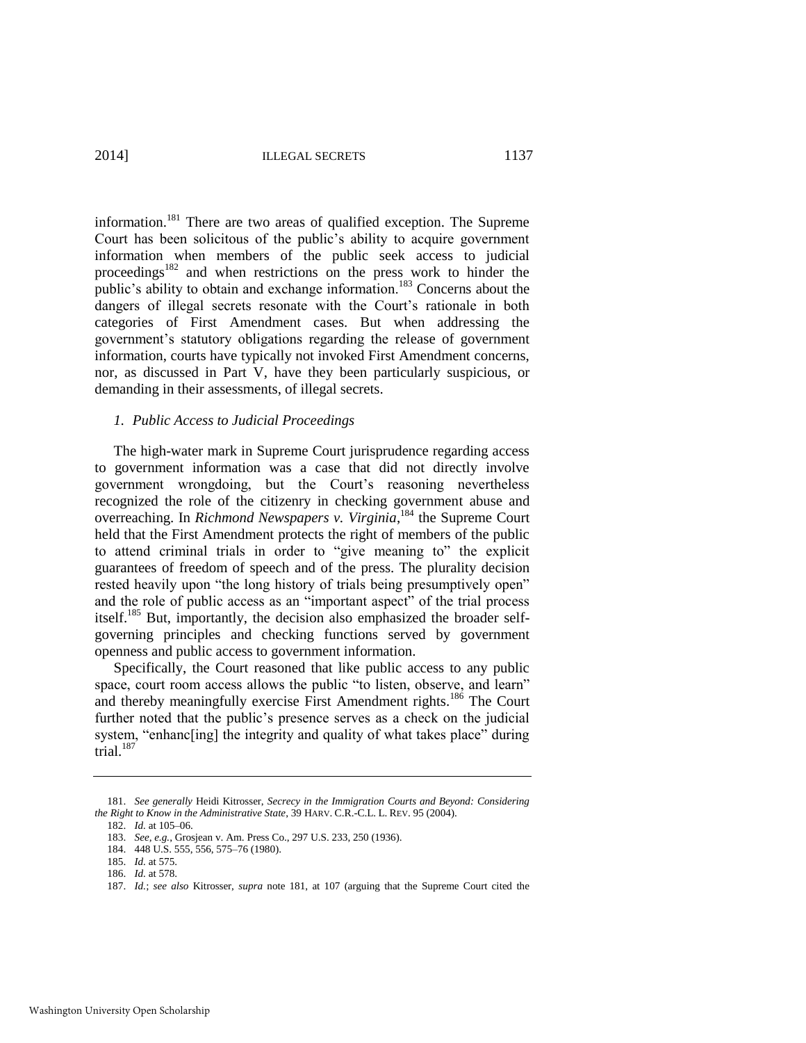information.[181] There are two areas of qualified exception. The Supreme Court has been solicitous of the public's ability to acquire government information when members of the public seek access to judicial proceedings[182] and when restrictions on the press work to hinder the public's ability to obtain and exchange information.[183] Concerns about the dangers of illegal secrets resonate with the Court's rationale in both categories of First Amendment cases. But when addressing the government's statutory obligations regarding the release of government information, courts have typically not invoked First Amendment concerns, nor, as discussed in Part V, have they been particularly suspicious, or demanding in their assessments, of illegal secrets.

### *1. Public Access to Judicial Proceedings*

The high-water mark in Supreme Court jurisprudence regarding access to government information was a case that did not directly involve government wrongdoing, but the Court's reasoning nevertheless recognized the role of the citizenry in checking government abuse and overreaching. In *Richmond Newspapers v. Virginia*,[184] the Supreme Court held that the First Amendment protects the right of members of the public to attend criminal trials in order to "give meaning to" the explicit guarantees of freedom of speech and of the press. The plurality decision rested heavily upon "the long history of trials being presumptively open" and the role of public access as an "important aspect" of the trial process itself.[185] But, importantly, the decision also emphasized the broader self-governing principles and checking functions served by government openness and public access to government information.

Specifically, the Court reasoned that like public access to any public space, court room access allows the public "to listen, observe, and learn" and thereby meaningfully exercise First Amendment rights.[186] The Court further noted that the public's presence serves as a check on the judicial system, "enhanc[ing] the integrity and quality of what takes place" during trial.[187]

---

181. *See generally* Heidi Kitrosser, *Secrecy in the Immigration Courts and Beyond: Considering the Right to Know in the Administrative State*, 39 HARV. C.R.-C.L. L. REV. 95 (2004).

182. *Id.* at 105–06.

183. *See, e.g.*, Grosjean v. Am. Press Co., 297 U.S. 233, 250 (1936).

184. 448 U.S. 555, 556, 575–76 (1980).

185. *Id.* at 575.

186. *Id.* at 578.

187. *Id.*; *see also* Kitrosser, *supra* note 181, at 107 (arguing that the Supreme Court cited the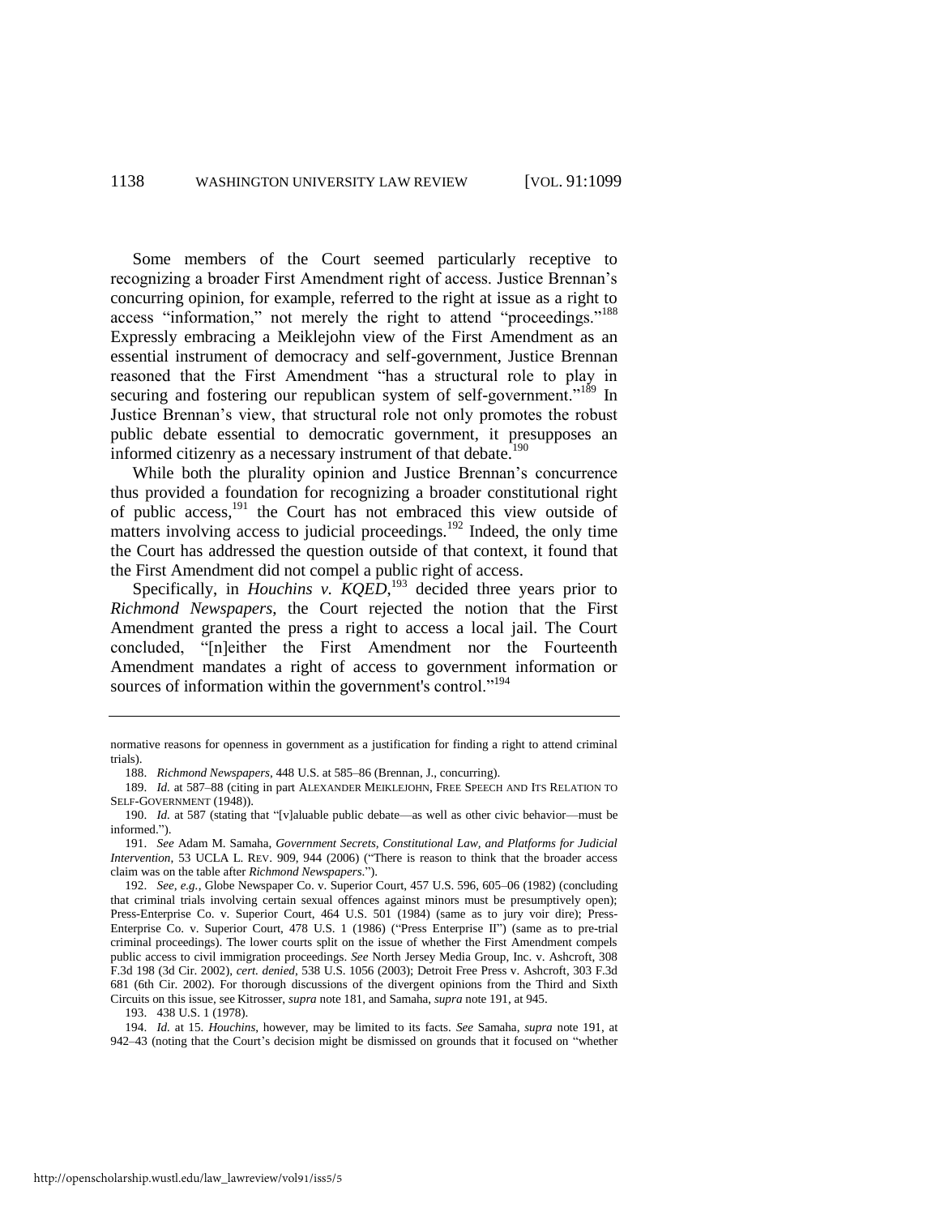Some members of the Court seemed particularly receptive to recognizing a broader First Amendment right of access. Justice Brennan's concurring opinion, for example, referred to the right at issue as a right to access "information," not merely the right to attend "proceedings."[188] Expressly embracing a Meiklejohn view of the First Amendment as an essential instrument of democracy and self-government, Justice Brennan reasoned that the First Amendment "has a structural role to play in securing and fostering our republican system of self-government."[189] In Justice Brennan's view, that structural role not only promotes the robust public debate essential to democratic government, it presupposes an informed citizenry as a necessary instrument of that debate.[190]

While both the plurality opinion and Justice Brennan's concurrence thus provided a foundation for recognizing a broader constitutional right of public access,[191] the Court has not embraced this view outside of matters involving access to judicial proceedings.[192] Indeed, the only time the Court has addressed the question outside of that context, it found that the First Amendment did not compel a public right of access.

Specifically, in *Houchins v. KQED*,[193] decided three years prior to *Richmond Newspapers*, the Court rejected the notion that the First Amendment granted the press a right to access a local jail. The Court concluded, "[n]either the First Amendment nor the Fourteenth Amendment mandates a right of access to government information or sources of information within the government's control."[194]

---

normative reasons for openness in government as a justification for finding a right to attend criminal trials).

188. *Richmond Newspapers*, 448 U.S. at 585–86 (Brennan, J., concurring).

189. *Id.* at 587–88 (citing in part ALEXANDER MEIKLEJOHN, FREE SPEECH AND ITS RELATION TO SELF-GOVERNMENT (1948)).

190. *Id.* at 587 (stating that "[v]aluable public debate—as well as other civic behavior—must be informed.").

191. *See* Adam M. Samaha, *Government Secrets, Constitutional Law, and Platforms for Judicial Intervention*, 53 UCLA L. REV. 909, 944 (2006) ("There is reason to think that the broader access claim was on the table after *Richmond Newspapers*.").

192. *See, e.g.*, Globe Newspaper Co. v. Superior Court, 457 U.S. 596, 605–06 (1982) (concluding that criminal trials involving certain sexual offences against minors must be presumptively open); Press-Enterprise Co. v. Superior Court, 464 U.S. 501 (1984) (same as to jury voir dire); Press-Enterprise Co. v. Superior Court, 478 U.S. 1 (1986) ("Press Enterprise II") (same as to pre-trial criminal proceedings). The lower courts split on the issue of whether the First Amendment compels public access to civil immigration proceedings. *See* North Jersey Media Group, Inc. v. Ashcroft, 308 F.3d 198 (3d Cir. 2002), *cert. denied*, 538 U.S. 1056 (2003); Detroit Free Press v. Ashcroft, 303 F.3d 681 (6th Cir. 2002). For thorough discussions of the divergent opinions from the Third and Sixth Circuits on this issue, see Kitrosser, *supra* note 181, and Samaha, *supra* note 191, at 945.

193. 438 U.S. 1 (1978).

194. *Id.* at 15. *Houchins*, however, may be limited to its facts. *See* Samaha, *supra* note 191, at 942–43 (noting that the Court's decision might be dismissed on grounds that it focused on "whether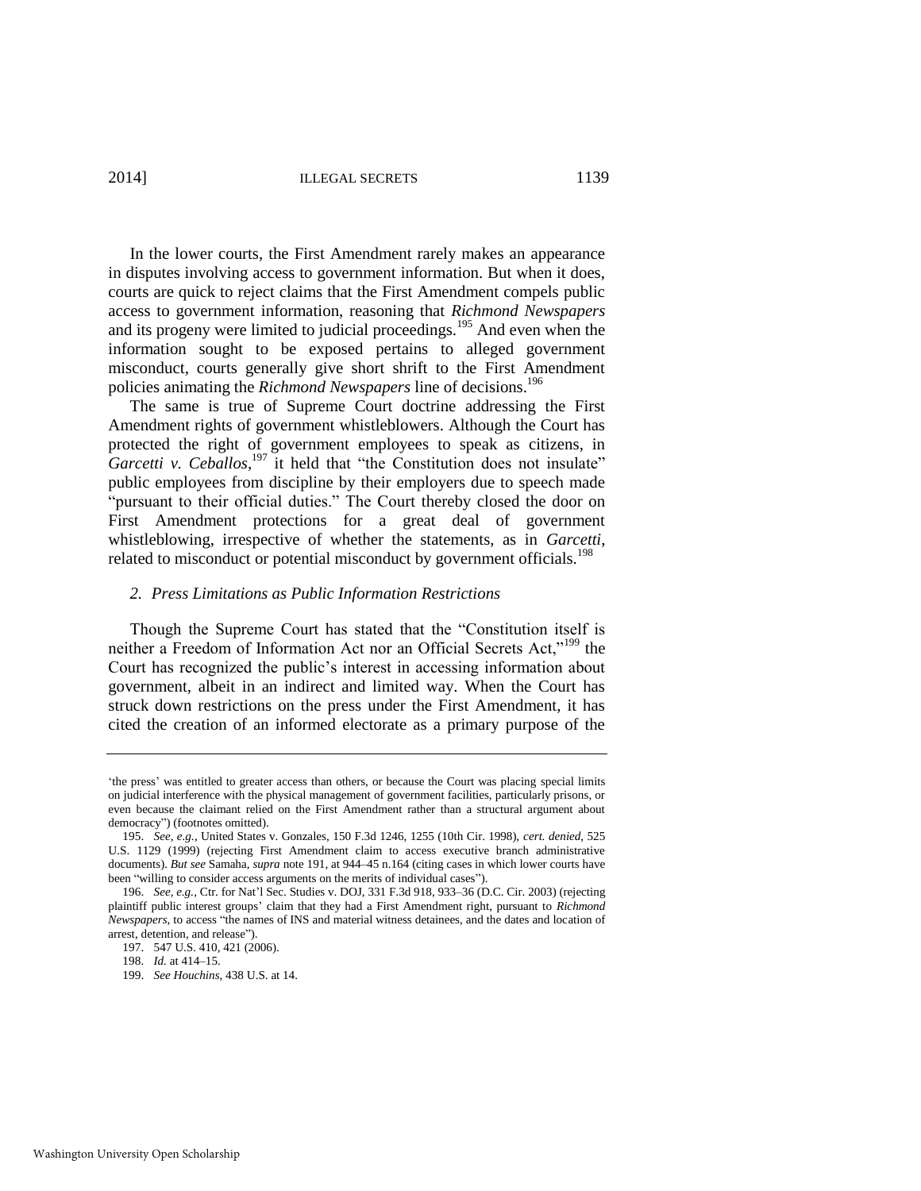In the lower courts, the First Amendment rarely makes an appearance in disputes involving access to government information. But when it does, courts are quick to reject claims that the First Amendment compels public access to government information, reasoning that *Richmond Newspapers* and its progeny were limited to judicial proceedings.[195] And even when the information sought to be exposed pertains to alleged government misconduct, courts generally give short shrift to the First Amendment policies animating the *Richmond Newspapers* line of decisions.[196]

The same is true of Supreme Court doctrine addressing the First Amendment rights of government whistleblowers. Although the Court has protected the right of government employees to speak as citizens, in *Garcetti v. Ceballos*,[197] it held that "the Constitution does not insulate" public employees from discipline by their employers due to speech made "pursuant to their official duties." The Court thereby closed the door on First Amendment protections for a great deal of government whistleblowing, irrespective of whether the statements, as in *Garcetti*, related to misconduct or potential misconduct by government officials.[198]

### *2. Press Limitations as Public Information Restrictions*

Though the Supreme Court has stated that the "Constitution itself is neither a Freedom of Information Act nor an Official Secrets Act,"[199] the Court has recognized the public's interest in accessing information about government, albeit in an indirect and limited way. When the Court has struck down restrictions on the press under the First Amendment, it has cited the creation of an informed electorate as a primary purpose of the

---

'the press' was entitled to greater access than others, or because the Court was placing special limits on judicial interference with the physical management of government facilities, particularly prisons, or even because the claimant relied on the First Amendment rather than a structural argument about democracy") (footnotes omitted).

195. *See, e.g.*, United States v. Gonzales, 150 F.3d 1246, 1255 (10th Cir. 1998), *cert. denied*, 525 U.S. 1129 (1999) (rejecting First Amendment claim to access executive branch administrative documents). *But see* Samaha, *supra* note 191, at 944–45 n.164 (citing cases in which lower courts have been "willing to consider access arguments on the merits of individual cases").

196. *See, e.g.*, Ctr. for Nat'l Sec. Studies v. DOJ, 331 F.3d 918, 933–36 (D.C. Cir. 2003) (rejecting plaintiff public interest groups' claim that they had a First Amendment right, pursuant to *Richmond Newspapers*, to access "the names of INS and material witness detainees, and the dates and location of arrest, detention, and release").

197. 547 U.S. 410, 421 (2006).

198. *Id.* at 414–15.

199. *See Houchins*, 438 U.S. at 14.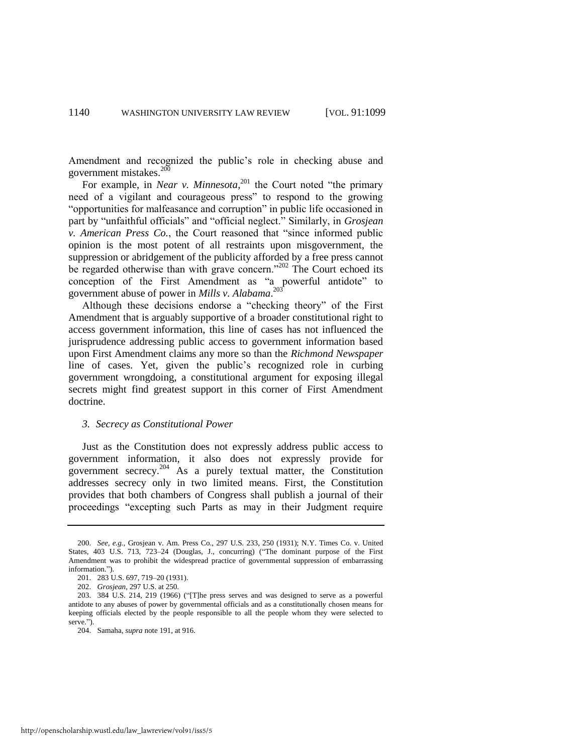Amendment and recognized the public's role in checking abuse and government mistakes.[200]

For example, in *Near v. Minnesota*,[201] the Court noted "the primary need of a vigilant and courageous press" to respond to the growing "opportunities for malfeasance and corruption" in public life occasioned in part by "unfaithful officials" and "official neglect." Similarly, in *Grosjean v. American Press Co.*, the Court reasoned that "since informed public opinion is the most potent of all restraints upon misgovernment, the suppression or abridgement of the publicity afforded by a free press cannot be regarded otherwise than with grave concern."[202] The Court echoed its conception of the First Amendment as "a powerful antidote" to government abuse of power in *Mills v. Alabama*.[203]

Although these decisions endorse a "checking theory" of the First Amendment that is arguably supportive of a broader constitutional right to access government information, this line of cases has not influenced the jurisprudence addressing public access to government information based upon First Amendment claims any more so than the *Richmond Newspaper* line of cases. Yet, given the public's recognized role in curbing government wrongdoing, a constitutional argument for exposing illegal secrets might find greatest support in this corner of First Amendment doctrine.

### *3. Secrecy as Constitutional Power*

Just as the Constitution does not expressly address public access to government information, it also does not expressly provide for government secrecy.[204] As a purely textual matter, the Constitution addresses secrecy only in two limited means. First, the Constitution provides that both chambers of Congress shall publish a journal of their proceedings "excepting such Parts as may in their Judgment require

---

200. *See, e.g.*, Grosjean v. Am. Press Co., 297 U.S. 233, 250 (1931); N.Y. Times Co. v. United States, 403 U.S. 713, 723–24 (Douglas, J., concurring) ("The dominant purpose of the First Amendment was to prohibit the widespread practice of governmental suppression of embarrassing information.").

201. 283 U.S. 697, 719–20 (1931).

202. *Grosjean*, 297 U.S. at 250.

203. 384 U.S. 214, 219 (1966) ("[T]he press serves and was designed to serve as a powerful antidote to any abuses of power by governmental officials and as a constitutionally chosen means for keeping officials elected by the people responsible to all the people whom they were selected to serve.").

204. Samaha, *supra* note 191, at 916.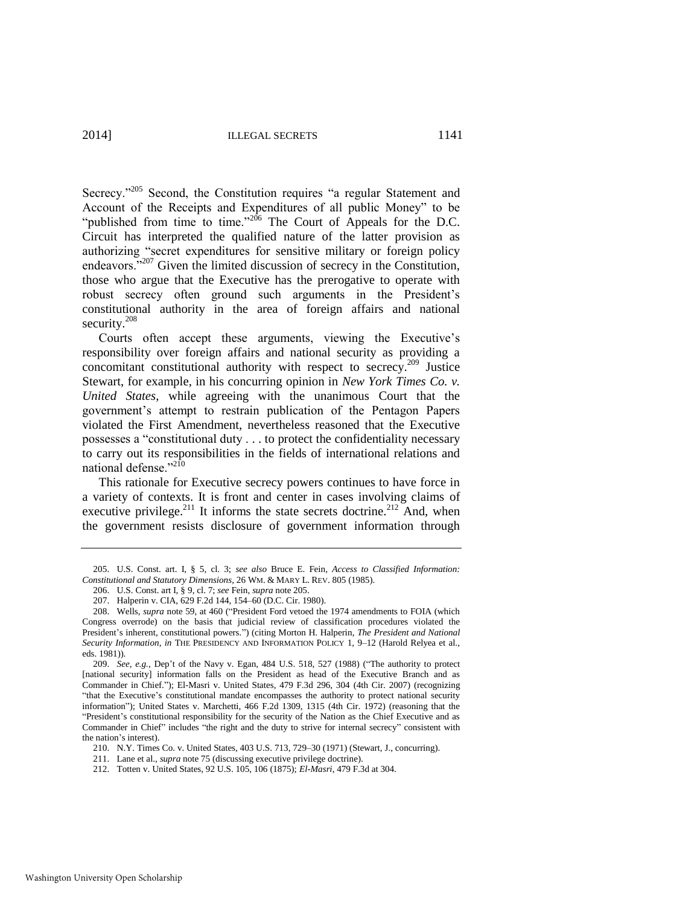Secrecy."[205] Second, the Constitution requires "a regular Statement and Account of the Receipts and Expenditures of all public Money" to be "published from time to time."[206] The Court of Appeals for the D.C. Circuit has interpreted the qualified nature of the latter provision as authorizing "secret expenditures for sensitive military or foreign policy endeavors."[207] Given the limited discussion of secrecy in the Constitution, those who argue that the Executive has the prerogative to operate with robust secrecy often ground such arguments in the President's constitutional authority in the area of foreign affairs and national security.[208]

Courts often accept these arguments, viewing the Executive's responsibility over foreign affairs and national security as providing a concomitant constitutional authority with respect to secrecy.[209] Justice Stewart, for example, in his concurring opinion in *New York Times Co. v. United States*, while agreeing with the unanimous Court that the government's attempt to restrain publication of the Pentagon Papers violated the First Amendment, nevertheless reasoned that the Executive possesses a "constitutional duty . . . to protect the confidentiality necessary to carry out its responsibilities in the fields of international relations and national defense."[210]

This rationale for Executive secrecy powers continues to have force in a variety of contexts. It is front and center in cases involving claims of executive privilege.[211] It informs the state secrets doctrine.[212] And, when the government resists disclosure of government information through

---

205. U.S. Const. art. I, § 5, cl. 3; *see also* Bruce E. Fein, *Access to Classified Information: Constitutional and Statutory Dimensions*, 26 WM. & MARY L. REV. 805 (1985).

206. U.S. Const. art I, § 9, cl. 7; *see* Fein, *supra* note 205.

207. Halperin v. CIA, 629 F.2d 144, 154–60 (D.C. Cir. 1980).

208. Wells, *supra* note 59, at 460 ("President Ford vetoed the 1974 amendments to FOIA (which Congress overrode) on the basis that judicial review of classification procedures violated the President's inherent, constitutional powers.") (citing Morton H. Halperin, *The President and National Security Information*, *in* THE PRESIDENCY AND INFORMATION POLICY 1, 9–12 (Harold Relyea et al., eds. 1981)).

209. *See, e.g.*, Dep't of the Navy v. Egan, 484 U.S. 518, 527 (1988) ("The authority to protect [national security] information falls on the President as head of the Executive Branch and as Commander in Chief."); El-Masri v. United States, 479 F.3d 296, 304 (4th Cir. 2007) (recognizing "that the Executive's constitutional mandate encompasses the authority to protect national security information"); United States v. Marchetti, 466 F.2d 1309, 1315 (4th Cir. 1972) (reasoning that the "President's constitutional responsibility for the security of the Nation as the Chief Executive and as Commander in Chief" includes "the right and the duty to strive for internal secrecy" consistent with the nation's interest).

210. N.Y. Times Co. v. United States, 403 U.S. 713, 729–30 (1971) (Stewart, J., concurring).

211. Lane et al., *supra* note 75 (discussing executive privilege doctrine).

212. Totten v. United States, 92 U.S. 105, 106 (1875); *El-Masri*, 479 F.3d at 304.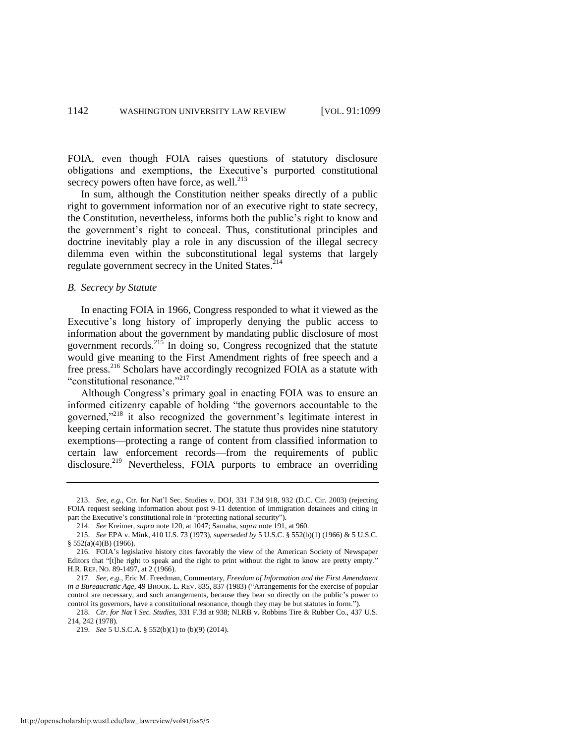FOIA, even though FOIA raises questions of statutory disclosure obligations and exemptions, the Executive's purported constitutional secrecy powers often have force, as well.[213]

In sum, although the Constitution neither speaks directly of a public right to government information nor of an executive right to state secrecy, the Constitution, nevertheless, informs both the public's right to know and the government's right to conceal. Thus, constitutional principles and doctrine inevitably play a role in any discussion of the illegal secrecy dilemma even within the subconstitutional legal systems that largely regulate government secrecy in the United States.[214]

### *B. Secrecy by Statute*

In enacting FOIA in 1966, Congress responded to what it viewed as the Executive's long history of improperly denying the public access to information about the government by mandating public disclosure of most government records.[215] In doing so, Congress recognized that the statute would give meaning to the First Amendment rights of free speech and a free press.[216] Scholars have accordingly recognized FOIA as a statute with "constitutional resonance."[217]

Although Congress's primary goal in enacting FOIA was to ensure an informed citizenry capable of holding "the governors accountable to the governed,"[218] it also recognized the government's legitimate interest in keeping certain information secret. The statute thus provides nine statutory exemptions—protecting a range of content from classified information to certain law enforcement records—from the requirements of public disclosure.[219] Nevertheless, FOIA purports to embrace an overriding

---

213. *See, e.g.*, Ctr. for Nat'l Sec. Studies v. DOJ, 331 F.3d 918, 932 (D.C. Cir. 2003) (rejecting FOIA request seeking information about post 9-11 detention of immigration detainees and citing in part the Executive's constitutional role in "protecting national security").

214. *See* Kreimer, *supra* note 120, at 1047; Samaha, *supra* note 191, at 960.

215. *See* EPA v. Mink, 410 U.S. 73 (1973), *superseded by* 5 U.S.C. § 552(b)(1) (1966) & 5 U.S.C. § 552(a)(4)(B) (1966).

216. FOIA's legislative history cites favorably the view of the American Society of Newspaper Editors that "[t]he right to speak and the right to print without the right to know are pretty empty." H.R. REP. NO. 89-1497, at 2 (1966).

217. *See, e.g.*, Eric M. Freedman, Commentary, *Freedom of Information and the First Amendment in a Bureaucratic Age*, 49 BROOK. L. REV. 835, 837 (1983) ("Arrangements for the exercise of popular control are necessary, and such arrangements, because they bear so directly on the public's power to control its governors, have a constitutional resonance, though they may be but statutes in form.").

218. *Ctr. for Nat'l Sec. Studies*, 331 F.3d at 938; NLRB v. Robbins Tire & Rubber Co., 437 U.S. 214, 242 (1978).

219. *See* 5 U.S.C.A. § 552(b)(1) to (b)(9) (2014).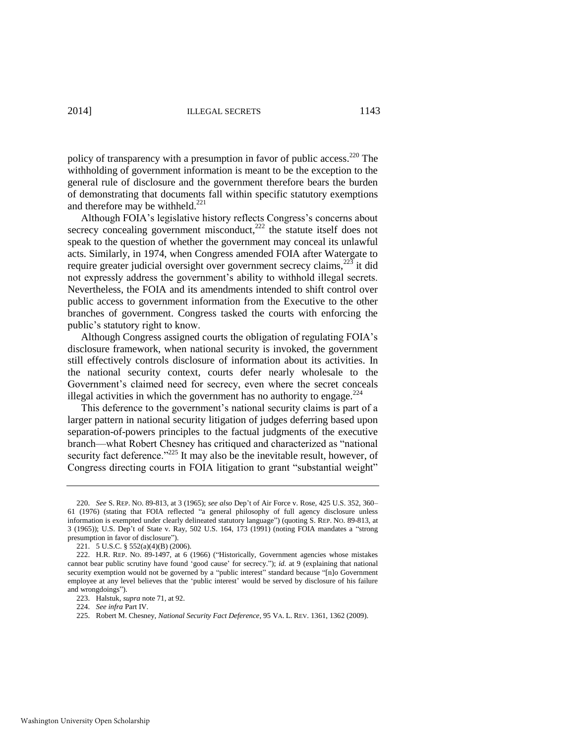policy of transparency with a presumption in favor of public access.[220] The withholding of government information is meant to be the exception to the general rule of disclosure and the government therefore bears the burden of demonstrating that documents fall within specific statutory exemptions and therefore may be withheld.[221]

Although FOIA's legislative history reflects Congress's concerns about secrecy concealing government misconduct,[222] the statute itself does not speak to the question of whether the government may conceal its unlawful acts. Similarly, in 1974, when Congress amended FOIA after Watergate to require greater judicial oversight over government secrecy claims,[223] it did not expressly address the government's ability to withhold illegal secrets. Nevertheless, the FOIA and its amendments intended to shift control over public access to government information from the Executive to the other branches of government. Congress tasked the courts with enforcing the public's statutory right to know.

Although Congress assigned courts the obligation of regulating FOIA's disclosure framework, when national security is invoked, the government still effectively controls disclosure of information about its activities. In the national security context, courts defer nearly wholesale to the Government's claimed need for secrecy, even where the secret conceals illegal activities in which the government has no authority to engage.[224]

This deference to the government's national security claims is part of a larger pattern in national security litigation of judges deferring based upon separation-of-powers principles to the factual judgments of the executive branch—what Robert Chesney has critiqued and characterized as "national security fact deference."[225] It may also be the inevitable result, however, of Congress directing courts in FOIA litigation to grant "substantial weight"

---

220. *See* S. REP. NO. 89-813, at 3 (1965); *see also* Dep't of Air Force v. Rose, 425 U.S. 352, 360–61 (1976) (stating that FOIA reflected "a general philosophy of full agency disclosure unless information is exempted under clearly delineated statutory language") (quoting S. REP. NO. 89-813, at 3 (1965)); U.S. Dep't of State v. Ray, 502 U.S. 164, 173 (1991) (noting FOIA mandates a "strong presumption in favor of disclosure").

221. 5 U.S.C. § 552(a)(4)(B) (2006).

222. H.R. REP. NO. 89-1497, at 6 (1966) ("Historically, Government agencies whose mistakes cannot bear public scrutiny have found 'good cause' for secrecy."); *id.* at 9 (explaining that national security exemption would not be governed by a "public interest" standard because "[n]o Government employee at any level believes that the 'public interest' would be served by disclosure of his failure and wrongdoings").

223. Halstuk, *supra* note 71, at 92.

224. *See infra* Part IV.

225. Robert M. Chesney, *National Security Fact Deference*, 95 VA. L. REV. 1361, 1362 (2009).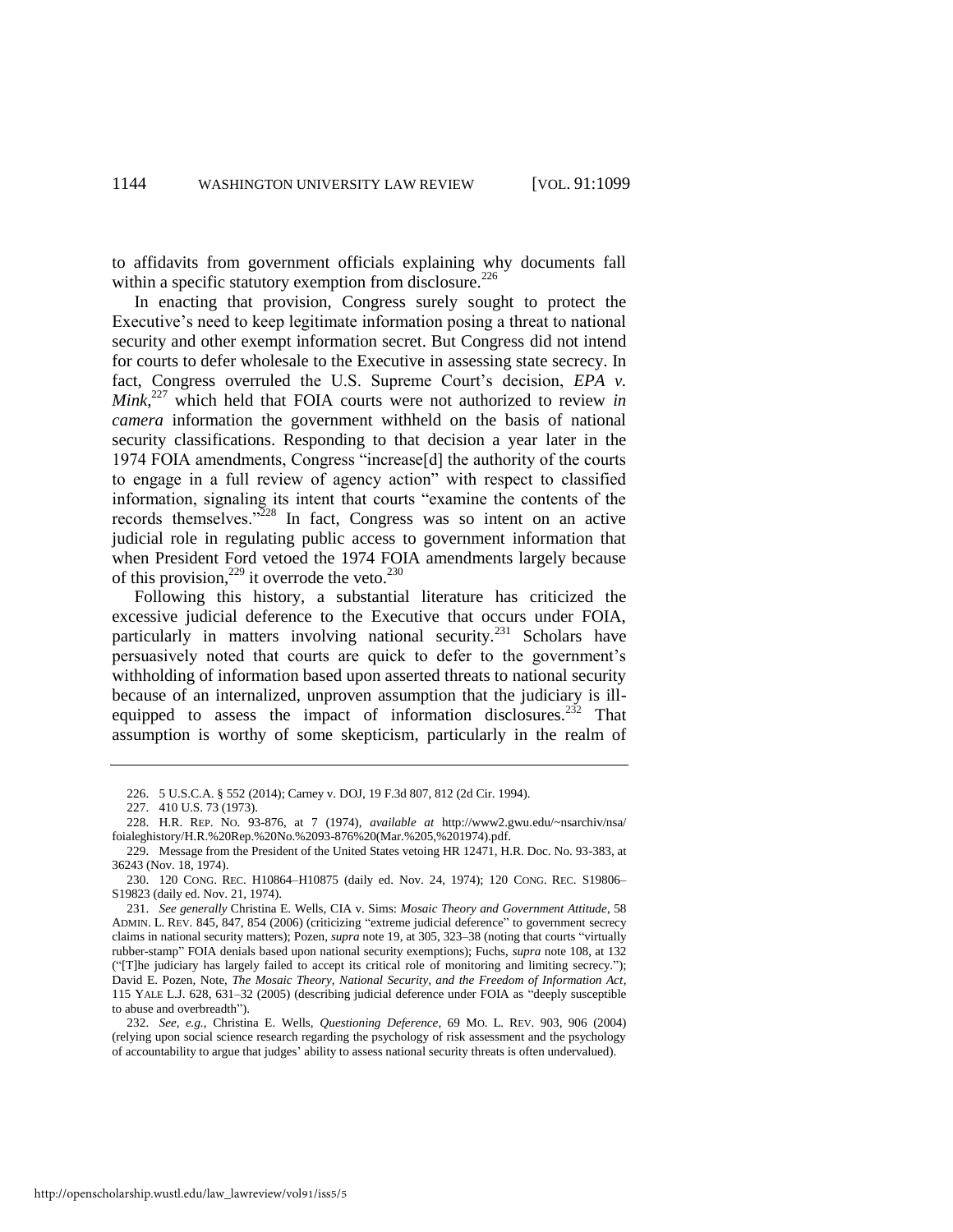to affidavits from government officials explaining why documents fall within a specific statutory exemption from disclosure.[226]

In enacting that provision, Congress surely sought to protect the Executive's need to keep legitimate information posing a threat to national security and other exempt information secret. But Congress did not intend for courts to defer wholesale to the Executive in assessing state secrecy. In fact, Congress overruled the U.S. Supreme Court's decision, *EPA v. Mink*,[227] which held that FOIA courts were not authorized to review *in camera* information the government withheld on the basis of national security classifications. Responding to that decision a year later in the 1974 FOIA amendments, Congress "increase[d] the authority of the courts to engage in a full review of agency action" with respect to classified information, signaling its intent that courts "examine the contents of the records themselves."[228] In fact, Congress was so intent on an active judicial role in regulating public access to government information that when President Ford vetoed the 1974 FOIA amendments largely because of this provision,[229] it overrode the veto.[230]

Following this history, a substantial literature has criticized the excessive judicial deference to the Executive that occurs under FOIA, particularly in matters involving national security.[231] Scholars have persuasively noted that courts are quick to defer to the government's withholding of information based upon asserted threats to national security because of an internalized, unproven assumption that the judiciary is ill-equipped to assess the impact of information disclosures.[232] That assumption is worthy of some skepticism, particularly in the realm of

---

226. 5 U.S.C.A. § 552 (2014); Carney v. DOJ, 19 F.3d 807, 812 (2d Cir. 1994).

227. 410 U.S. 73 (1973).

228. H.R. REP. NO. 93-876, at 7 (1974), *available at* http://www2.gwu.edu/~nsarchiv/nsa/foialeghistory/H.R.%20Rep.%20No.%2093-876%20(Mar.%205,%201974).pdf.

229. Message from the President of the United States vetoing HR 12471, H.R. Doc. No. 93-383, at 36243 (Nov. 18, 1974).

230. 120 CONG. REC. H10864–H10875 (daily ed. Nov. 24, 1974); 120 CONG. REC. S19806–S19823 (daily ed. Nov. 21, 1974).

231. *See generally* Christina E. Wells, CIA v. Sims: *Mosaic Theory and Government Attitude*, 58 ADMIN. L. REV. 845, 847, 854 (2006) (criticizing "extreme judicial deference" to government secrecy claims in national security matters); Pozen, *supra* note 19, at 305, 323–38 (noting that courts "virtually rubber-stamp" FOIA denials based upon national security exemptions); Fuchs, *supra* note 108, at 132 ("[T]he judiciary has largely failed to accept its critical role of monitoring and limiting secrecy."); David E. Pozen, Note, *The Mosaic Theory, National Security, and the Freedom of Information Act*, 115 YALE L.J. 628, 631–32 (2005) (describing judicial deference under FOIA as "deeply susceptible to abuse and overbreadth").

232. *See, e.g.*, Christina E. Wells, *Questioning Deference*, 69 MO. L. REV. 903, 906 (2004) (relying upon social science research regarding the psychology of risk assessment and the psychology of accountability to argue that judges' ability to assess national security threats is often undervalued).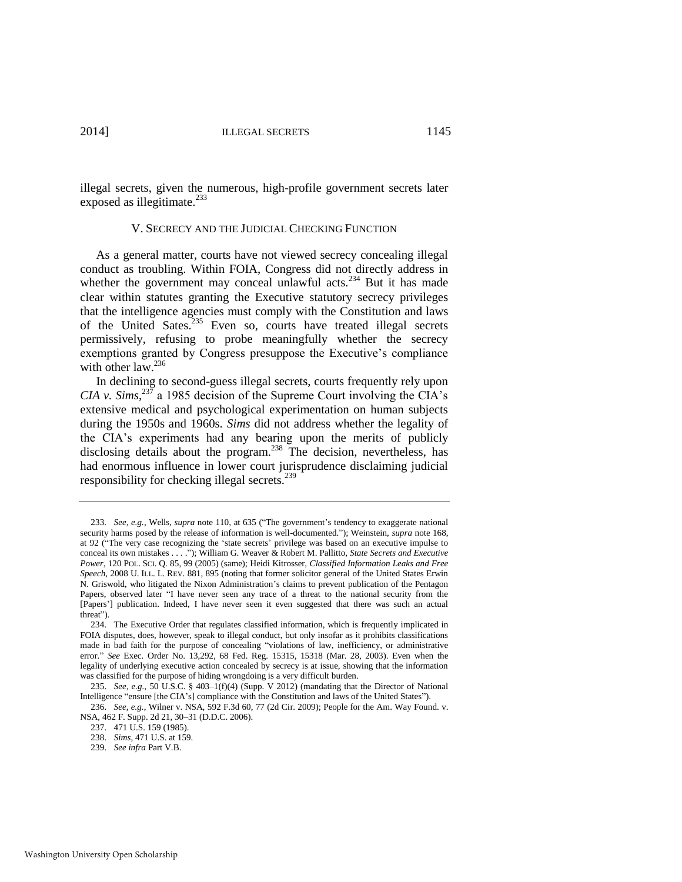illegal secrets, given the numerous, high-profile government secrets later exposed as illegitimate.[233]

## V. SECRECY AND THE JUDICIAL CHECKING FUNCTION

As a general matter, courts have not viewed secrecy concealing illegal conduct as troubling. Within FOIA, Congress did not directly address in whether the government may conceal unlawful acts.[234] But it has made clear within statutes granting the Executive statutory secrecy privileges that the intelligence agencies must comply with the Constitution and laws of the United Sates.[235] Even so, courts have treated illegal secrets permissively, refusing to probe meaningfully whether the secrecy exemptions granted by Congress presuppose the Executive's compliance with other law.[236]

In declining to second-guess illegal secrets, courts frequently rely upon *CIA v. Sims*,[237] a 1985 decision of the Supreme Court involving the CIA's extensive medical and psychological experimentation on human subjects during the 1950s and 1960s. *Sims* did not address whether the legality of the CIA's experiments had any bearing upon the merits of publicly disclosing details about the program.[238] The decision, nevertheless, has had enormous influence in lower court jurisprudence disclaiming judicial responsibility for checking illegal secrets.[239]

---

233. *See, e.g.*, Wells, *supra* note 110, at 635 ("The government's tendency to exaggerate national security harms posed by the release of information is well-documented."); Weinstein, *supra* note 168, at 92 ("The very case recognizing the 'state secrets' privilege was based on an executive impulse to conceal its own mistakes . . . ."); William G. Weaver & Robert M. Pallitto, *State Secrets and Executive Power*, 120 POL. SCI. Q. 85, 99 (2005) (same); Heidi Kitrosser, *Classified Information Leaks and Free Speech*, 2008 U. ILL. L. REV. 881, 895 (noting that former solicitor general of the United States Erwin N. Griswold, who litigated the Nixon Administration's claims to prevent publication of the Pentagon Papers, observed later "I have never seen any trace of a threat to the national security from the [Papers'] publication. Indeed, I have never seen it even suggested that there was such an actual threat").

234. The Executive Order that regulates classified information, which is frequently implicated in FOIA disputes, does, however, speak to illegal conduct, but only insofar as it prohibits classifications made in bad faith for the purpose of concealing "violations of law, inefficiency, or administrative error." *See* Exec. Order No. 13,292, 68 Fed. Reg. 15315, 15318 (Mar. 28, 2003). Even when the legality of underlying executive action concealed by secrecy is at issue, showing that the information was classified for the purpose of hiding wrongdoing is a very difficult burden.

235. *See, e.g.*, 50 U.S.C. § 403–1(f)(4) (Supp. V 2012) (mandating that the Director of National Intelligence "ensure [the CIA's] compliance with the Constitution and laws of the United States").

236. *See, e.g.*, Wilner v. NSA, 592 F.3d 60, 77 (2d Cir. 2009); People for the Am. Way Found. v. NSA, 462 F. Supp. 2d 21, 30–31 (D.D.C. 2006).

237. 471 U.S. 159 (1985).

238. *Sims*, 471 U.S. at 159.

239. *See infra* Part V.B.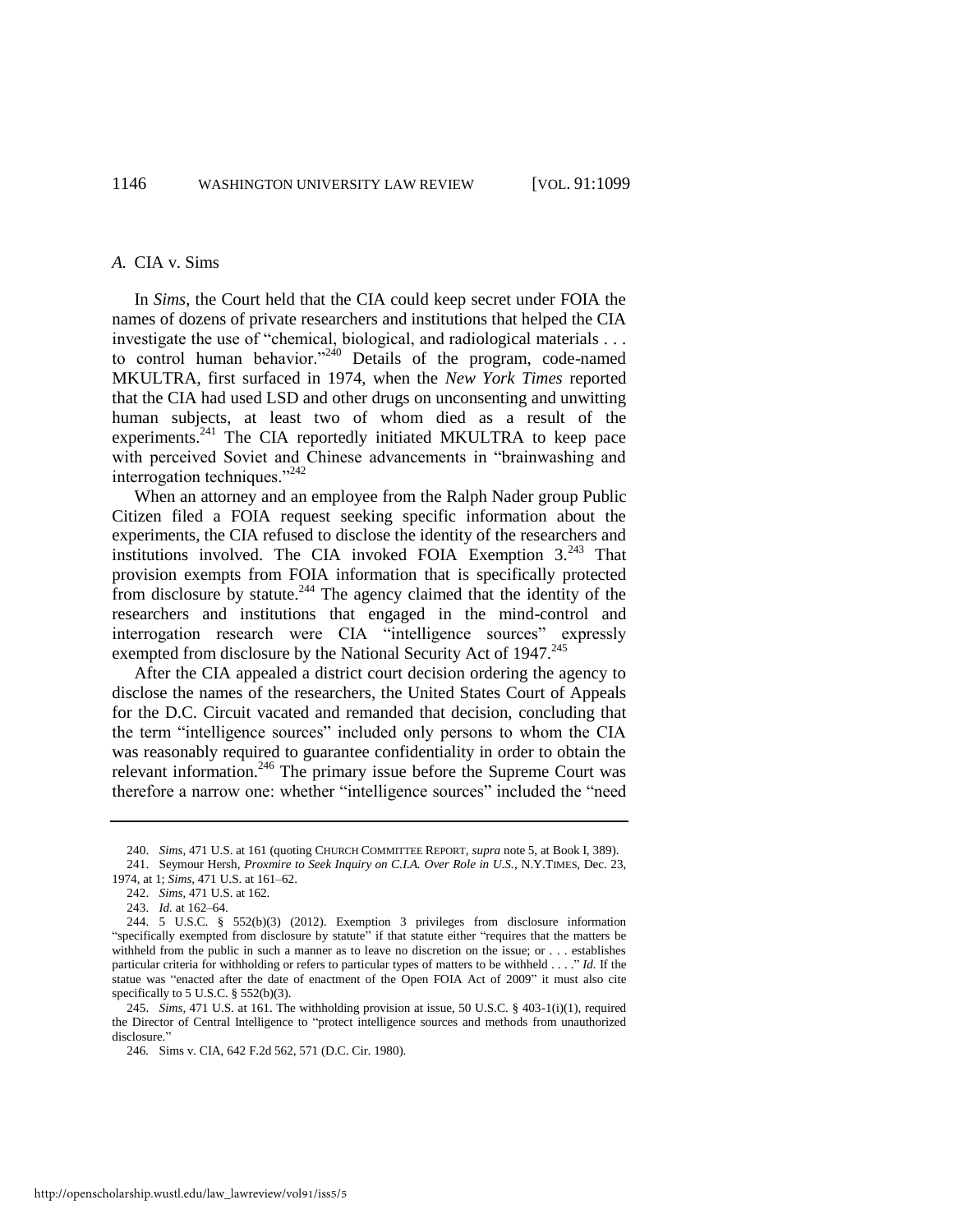### *A.* CIA v. Sims

In *Sims*, the Court held that the CIA could keep secret under FOIA the names of dozens of private researchers and institutions that helped the CIA investigate the use of "chemical, biological, and radiological materials . . . to control human behavior."[240] Details of the program, code-named MKULTRA, first surfaced in 1974, when the *New York Times* reported that the CIA had used LSD and other drugs on unconsenting and unwitting human subjects, at least two of whom died as a result of the experiments.[241] The CIA reportedly initiated MKULTRA to keep pace with perceived Soviet and Chinese advancements in "brainwashing and interrogation techniques."[242]

When an attorney and an employee from the Ralph Nader group Public Citizen filed a FOIA request seeking specific information about the experiments, the CIA refused to disclose the identity of the researchers and institutions involved. The CIA invoked FOIA Exemption 3.[243] That provision exempts from FOIA information that is specifically protected from disclosure by statute.[244] The agency claimed that the identity of the researchers and institutions that engaged in the mind-control and interrogation research were CIA "intelligence sources" expressly exempted from disclosure by the National Security Act of 1947.[245]

After the CIA appealed a district court decision ordering the agency to disclose the names of the researchers, the United States Court of Appeals for the D.C. Circuit vacated and remanded that decision, concluding that the term "intelligence sources" included only persons to whom the CIA was reasonably required to guarantee confidentiality in order to obtain the relevant information.[246] The primary issue before the Supreme Court was therefore a narrow one: whether "intelligence sources" included the "need

---

240. *Sims*, 471 U.S. at 161 (quoting CHURCH COMMITTEE REPORT, *supra* note 5, at Book I, 389).

241. Seymour Hersh, *Proxmire to Seek Inquiry on C.I.A. Over Role in U.S.*, N.Y.TIMES, Dec. 23, 1974, at 1; *Sims*, 471 U.S. at 161–62.

242. *Sims*, 471 U.S. at 162.

243. *Id.* at 162–64.

244. 5 U.S.C. § 552(b)(3) (2012). Exemption 3 privileges from disclosure information "specifically exempted from disclosure by statute" if that statute either "requires that the matters be withheld from the public in such a manner as to leave no discretion on the issue; or . . . establishes particular criteria for withholding or refers to particular types of matters to be withheld . . . ." *Id.* If the statue was "enacted after the date of enactment of the Open FOIA Act of 2009" it must also cite specifically to 5 U.S.C. § 552(b)(3).

245. *Sims*, 471 U.S. at 161. The withholding provision at issue, 50 U.S.C. § 403-1(i)(1), required the Director of Central Intelligence to "protect intelligence sources and methods from unauthorized disclosure."

246. Sims v. CIA, 642 F.2d 562, 571 (D.C. Cir. 1980).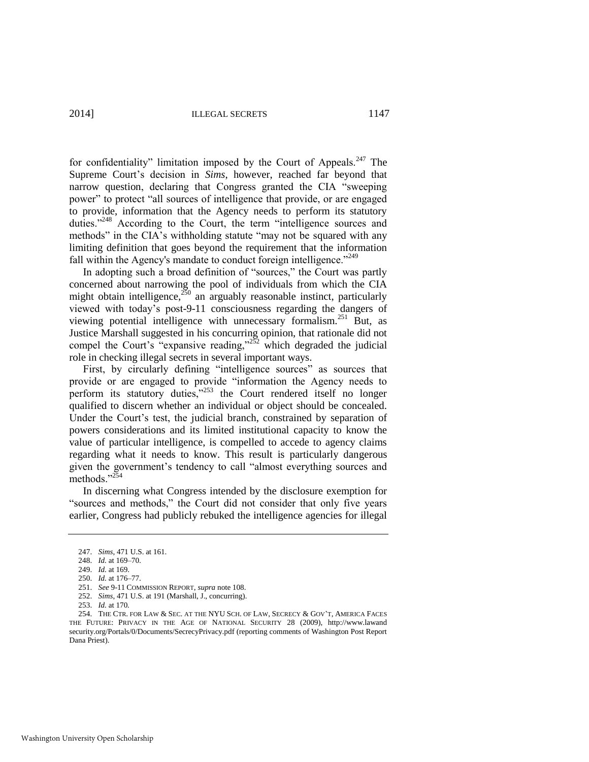for confidentiality" limitation imposed by the Court of Appeals.[247] The Supreme Court's decision in *Sims*, however, reached far beyond that narrow question, declaring that Congress granted the CIA "sweeping power" to protect "all sources of intelligence that provide, or are engaged to provide, information that the Agency needs to perform its statutory duties."[248] According to the Court, the term "intelligence sources and methods" in the CIA's withholding statute "may not be squared with any limiting definition that goes beyond the requirement that the information fall within the Agency's mandate to conduct foreign intelligence."[249]

In adopting such a broad definition of "sources," the Court was partly concerned about narrowing the pool of individuals from which the CIA might obtain intelligence,[250] an arguably reasonable instinct, particularly viewed with today's post-9-11 consciousness regarding the dangers of viewing potential intelligence with unnecessary formalism.[251] But, as Justice Marshall suggested in his concurring opinion, that rationale did not compel the Court's "expansive reading,"[252] which degraded the judicial role in checking illegal secrets in several important ways.

First, by circularly defining "intelligence sources" as sources that provide or are engaged to provide "information the Agency needs to perform its statutory duties,"[253] the Court rendered itself no longer qualified to discern whether an individual or object should be concealed. Under the Court's test, the judicial branch, constrained by separation of powers considerations and its limited institutional capacity to know the value of particular intelligence, is compelled to accede to agency claims regarding what it needs to know. This result is particularly dangerous given the government's tendency to call "almost everything sources and methods."[254]

In discerning what Congress intended by the disclosure exemption for "sources and methods," the Court did not consider that only five years earlier, Congress had publicly rebuked the intelligence agencies for illegal

---

247. *Sims*, 471 U.S. at 161.

248. *Id.* at 169–70.

249. *Id.* at 169.

250. *Id.* at 176–77.

251. *See* 9-11 COMMISSION REPORT, *supra* note 108.

252. *Sims*, 471 U.S. at 191 (Marshall, J., concurring).

253. *Id.* at 170.

254. THE CTR. FOR LAW & SEC. AT THE NYU SCH. OF LAW, SECRECY & GOV'T, AMERICA FACES THE FUTURE: PRIVACY IN THE AGE OF NATIONAL SECURITY 28 (2009), http://www.lawandsecurity.org/Portals/0/Documents/SecrecyPrivacy.pdf (reporting comments of Washington Post Report Dana Priest).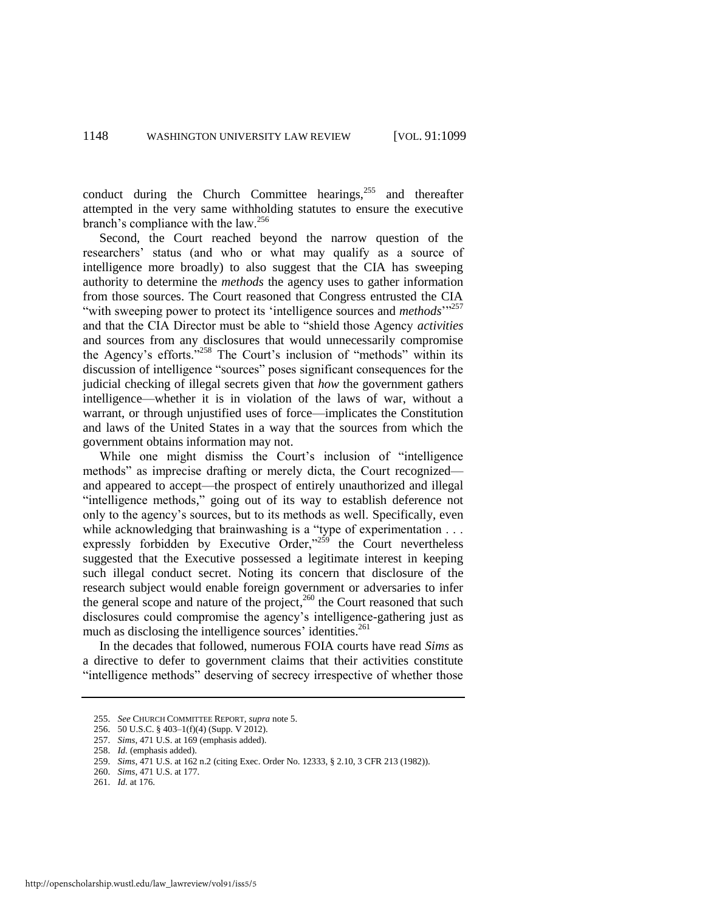conduct during the Church Committee hearings,[255] and thereafter attempted in the very same withholding statutes to ensure the executive branch's compliance with the law.[256]

Second, the Court reached beyond the narrow question of the researchers' status (and who or what may qualify as a source of intelligence more broadly) to also suggest that the CIA has sweeping authority to determine the *methods* the agency uses to gather information from those sources. The Court reasoned that Congress entrusted the CIA "with sweeping power to protect its 'intelligence sources and *methods*'"[257] and that the CIA Director must be able to "shield those Agency *activities* and sources from any disclosures that would unnecessarily compromise the Agency's efforts."[258] The Court's inclusion of "methods" within its discussion of intelligence "sources" poses significant consequences for the judicial checking of illegal secrets given that *how* the government gathers intelligence—whether it is in violation of the laws of war, without a warrant, or through unjustified uses of force—implicates the Constitution and laws of the United States in a way that the sources from which the government obtains information may not.

While one might dismiss the Court's inclusion of "intelligence methods" as imprecise drafting or merely dicta, the Court recognized—and appeared to accept—the prospect of entirely unauthorized and illegal "intelligence methods," going out of its way to establish deference not only to the agency's sources, but to its methods as well. Specifically, even while acknowledging that brainwashing is a "type of experimentation . . . expressly forbidden by Executive Order,"[259] the Court nevertheless suggested that the Executive possessed a legitimate interest in keeping such illegal conduct secret. Noting its concern that disclosure of the research subject would enable foreign government or adversaries to infer the general scope and nature of the project,[260] the Court reasoned that such disclosures could compromise the agency's intelligence-gathering just as much as disclosing the intelligence sources' identities.[261]

In the decades that followed, numerous FOIA courts have read *Sims* as a directive to defer to government claims that their activities constitute "intelligence methods" deserving of secrecy irrespective of whether those

---

255. *See* CHURCH COMMITTEE REPORT, *supra* note 5.

256. 50 U.S.C. § 403–1(f)(4) (Supp. V 2012).

257. *Sims*, 471 U.S. at 169 (emphasis added).

258. *Id.* (emphasis added).

259. *Sims*, 471 U.S. at 162 n.2 (citing Exec. Order No. 12333, § 2.10, 3 CFR 213 (1982)).

260. *Sims*, 471 U.S. at 177.

261. *Id.* at 176.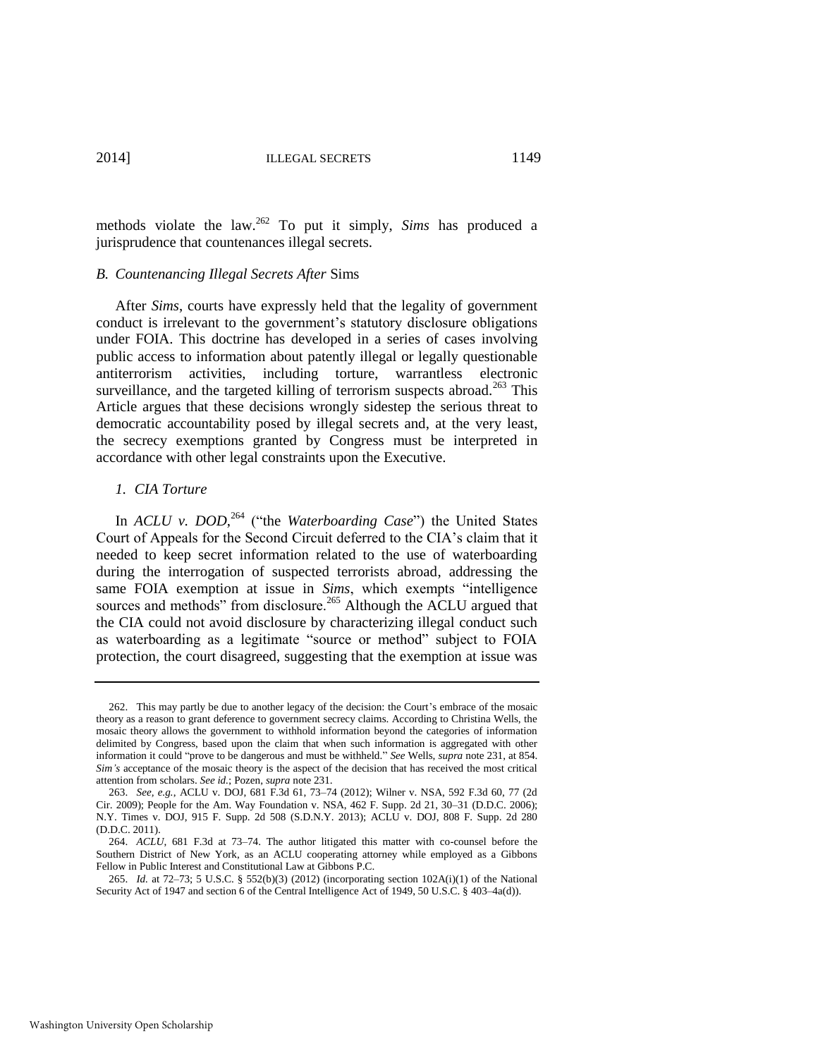methods violate the law.[262] To put it simply, *Sims* has produced a jurisprudence that countenances illegal secrets.

### *B. Countenancing Illegal Secrets After* Sims

After *Sims*, courts have expressly held that the legality of government conduct is irrelevant to the government's statutory disclosure obligations under FOIA. This doctrine has developed in a series of cases involving public access to information about patently illegal or legally questionable antiterrorism activities, including torture, warrantless electronic surveillance, and the targeted killing of terrorism suspects abroad.[263] This Article argues that these decisions wrongly sidestep the serious threat to democratic accountability posed by illegal secrets and, at the very least, the secrecy exemptions granted by Congress must be interpreted in accordance with other legal constraints upon the Executive.

#### *1. CIA Torture*

In *ACLU v. DOD*,[264] ("the *Waterboarding Case*") the United States Court of Appeals for the Second Circuit deferred to the CIA's claim that it needed to keep secret information related to the use of waterboarding during the interrogation of suspected terrorists abroad, addressing the same FOIA exemption at issue in *Sims*, which exempts "intelligence sources and methods" from disclosure.[265] Although the ACLU argued that the CIA could not avoid disclosure by characterizing illegal conduct such as waterboarding as a legitimate "source or method" subject to FOIA protection, the court disagreed, suggesting that the exemption at issue was

---

262. This may partly be due to another legacy of the decision: the Court's embrace of the mosaic theory as a reason to grant deference to government secrecy claims. According to Christina Wells, the mosaic theory allows the government to withhold information beyond the categories of information delimited by Congress, based upon the claim that when such information is aggregated with other information it could "prove to be dangerous and must be withheld." *See* Wells, *supra* note 231, at 854. *Sim's* acceptance of the mosaic theory is the aspect of the decision that has received the most critical attention from scholars. *See id.*; Pozen, *supra* note 231.

263. *See, e.g.*, ACLU v. DOJ, 681 F.3d 61, 73–74 (2012); Wilner v. NSA, 592 F.3d 60, 77 (2d Cir. 2009); People for the Am. Way Foundation v. NSA, 462 F. Supp. 2d 21, 30–31 (D.D.C. 2006); N.Y. Times v. DOJ, 915 F. Supp. 2d 508 (S.D.N.Y. 2013); ACLU v. DOJ, 808 F. Supp. 2d 280 (D.D.C. 2011).

264. *ACLU*, 681 F.3d at 73–74. The author litigated this matter with co-counsel before the Southern District of New York, as an ACLU cooperating attorney while employed as a Gibbons Fellow in Public Interest and Constitutional Law at Gibbons P.C.

265. *Id.* at 72–73; 5 U.S.C. § 552(b)(3) (2012) (incorporating section 102A(i)(1) of the National Security Act of 1947 and section 6 of the Central Intelligence Act of 1949, 50 U.S.C. § 403–4a(d)).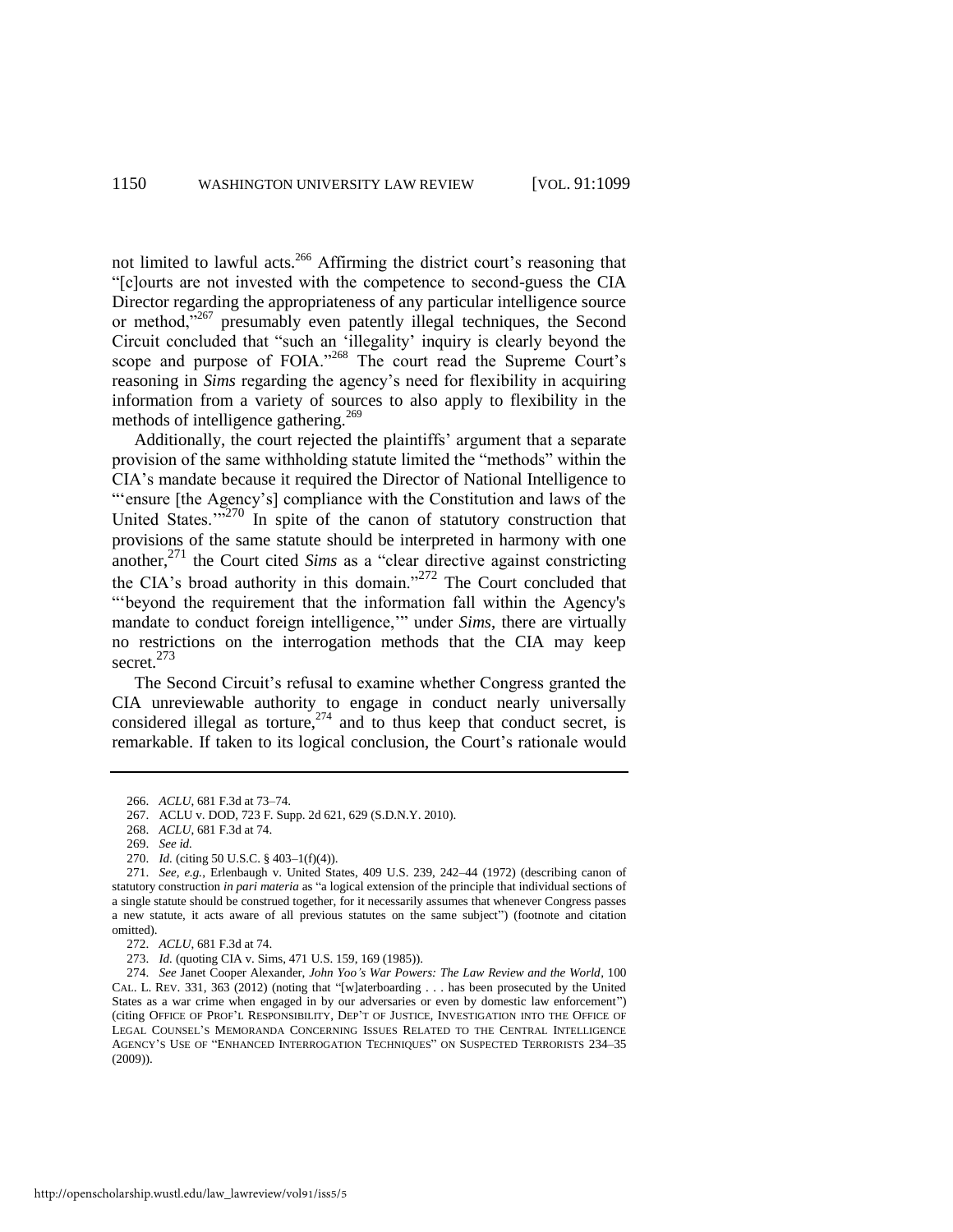not limited to lawful acts.[266] Affirming the district court's reasoning that "[c]ourts are not invested with the competence to second-guess the CIA Director regarding the appropriateness of any particular intelligence source or method,"[267] presumably even patently illegal techniques, the Second Circuit concluded that "such an 'illegality' inquiry is clearly beyond the scope and purpose of FOIA."[268] The court read the Supreme Court's reasoning in *Sims* regarding the agency's need for flexibility in acquiring information from a variety of sources to also apply to flexibility in the methods of intelligence gathering.[269]

Additionally, the court rejected the plaintiffs' argument that a separate provision of the same withholding statute limited the "methods" within the CIA's mandate because it required the Director of National Intelligence to "'ensure [the Agency's] compliance with the Constitution and laws of the United States.'"[270] In spite of the canon of statutory construction that provisions of the same statute should be interpreted in harmony with one another,[271] the Court cited *Sims* as a "clear directive against constricting the CIA's broad authority in this domain."[272] The Court concluded that "'beyond the requirement that the information fall within the Agency's mandate to conduct foreign intelligence,'" under *Sims*, there are virtually no restrictions on the interrogation methods that the CIA may keep secret.[273]

The Second Circuit's refusal to examine whether Congress granted the CIA unreviewable authority to engage in conduct nearly universally considered illegal as torture,[274] and to thus keep that conduct secret, is remarkable. If taken to its logical conclusion, the Court's rationale would

---

266. *ACLU*, 681 F.3d at 73–74.

267. ACLU v. DOD, 723 F. Supp. 2d 621, 629 (S.D.N.Y. 2010).

268. *ACLU*, 681 F.3d at 74.

269. *See id.*

270. *Id.* (citing 50 U.S.C. § 403–1(f)(4)).

271. *See, e.g.*, Erlenbaugh v. United States, 409 U.S. 239, 242–44 (1972) (describing canon of statutory construction *in pari materia* as "a logical extension of the principle that individual sections of a single statute should be construed together, for it necessarily assumes that whenever Congress passes a new statute, it acts aware of all previous statutes on the same subject") (footnote and citation omitted).

272. *ACLU*, 681 F.3d at 74.

273. *Id.* (quoting CIA v. Sims, 471 U.S. 159, 169 (1985)).

274. *See* Janet Cooper Alexander, *John Yoo's War Powers: The Law Review and the World*, 100 CAL. L. REV. 331, 363 (2012) (noting that "[w]aterboarding . . . has been prosecuted by the United States as a war crime when engaged in by our adversaries or even by domestic law enforcement") (citing OFFICE OF PROF'L RESPONSIBILITY, DEP'T OF JUSTICE, INVESTIGATION INTO THE OFFICE OF LEGAL COUNSEL'S MEMORANDA CONCERNING ISSUES RELATED TO THE CENTRAL INTELLIGENCE AGENCY'S USE OF "ENHANCED INTERROGATION TECHNIQUES" ON SUSPECTED TERRORISTS 234–35 (2009)).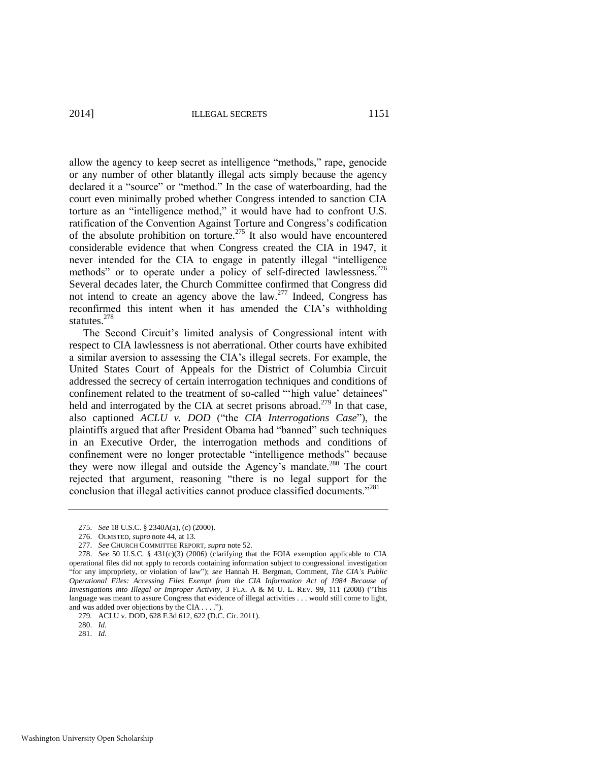allow the agency to keep secret as intelligence "methods," rape, genocide or any number of other blatantly illegal acts simply because the agency declared it a "source" or "method." In the case of waterboarding, had the court even minimally probed whether Congress intended to sanction CIA torture as an "intelligence method," it would have had to confront U.S. ratification of the Convention Against Torture and Congress's codification of the absolute prohibition on torture.[275] It also would have encountered considerable evidence that when Congress created the CIA in 1947, it never intended for the CIA to engage in patently illegal "intelligence methods" or to operate under a policy of self-directed lawlessness.[276] Several decades later, the Church Committee confirmed that Congress did not intend to create an agency above the law.[277] Indeed, Congress has reconfirmed this intent when it has amended the CIA's withholding statutes.[278]

The Second Circuit's limited analysis of Congressional intent with respect to CIA lawlessness is not aberrational. Other courts have exhibited a similar aversion to assessing the CIA's illegal secrets. For example, the United States Court of Appeals for the District of Columbia Circuit addressed the secrecy of certain interrogation techniques and conditions of confinement related to the treatment of so-called "'high value' detainees" held and interrogated by the CIA at secret prisons abroad.[279] In that case, also captioned *ACLU v. DOD* ("the *CIA Interrogations Case*"), the plaintiffs argued that after President Obama had "banned" such techniques in an Executive Order, the interrogation methods and conditions of confinement were no longer protectable "intelligence methods" because they were now illegal and outside the Agency's mandate.[280] The court rejected that argument, reasoning "there is no legal support for the conclusion that illegal activities cannot produce classified documents."[281]

---

275. *See* 18 U.S.C. § 2340A(a), (c) (2000).

276. OLMSTED, *supra* note 44, at 13.

277. *See* CHURCH COMMITTEE REPORT, *supra* note 52.

278. *See* 50 U.S.C. § 431(c)(3) (2006) (clarifying that the FOIA exemption applicable to CIA operational files did not apply to records containing information subject to congressional investigation "for any impropriety, or violation of law"); *see* Hannah H. Bergman, Comment, *The CIA's Public Operational Files: Accessing Files Exempt from the CIA Information Act of 1984 Because of Investigations into Illegal or Improper Activity*, 3 FLA. A & M U. L. REV. 99, 111 (2008) ("This language was meant to assure Congress that evidence of illegal activities . . . would still come to light, and was added over objections by the CIA . . . .").

279. ACLU v. DOD, 628 F.3d 612, 622 (D.C. Cir. 2011).

280. *Id.*

281. *Id.*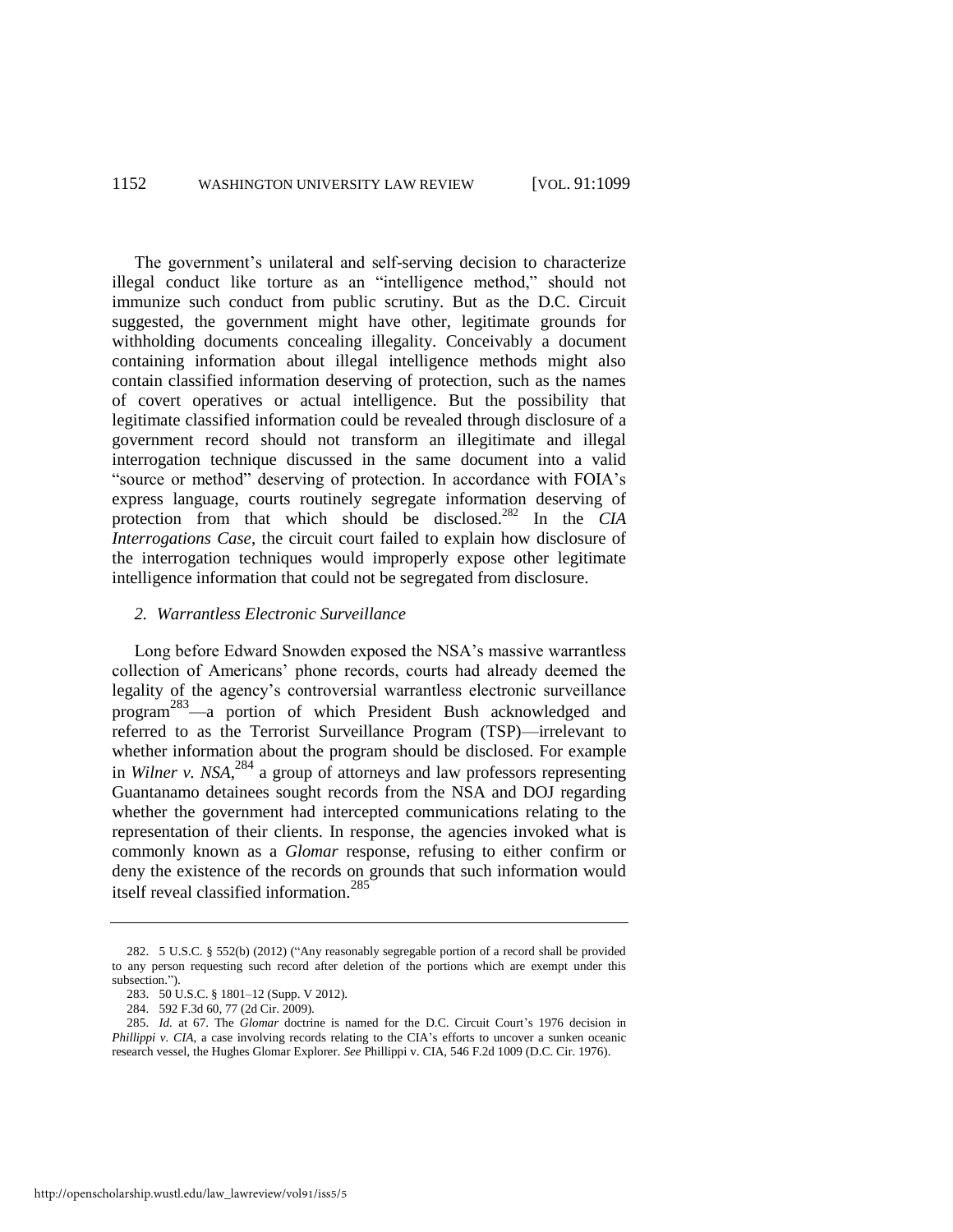The government's unilateral and self-serving decision to characterize illegal conduct like torture as an "intelligence method," should not immunize such conduct from public scrutiny. But as the D.C. Circuit suggested, the government might have other, legitimate grounds for withholding documents concealing illegality. Conceivably a document containing information about illegal intelligence methods might also contain classified information deserving of protection, such as the names of covert operatives or actual intelligence. But the possibility that legitimate classified information could be revealed through disclosure of a government record should not transform an illegitimate and illegal interrogation technique discussed in the same document into a valid "source or method" deserving of protection. In accordance with FOIA's express language, courts routinely segregate information deserving of protection from that which should be disclosed.[282] In the *CIA Interrogations Case*, the circuit court failed to explain how disclosure of the interrogation techniques would improperly expose other legitimate intelligence information that could not be segregated from disclosure.

### *2. Warrantless Electronic Surveillance*

Long before Edward Snowden exposed the NSA's massive warrantless collection of Americans' phone records, courts had already deemed the legality of the agency's controversial warrantless electronic surveillance program[283]—a portion of which President Bush acknowledged and referred to as the Terrorist Surveillance Program (TSP)—irrelevant to whether information about the program should be disclosed. For example in *Wilner v. NSA*,[284] a group of attorneys and law professors representing Guantanamo detainees sought records from the NSA and DOJ regarding whether the government had intercepted communications relating to the representation of their clients. In response, the agencies invoked what is commonly known as a *Glomar* response, refusing to either confirm or deny the existence of the records on grounds that such information would itself reveal classified information.[285]

---

282. 5 U.S.C. § 552(b) (2012) ("Any reasonably segregable portion of a record shall be provided to any person requesting such record after deletion of the portions which are exempt under this subsection.").

283. 50 U.S.C. § 1801–12 (Supp. V 2012).

284. 592 F.3d 60, 77 (2d Cir. 2009).

285. *Id.* at 67. The *Glomar* doctrine is named for the D.C. Circuit Court's 1976 decision in *Phillippi v. CIA*, a case involving records relating to the CIA's efforts to uncover a sunken oceanic research vessel, the Hughes Glomar Explorer. *See* Phillippi v. CIA, 546 F.2d 1009 (D.C. Cir. 1976).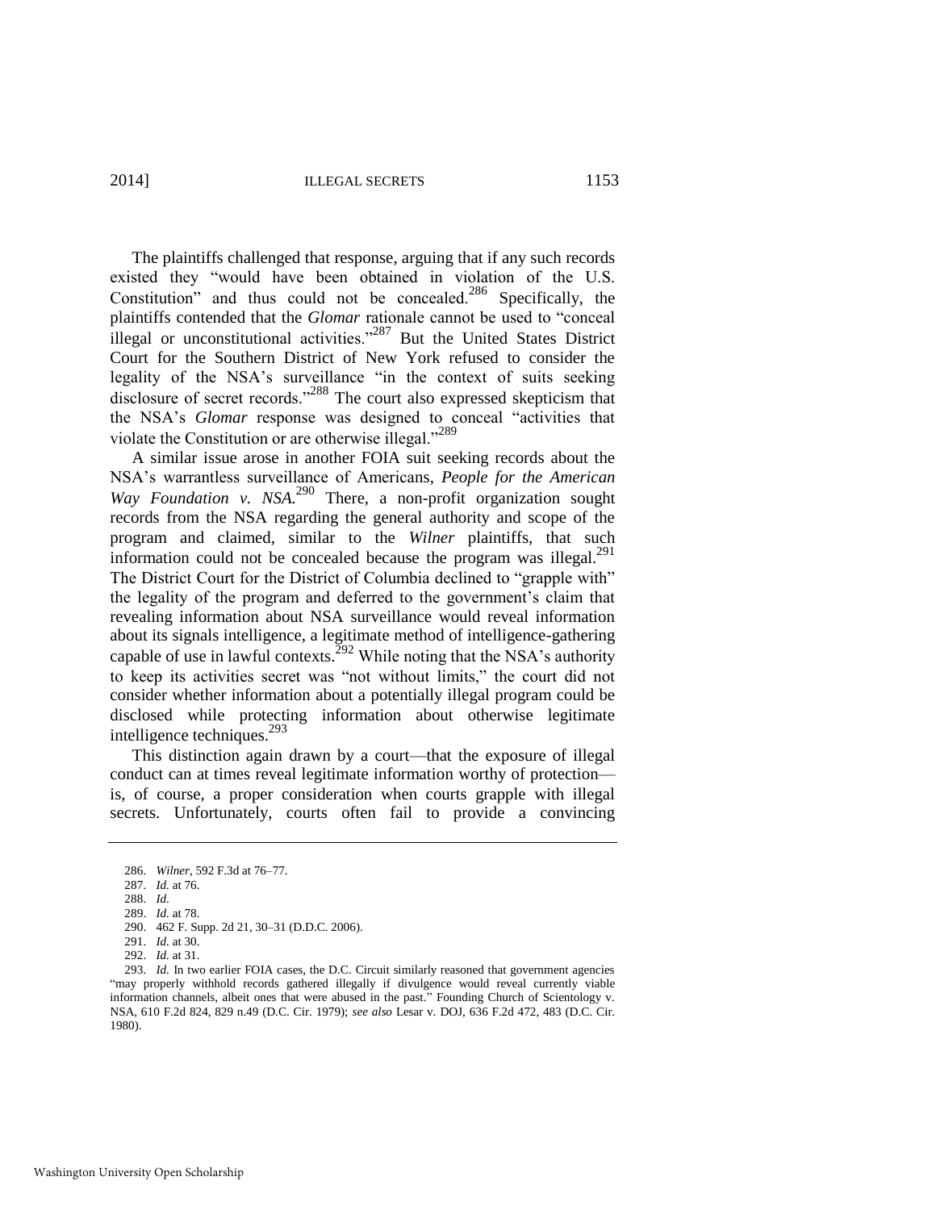The plaintiffs challenged that response, arguing that if any such records existed they "would have been obtained in violation of the U.S. Constitution" and thus could not be concealed.[286] Specifically, the plaintiffs contended that the *Glomar* rationale cannot be used to "conceal illegal or unconstitutional activities."[287] But the United States District Court for the Southern District of New York refused to consider the legality of the NSA's surveillance "in the context of suits seeking disclosure of secret records."[288] The court also expressed skepticism that the NSA's *Glomar* response was designed to conceal "activities that violate the Constitution or are otherwise illegal."[289]

A similar issue arose in another FOIA suit seeking records about the NSA's warrantless surveillance of Americans, *People for the American Way Foundation v. NSA.*[290] There, a non-profit organization sought records from the NSA regarding the general authority and scope of the program and claimed, similar to the *Wilner* plaintiffs, that such information could not be concealed because the program was illegal.[291] The District Court for the District of Columbia declined to "grapple with" the legality of the program and deferred to the government's claim that revealing information about NSA surveillance would reveal information about its signals intelligence, a legitimate method of intelligence-gathering capable of use in lawful contexts.[292] While noting that the NSA's authority to keep its activities secret was "not without limits," the court did not consider whether information about a potentially illegal program could be disclosed while protecting information about otherwise legitimate intelligence techniques.[293]

This distinction again drawn by a court—that the exposure of illegal conduct can at times reveal legitimate information worthy of protection—is, of course, a proper consideration when courts grapple with illegal secrets. Unfortunately, courts often fail to provide a convincing

---

286. *Wilner*, 592 F.3d at 76–77.

287. *Id.* at 76.

288. *Id.*

289. *Id.* at 78.

290. 462 F. Supp. 2d 21, 30–31 (D.D.C. 2006).

291. *Id.* at 30.

292. *Id.* at 31.

293. *Id.* In two earlier FOIA cases, the D.C. Circuit similarly reasoned that government agencies "may properly withhold records gathered illegally if divulgence would reveal currently viable information channels, albeit ones that were abused in the past." Founding Church of Scientology v. NSA, 610 F.2d 824, 829 n.49 (D.C. Cir. 1979); *see also* Lesar v. DOJ, 636 F.2d 472, 483 (D.C. Cir. 1980).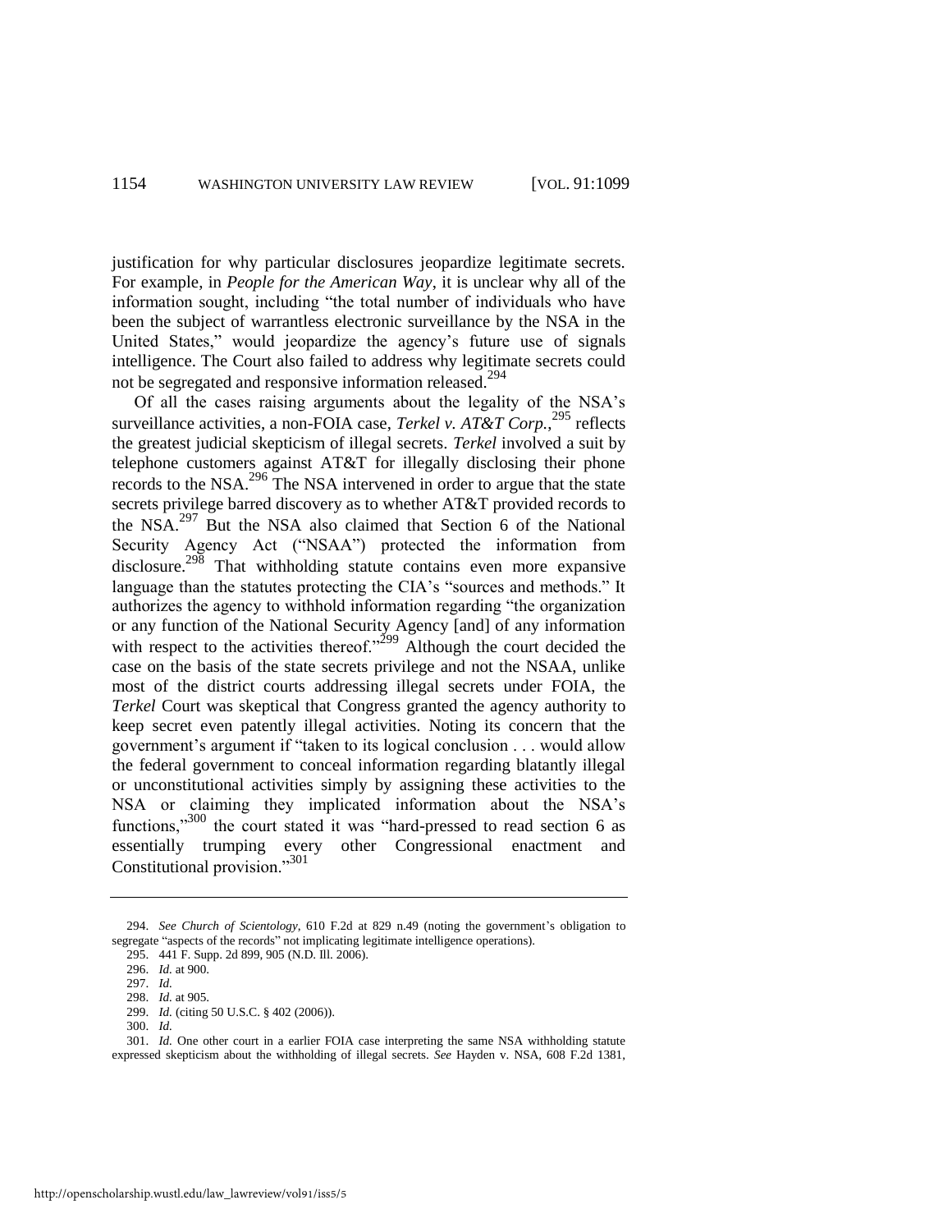justification for why particular disclosures jeopardize legitimate secrets. For example, in *People for the American Way*, it is unclear why all of the information sought, including "the total number of individuals who have been the subject of warrantless electronic surveillance by the NSA in the United States," would jeopardize the agency's future use of signals intelligence. The Court also failed to address why legitimate secrets could not be segregated and responsive information released.[294]

Of all the cases raising arguments about the legality of the NSA's surveillance activities, a non-FOIA case, *Terkel v. AT&T Corp.*,[295] reflects the greatest judicial skepticism of illegal secrets. *Terkel* involved a suit by telephone customers against AT&T for illegally disclosing their phone records to the NSA.[296] The NSA intervened in order to argue that the state secrets privilege barred discovery as to whether AT&T provided records to the NSA.[297] But the NSA also claimed that Section 6 of the National Security Agency Act ("NSAA") protected the information from disclosure.[298] That withholding statute contains even more expansive language than the statutes protecting the CIA's "sources and methods." It authorizes the agency to withhold information regarding "the organization or any function of the National Security Agency [and] of any information with respect to the activities thereof."[299] Although the court decided the case on the basis of the state secrets privilege and not the NSAA, unlike most of the district courts addressing illegal secrets under FOIA, the *Terkel* Court was skeptical that Congress granted the agency authority to keep secret even patently illegal activities. Noting its concern that the government's argument if "taken to its logical conclusion . . . would allow the federal government to conceal information regarding blatantly illegal or unconstitutional activities simply by assigning these activities to the NSA or claiming they implicated information about the NSA's functions,"[300] the court stated it was "hard-pressed to read section 6 as essentially trumping every other Congressional enactment and Constitutional provision."[301]

---

294. *See Church of Scientology*, 610 F.2d at 829 n.49 (noting the government's obligation to segregate "aspects of the records" not implicating legitimate intelligence operations).

295. 441 F. Supp. 2d 899, 905 (N.D. Ill. 2006).

296. *Id.* at 900.

297. *Id.*

298. *Id.* at 905.

299. *Id.* (citing 50 U.S.C. § 402 (2006)).

300. *Id.*

301. *Id.* One other court in a earlier FOIA case interpreting the same NSA withholding statute expressed skepticism about the withholding of illegal secrets. *See* Hayden v. NSA, 608 F.2d 1381,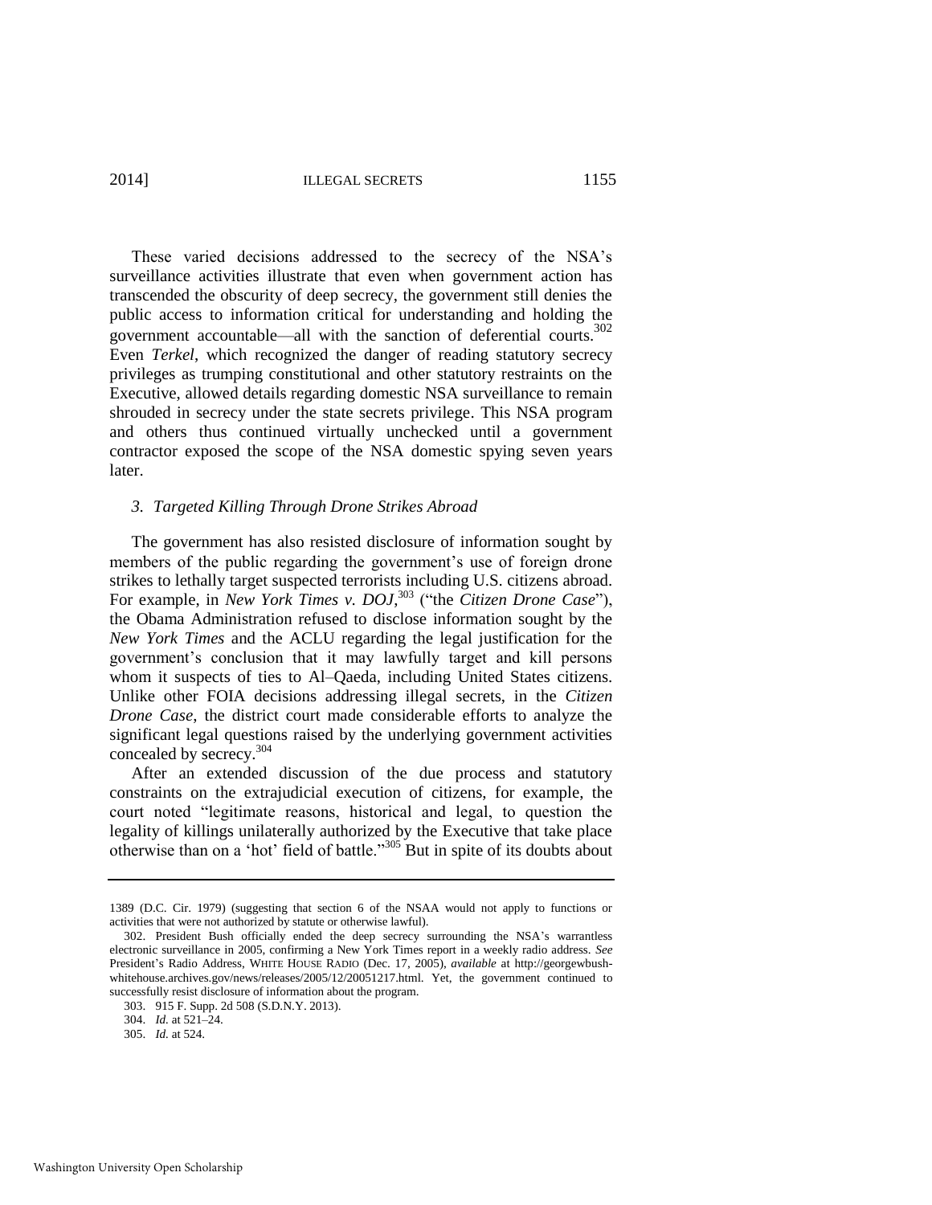These varied decisions addressed to the secrecy of the NSA's surveillance activities illustrate that even when government action has transcended the obscurity of deep secrecy, the government still denies the public access to information critical for understanding and holding the government accountable—all with the sanction of deferential courts.[302] Even *Terkel*, which recognized the danger of reading statutory secrecy privileges as trumping constitutional and other statutory restraints on the Executive, allowed details regarding domestic NSA surveillance to remain shrouded in secrecy under the state secrets privilege. This NSA program and others thus continued virtually unchecked until a government contractor exposed the scope of the NSA domestic spying seven years later.

### *3. Targeted Killing Through Drone Strikes Abroad*

The government has also resisted disclosure of information sought by members of the public regarding the government's use of foreign drone strikes to lethally target suspected terrorists including U.S. citizens abroad. For example, in *New York Times v. DOJ*,[303] ("the *Citizen Drone Case*"), the Obama Administration refused to disclose information sought by the *New York Times* and the ACLU regarding the legal justification for the government's conclusion that it may lawfully target and kill persons whom it suspects of ties to Al–Qaeda, including United States citizens. Unlike other FOIA decisions addressing illegal secrets, in the *Citizen Drone Case*, the district court made considerable efforts to analyze the significant legal questions raised by the underlying government activities concealed by secrecy.[304]

After an extended discussion of the due process and statutory constraints on the extrajudicial execution of citizens, for example, the court noted "legitimate reasons, historical and legal, to question the legality of killings unilaterally authorized by the Executive that take place otherwise than on a 'hot' field of battle."[305] But in spite of its doubts about

---

1389 (D.C. Cir. 1979) (suggesting that section 6 of the NSAA would not apply to functions or activities that were not authorized by statute or otherwise lawful).

302. President Bush officially ended the deep secrecy surrounding the NSA's warrantless electronic surveillance in 2005, confirming a New York Times report in a weekly radio address. *See* President's Radio Address, WHITE HOUSE RADIO (Dec. 17, 2005), *available* at http://georgewbush-whitehouse.archives.gov/news/releases/2005/12/20051217.html. Yet, the government continued to successfully resist disclosure of information about the program.

303. 915 F. Supp. 2d 508 (S.D.N.Y. 2013).

304. *Id.* at 521–24.

305. *Id.* at 524.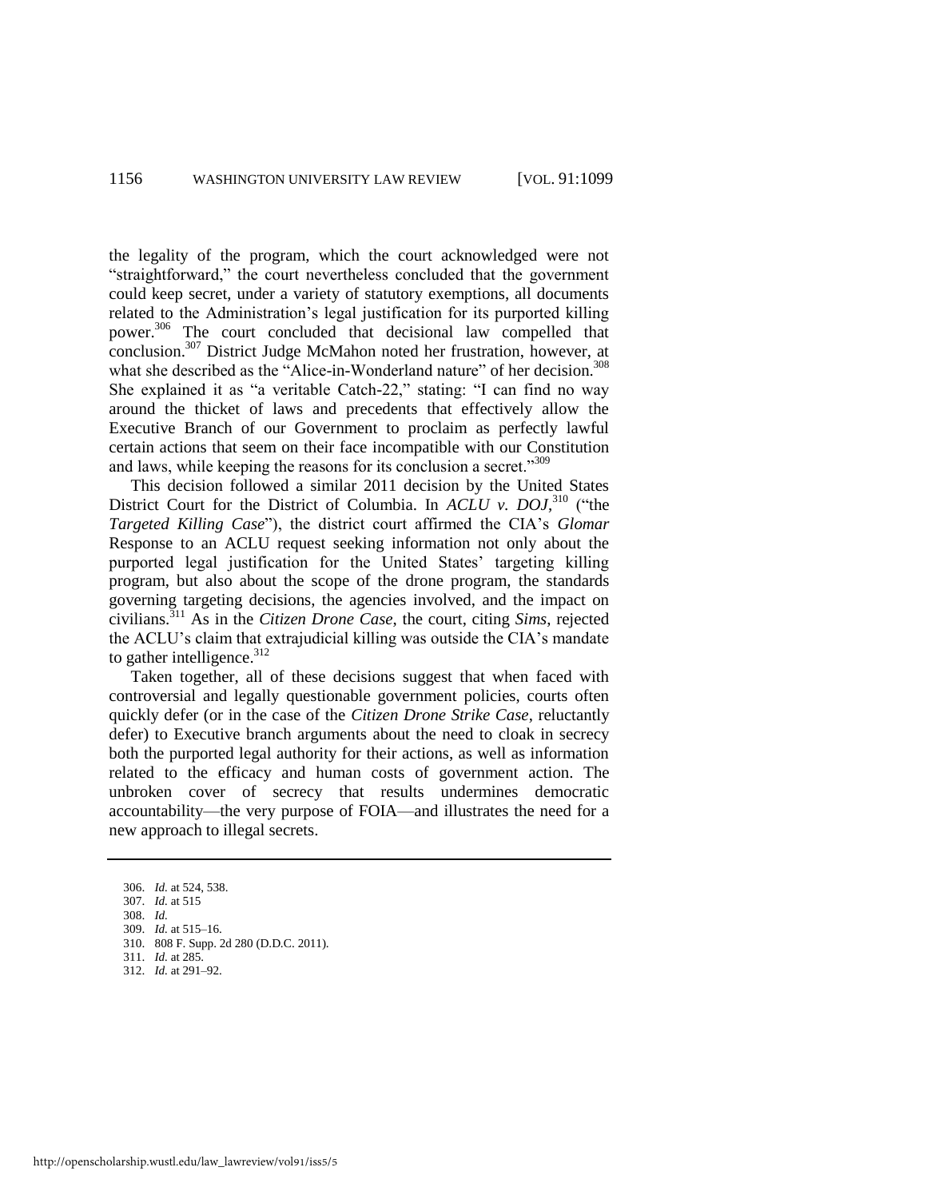the legality of the program, which the court acknowledged were not "straightforward," the court nevertheless concluded that the government could keep secret, under a variety of statutory exemptions, all documents related to the Administration's legal justification for its purported killing power.[306] The court concluded that decisional law compelled that conclusion.[307] District Judge McMahon noted her frustration, however, at what she described as the "Alice-in-Wonderland nature" of her decision.[308] She explained it as "a veritable Catch-22," stating: "I can find no way around the thicket of laws and precedents that effectively allow the Executive Branch of our Government to proclaim as perfectly lawful certain actions that seem on their face incompatible with our Constitution and laws, while keeping the reasons for its conclusion a secret."[309]

This decision followed a similar 2011 decision by the United States District Court for the District of Columbia. In *ACLU v. DOJ*,[310] ("the *Targeted Killing Case*"), the district court affirmed the CIA's *Glomar* Response to an ACLU request seeking information not only about the purported legal justification for the United States' targeting killing program, but also about the scope of the drone program, the standards governing targeting decisions, the agencies involved, and the impact on civilians.[311] As in the *Citizen Drone Case*, the court, citing *Sims*, rejected the ACLU's claim that extrajudicial killing was outside the CIA's mandate to gather intelligence.[312]

Taken together, all of these decisions suggest that when faced with controversial and legally questionable government policies, courts often quickly defer (or in the case of the *Citizen Drone Strike Case*, reluctantly defer) to Executive branch arguments about the need to cloak in secrecy both the purported legal authority for their actions, as well as information related to the efficacy and human costs of government action. The unbroken cover of secrecy that results undermines democratic accountability—the very purpose of FOIA—and illustrates the need for a new approach to illegal secrets.

---

306. *Id.* at 524, 538.
307. *Id.* at 515
308. *Id.*
309. *Id.* at 515–16.
310. 808 F. Supp. 2d 280 (D.D.C. 2011).
311. *Id.* at 285.
312. *Id.* at 291–92.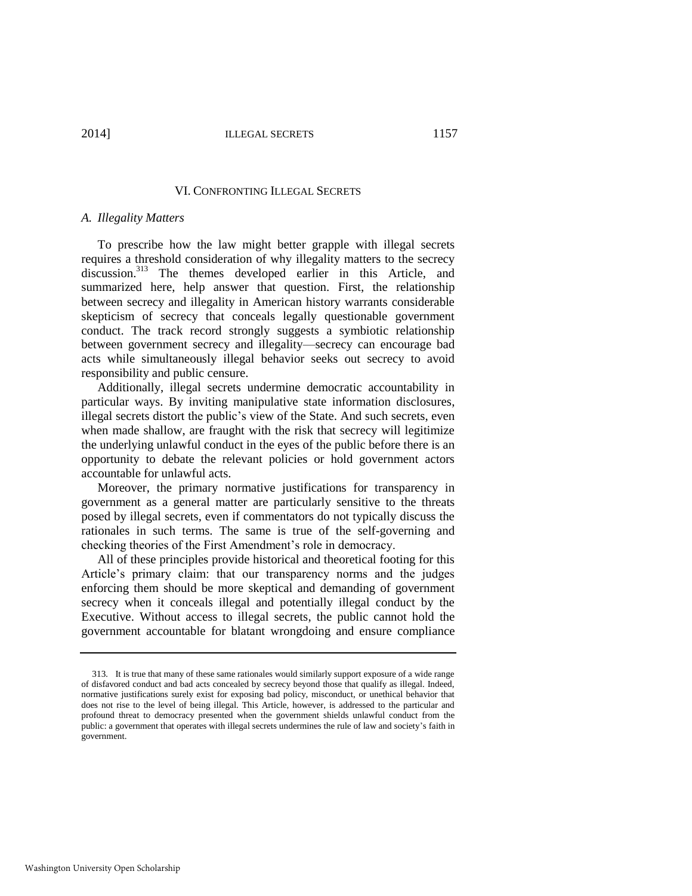## VI. CONFRONTING ILLEGAL SECRETS

### *A. Illegality Matters*

To prescribe how the law might better grapple with illegal secrets requires a threshold consideration of why illegality matters to the secrecy discussion.[313] The themes developed earlier in this Article, and summarized here, help answer that question. First, the relationship between secrecy and illegality in American history warrants considerable skepticism of secrecy that conceals legally questionable government conduct. The track record strongly suggests a symbiotic relationship between government secrecy and illegality—secrecy can encourage bad acts while simultaneously illegal behavior seeks out secrecy to avoid responsibility and public censure.

Additionally, illegal secrets undermine democratic accountability in particular ways. By inviting manipulative state information disclosures, illegal secrets distort the public's view of the State. And such secrets, even when made shallow, are fraught with the risk that secrecy will legitimize the underlying unlawful conduct in the eyes of the public before there is an opportunity to debate the relevant policies or hold government actors accountable for unlawful acts.

Moreover, the primary normative justifications for transparency in government as a general matter are particularly sensitive to the threats posed by illegal secrets, even if commentators do not typically discuss the rationales in such terms. The same is true of the self-governing and checking theories of the First Amendment's role in democracy.

All of these principles provide historical and theoretical footing for this Article's primary claim: that our transparency norms and the judges enforcing them should be more skeptical and demanding of government secrecy when it conceals illegal and potentially illegal conduct by the Executive. Without access to illegal secrets, the public cannot hold the government accountable for blatant wrongdoing and ensure compliance

---

313. It is true that many of these same rationales would similarly support exposure of a wide range of disfavored conduct and bad acts concealed by secrecy beyond those that qualify as illegal. Indeed, normative justifications surely exist for exposing bad policy, misconduct, or unethical behavior that does not rise to the level of being illegal. This Article, however, is addressed to the particular and profound threat to democracy presented when the government shields unlawful conduct from the public: a government that operates with illegal secrets undermines the rule of law and society's faith in government.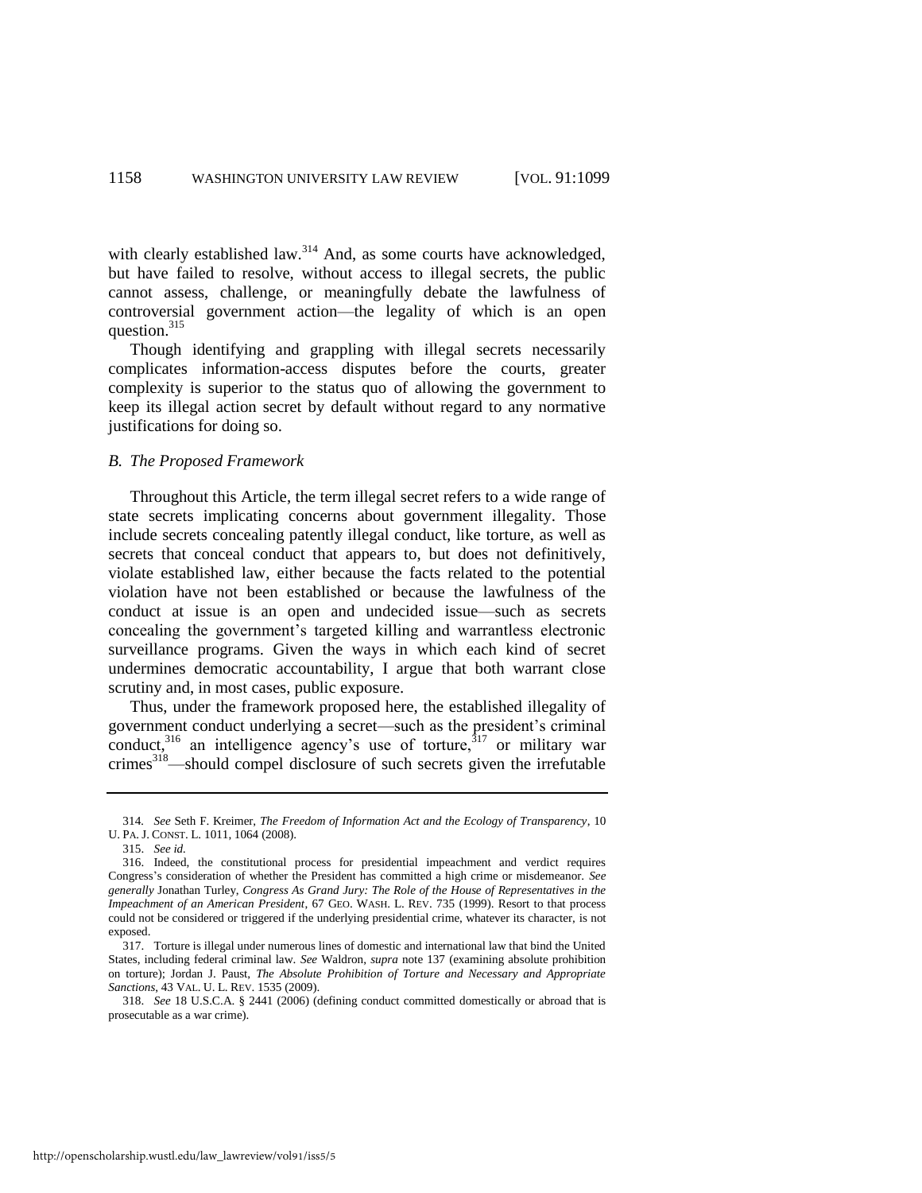with clearly established law.[314] And, as some courts have acknowledged, but have failed to resolve, without access to illegal secrets, the public cannot assess, challenge, or meaningfully debate the lawfulness of controversial government action—the legality of which is an open question.[315]

Though identifying and grappling with illegal secrets necessarily complicates information-access disputes before the courts, greater complexity is superior to the status quo of allowing the government to keep its illegal action secret by default without regard to any normative justifications for doing so.

### *B. The Proposed Framework*

Throughout this Article, the term illegal secret refers to a wide range of state secrets implicating concerns about government illegality. Those include secrets concealing patently illegal conduct, like torture, as well as secrets that conceal conduct that appears to, but does not definitively, violate established law, either because the facts related to the potential violation have not been established or because the lawfulness of the conduct at issue is an open and undecided issue—such as secrets concealing the government's targeted killing and warrantless electronic surveillance programs. Given the ways in which each kind of secret undermines democratic accountability, I argue that both warrant close scrutiny and, in most cases, public exposure.

Thus, under the framework proposed here, the established illegality of government conduct underlying a secret—such as the president's criminal conduct,[316] an intelligence agency's use of torture,[317] or military war crimes[318]—should compel disclosure of such secrets given the irrefutable

---

314. *See* Seth F. Kreimer, *The Freedom of Information Act and the Ecology of Transparency*, 10 U. PA. J. CONST. L. 1011, 1064 (2008).

315. *See id.*

316. Indeed, the constitutional process for presidential impeachment and verdict requires Congress's consideration of whether the President has committed a high crime or misdemeanor. *See generally* Jonathan Turley, *Congress As Grand Jury: The Role of the House of Representatives in the Impeachment of an American President*, 67 GEO. WASH. L. REV. 735 (1999). Resort to that process could not be considered or triggered if the underlying presidential crime, whatever its character, is not exposed.

317. Torture is illegal under numerous lines of domestic and international law that bind the United States, including federal criminal law. *See* Waldron, *supra* note 137 (examining absolute prohibition on torture); Jordan J. Paust, *The Absolute Prohibition of Torture and Necessary and Appropriate Sanctions*, 43 VAL. U. L. REV. 1535 (2009).

318. *See* 18 U.S.C.A. § 2441 (2006) (defining conduct committed domestically or abroad that is prosecutable as a war crime).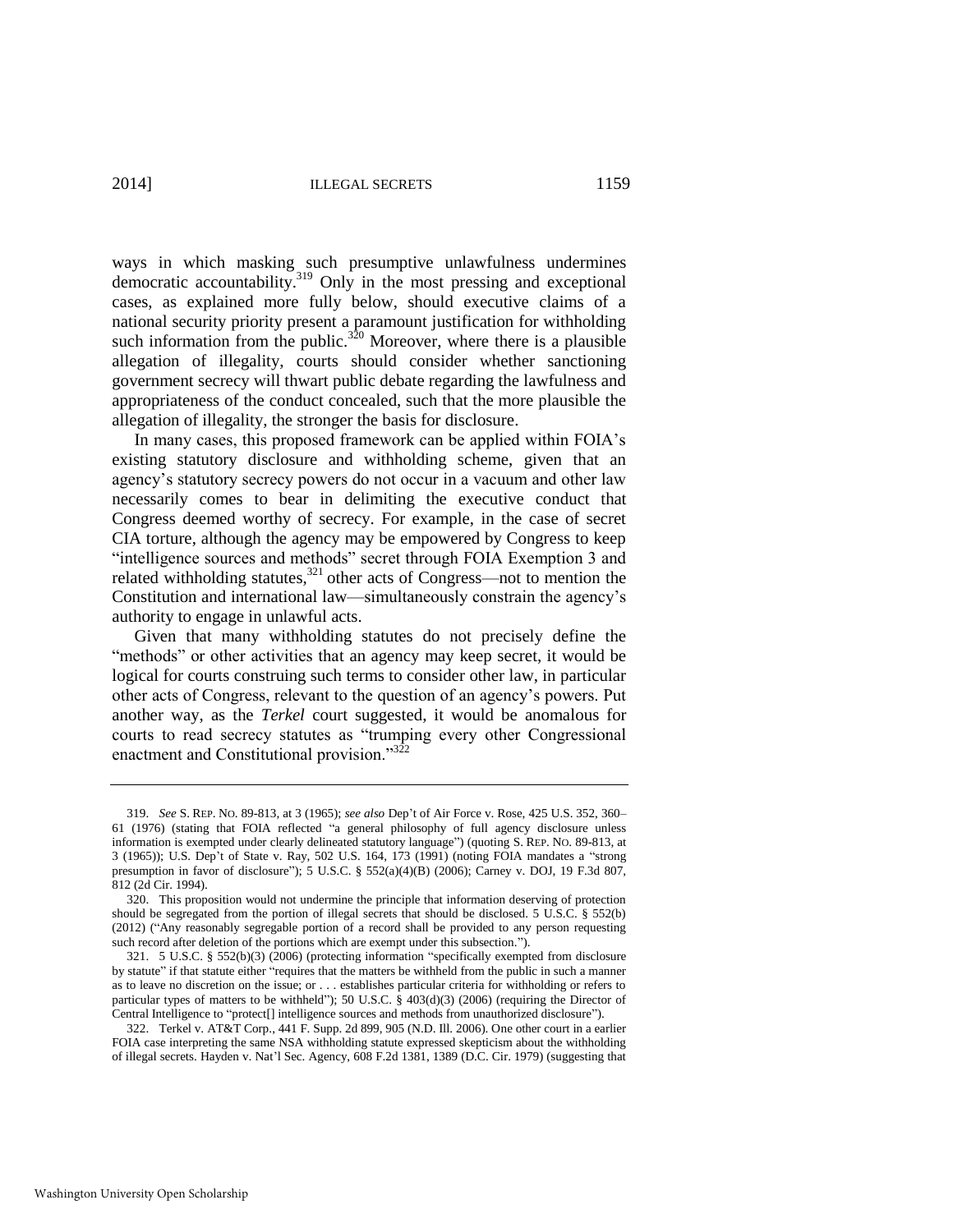ways in which masking such presumptive unlawfulness undermines democratic accountability.[319] Only in the most pressing and exceptional cases, as explained more fully below, should executive claims of a national security priority present a paramount justification for withholding such information from the public.[320] Moreover, where there is a plausible allegation of illegality, courts should consider whether sanctioning government secrecy will thwart public debate regarding the lawfulness and appropriateness of the conduct concealed, such that the more plausible the allegation of illegality, the stronger the basis for disclosure.

In many cases, this proposed framework can be applied within FOIA's existing statutory disclosure and withholding scheme, given that an agency's statutory secrecy powers do not occur in a vacuum and other law necessarily comes to bear in delimiting the executive conduct that Congress deemed worthy of secrecy. For example, in the case of secret CIA torture, although the agency may be empowered by Congress to keep "intelligence sources and methods" secret through FOIA Exemption 3 and related withholding statutes,[321] other acts of Congress—not to mention the Constitution and international law—simultaneously constrain the agency's authority to engage in unlawful acts.

Given that many withholding statutes do not precisely define the "methods" or other activities that an agency may keep secret, it would be logical for courts construing such terms to consider other law, in particular other acts of Congress, relevant to the question of an agency's powers. Put another way, as the *Terkel* court suggested, it would be anomalous for courts to read secrecy statutes as "trumping every other Congressional enactment and Constitutional provision."[322]

---

319. *See* S. REP. NO. 89-813, at 3 (1965); *see also* Dep't of Air Force v. Rose, 425 U.S. 352, 360–61 (1976) (stating that FOIA reflected "a general philosophy of full agency disclosure unless information is exempted under clearly delineated statutory language") (quoting S. REP. NO. 89-813, at 3 (1965)); U.S. Dep't of State v. Ray, 502 U.S. 164, 173 (1991) (noting FOIA mandates a "strong presumption in favor of disclosure"); 5 U.S.C. § 552(a)(4)(B) (2006); Carney v. DOJ, 19 F.3d 807, 812 (2d Cir. 1994).

320. This proposition would not undermine the principle that information deserving of protection should be segregated from the portion of illegal secrets that should be disclosed. 5 U.S.C. § 552(b) (2012) ("Any reasonably segregable portion of a record shall be provided to any person requesting such record after deletion of the portions which are exempt under this subsection.").

321. 5 U.S.C. § 552(b)(3) (2006) (protecting information "specifically exempted from disclosure by statute" if that statute either "requires that the matters be withheld from the public in such a manner as to leave no discretion on the issue; or . . . establishes particular criteria for withholding or refers to particular types of matters to be withheld"); 50 U.S.C. § 403(d)(3) (2006) (requiring the Director of Central Intelligence to "protect[] intelligence sources and methods from unauthorized disclosure").

322. Terkel v. AT&T Corp., 441 F. Supp. 2d 899, 905 (N.D. Ill. 2006). One other court in a earlier FOIA case interpreting the same NSA withholding statute expressed skepticism about the withholding of illegal secrets. Hayden v. Nat'l Sec. Agency, 608 F.2d 1381, 1389 (D.C. Cir. 1979) (suggesting that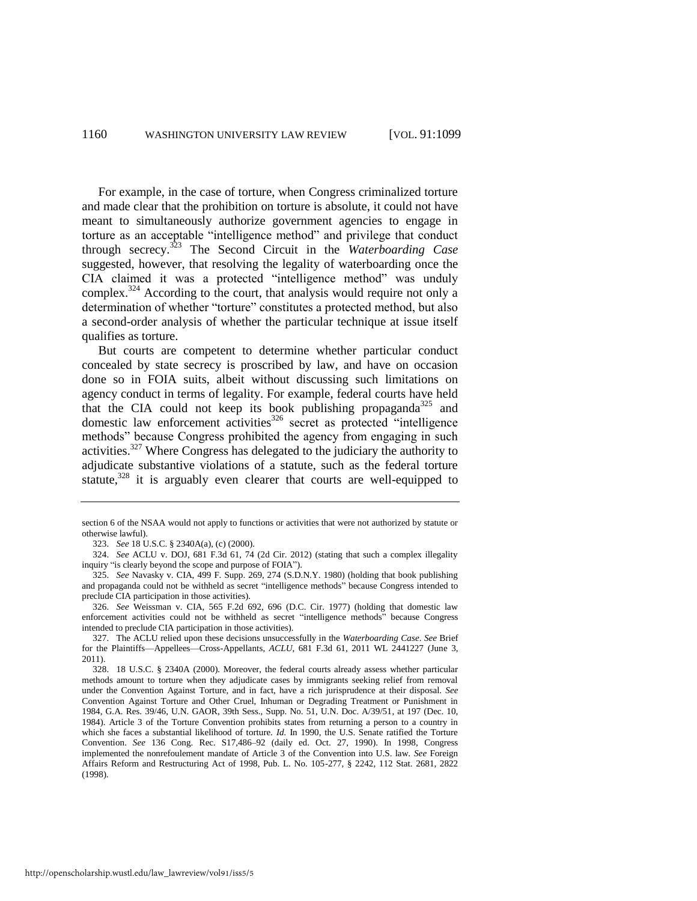For example, in the case of torture, when Congress criminalized torture and made clear that the prohibition on torture is absolute, it could not have meant to simultaneously authorize government agencies to engage in torture as an acceptable "intelligence method" and privilege that conduct through secrecy.[323] The Second Circuit in the *Waterboarding Case* suggested, however, that resolving the legality of waterboarding once the CIA claimed it was a protected "intelligence method" was unduly complex.[324] According to the court, that analysis would require not only a determination of whether "torture" constitutes a protected method, but also a second-order analysis of whether the particular technique at issue itself qualifies as torture.

But courts are competent to determine whether particular conduct concealed by state secrecy is proscribed by law, and have on occasion done so in FOIA suits, albeit without discussing such limitations on agency conduct in terms of legality. For example, federal courts have held that the CIA could not keep its book publishing propaganda[325] and domestic law enforcement activities[326] secret as protected "intelligence methods" because Congress prohibited the agency from engaging in such activities.[327] Where Congress has delegated to the judiciary the authority to adjudicate substantive violations of a statute, such as the federal torture statute,[328] it is arguably even clearer that courts are well-equipped to

---

section 6 of the NSAA would not apply to functions or activities that were not authorized by statute or otherwise lawful).

323. *See* 18 U.S.C. § 2340A(a), (c) (2000).

324. *See* ACLU v. DOJ, 681 F.3d 61, 74 (2d Cir. 2012) (stating that such a complex illegality inquiry "is clearly beyond the scope and purpose of FOIA").

325. *See* Navasky v. CIA, 499 F. Supp. 269, 274 (S.D.N.Y. 1980) (holding that book publishing and propaganda could not be withheld as secret "intelligence methods" because Congress intended to preclude CIA participation in those activities).

326. *See* Weissman v. CIA, 565 F.2d 692, 696 (D.C. Cir. 1977) (holding that domestic law enforcement activities could not be withheld as secret "intelligence methods" because Congress intended to preclude CIA participation in those activities).

327. The ACLU relied upon these decisions unsuccessfully in the *Waterboarding Case*. *See* Brief for the Plaintiffs—Appellees—Cross-Appellants, *ACLU*, 681 F.3d 61, 2011 WL 2441227 (June 3, 2011).

328. 18 U.S.C. § 2340A (2000). Moreover, the federal courts already assess whether particular methods amount to torture when they adjudicate cases by immigrants seeking relief from removal under the Convention Against Torture, and in fact, have a rich jurisprudence at their disposal. *See* Convention Against Torture and Other Cruel, Inhuman or Degrading Treatment or Punishment in 1984, G.A. Res. 39/46, U.N. GAOR, 39th Sess., Supp. No. 51, U.N. Doc. A/39/51, at 197 (Dec. 10, 1984). Article 3 of the Torture Convention prohibits states from returning a person to a country in which she faces a substantial likelihood of torture. *Id.* In 1990, the U.S. Senate ratified the Torture Convention. *See* 136 Cong. Rec. S17,486–92 (daily ed. Oct. 27, 1990). In 1998, Congress implemented the nonrefoulement mandate of Article 3 of the Convention into U.S. law. *See* Foreign Affairs Reform and Restructuring Act of 1998, Pub. L. No. 105-277, § 2242, 112 Stat. 2681, 2822 (1998).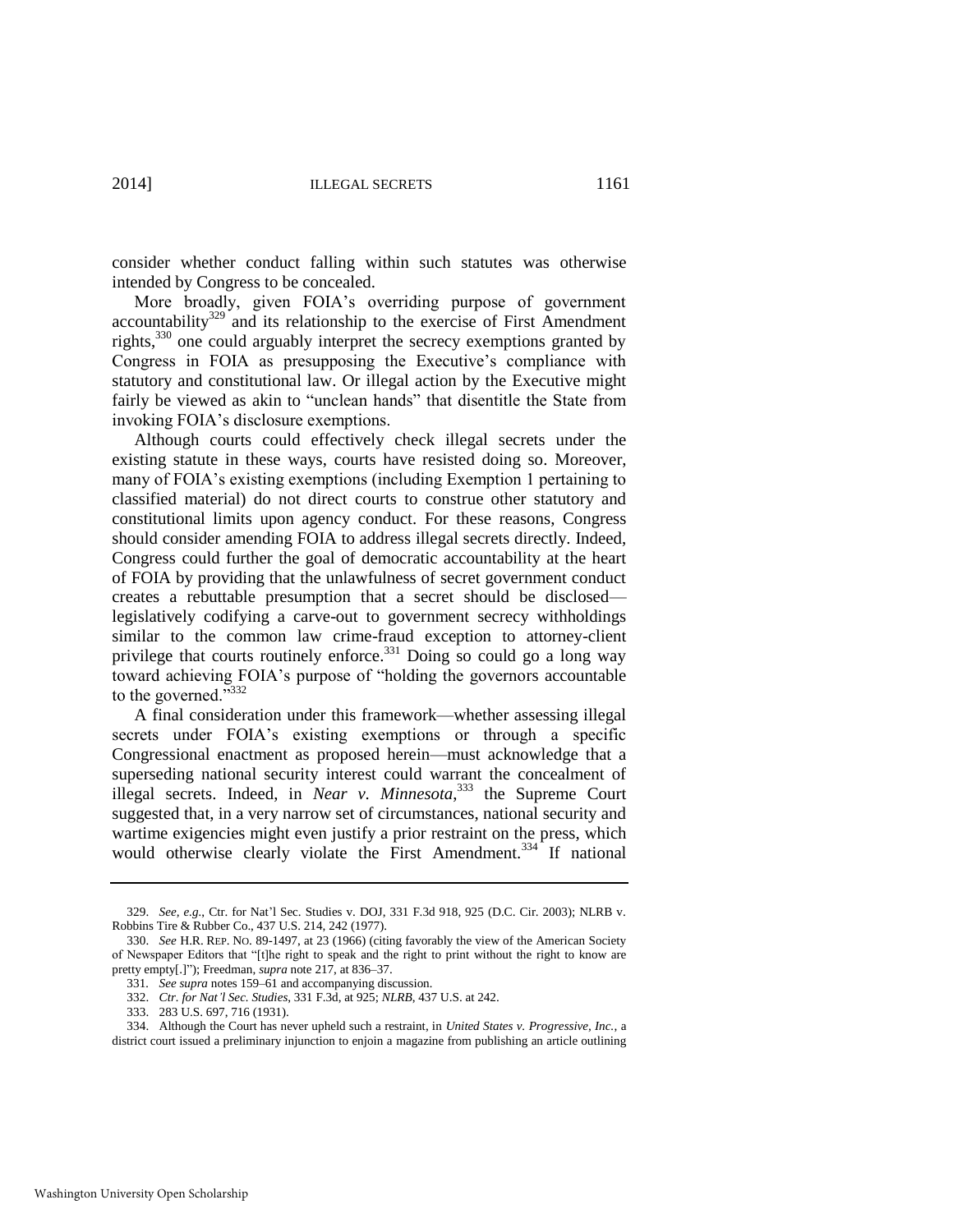consider whether conduct falling within such statutes was otherwise intended by Congress to be concealed.

More broadly, given FOIA's overriding purpose of government accountability[329] and its relationship to the exercise of First Amendment rights,[330] one could arguably interpret the secrecy exemptions granted by Congress in FOIA as presupposing the Executive's compliance with statutory and constitutional law. Or illegal action by the Executive might fairly be viewed as akin to "unclean hands" that disentitle the State from invoking FOIA's disclosure exemptions.

Although courts could effectively check illegal secrets under the existing statute in these ways, courts have resisted doing so. Moreover, many of FOIA's existing exemptions (including Exemption 1 pertaining to classified material) do not direct courts to construe other statutory and constitutional limits upon agency conduct. For these reasons, Congress should consider amending FOIA to address illegal secrets directly. Indeed, Congress could further the goal of democratic accountability at the heart of FOIA by providing that the unlawfulness of secret government conduct creates a rebuttable presumption that a secret should be disclosed—legislatively codifying a carve-out to government secrecy withholdings similar to the common law crime-fraud exception to attorney-client privilege that courts routinely enforce.[331] Doing so could go a long way toward achieving FOIA's purpose of "holding the governors accountable to the governed."[332]

A final consideration under this framework—whether assessing illegal secrets under FOIA's existing exemptions or through a specific Congressional enactment as proposed herein—must acknowledge that a superseding national security interest could warrant the concealment of illegal secrets. Indeed, in *Near v. Minnesota*,[333] the Supreme Court suggested that, in a very narrow set of circumstances, national security and wartime exigencies might even justify a prior restraint on the press, which would otherwise clearly violate the First Amendment.[334] If national

---

329. *See, e.g.*, Ctr. for Nat'l Sec. Studies v. DOJ, 331 F.3d 918, 925 (D.C. Cir. 2003); NLRB v. Robbins Tire & Rubber Co., 437 U.S. 214, 242 (1977).

330. *See* H.R. REP. NO. 89-1497, at 23 (1966) (citing favorably the view of the American Society of Newspaper Editors that "[t]he right to speak and the right to print without the right to know are pretty empty[.]"); Freedman, *supra* note 217, at 836–37.

331. *See supra* notes 159–61 and accompanying discussion.

332. *Ctr. for Nat'l Sec. Studies*, 331 F.3d, at 925; *NLRB*, 437 U.S. at 242.

333. 283 U.S. 697, 716 (1931).

334. Although the Court has never upheld such a restraint, in *United States v. Progressive, Inc.*, a district court issued a preliminary injunction to enjoin a magazine from publishing an article outlining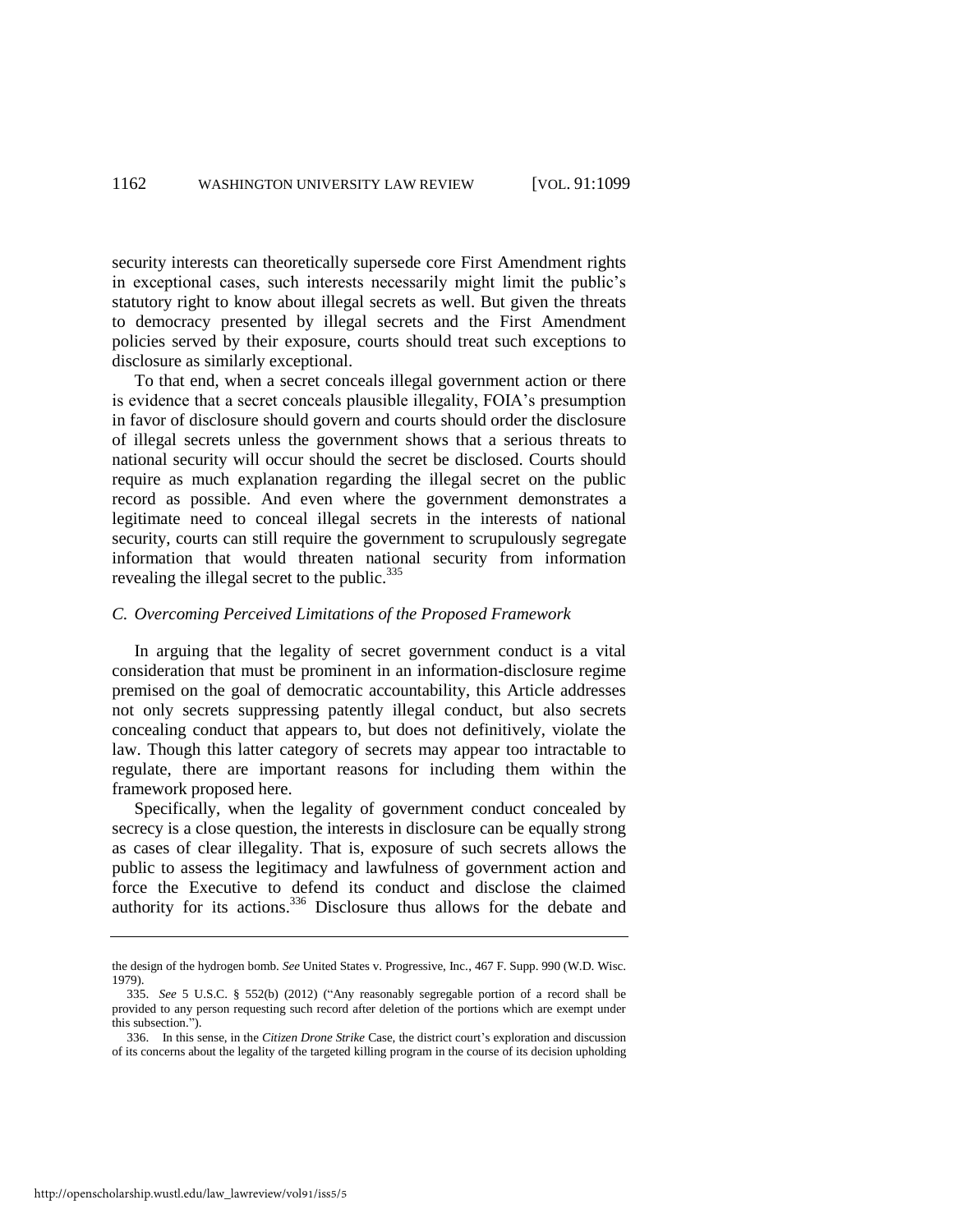security interests can theoretically supersede core First Amendment rights in exceptional cases, such interests necessarily might limit the public's statutory right to know about illegal secrets as well. But given the threats to democracy presented by illegal secrets and the First Amendment policies served by their exposure, courts should treat such exceptions to disclosure as similarly exceptional.

To that end, when a secret conceals illegal government action or there is evidence that a secret conceals plausible illegality, FOIA's presumption in favor of disclosure should govern and courts should order the disclosure of illegal secrets unless the government shows that a serious threats to national security will occur should the secret be disclosed. Courts should require as much explanation regarding the illegal secret on the public record as possible. And even where the government demonstrates a legitimate need to conceal illegal secrets in the interests of national security, courts can still require the government to scrupulously segregate information that would threaten national security from information revealing the illegal secret to the public.[335]

### *C. Overcoming Perceived Limitations of the Proposed Framework*

In arguing that the legality of secret government conduct is a vital consideration that must be prominent in an information-disclosure regime premised on the goal of democratic accountability, this Article addresses not only secrets suppressing patently illegal conduct, but also secrets concealing conduct that appears to, but does not definitively, violate the law. Though this latter category of secrets may appear too intractable to regulate, there are important reasons for including them within the framework proposed here.

Specifically, when the legality of government conduct concealed by secrecy is a close question, the interests in disclosure can be equally strong as cases of clear illegality. That is, exposure of such secrets allows the public to assess the legitimacy and lawfulness of government action and force the Executive to defend its conduct and disclose the claimed authority for its actions.[336] Disclosure thus allows for the debate and

---

the design of the hydrogen bomb. *See* United States v. Progressive, Inc., 467 F. Supp. 990 (W.D. Wisc. 1979).

335. *See* 5 U.S.C. § 552(b) (2012) ("Any reasonably segregable portion of a record shall be provided to any person requesting such record after deletion of the portions which are exempt under this subsection.").

336. In this sense, in the *Citizen Drone Strike* Case, the district court's exploration and discussion of its concerns about the legality of the targeted killing program in the course of its decision upholding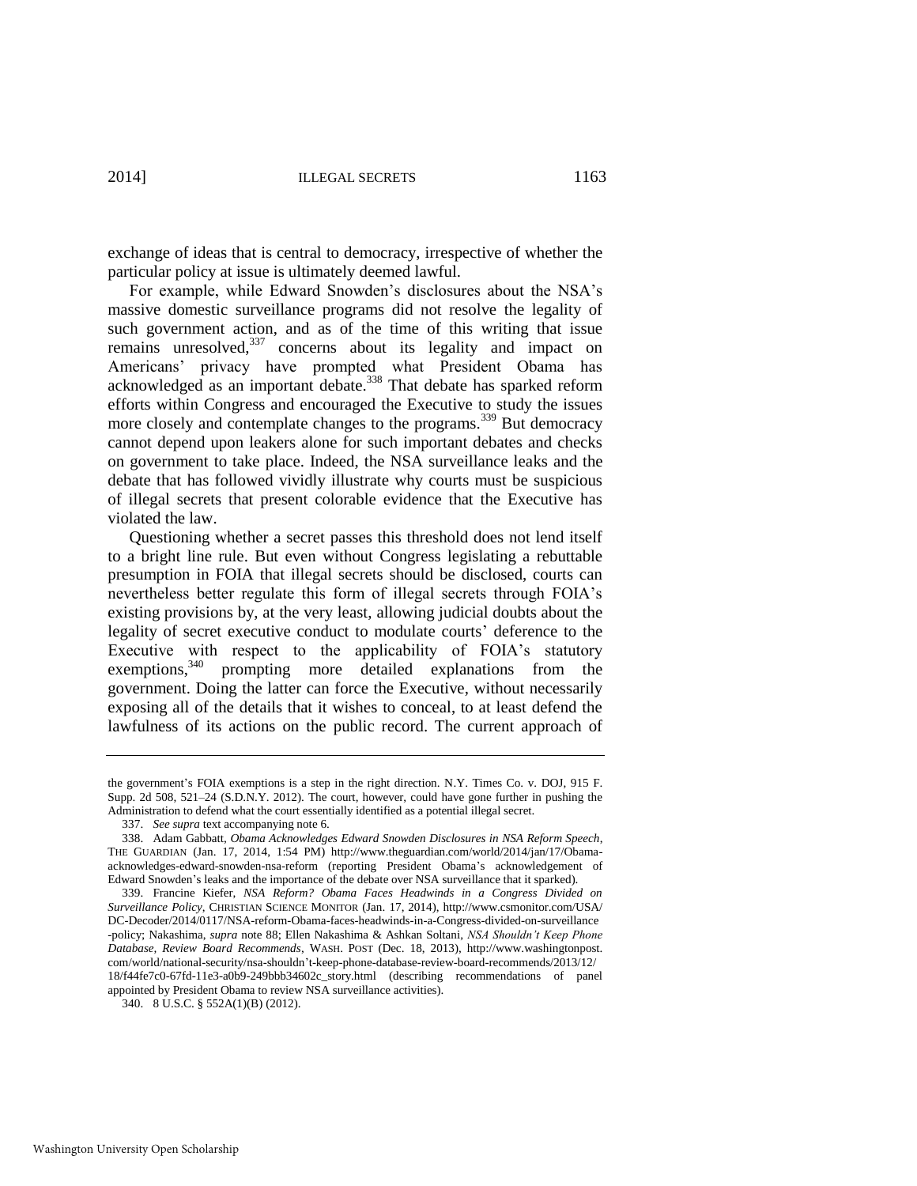exchange of ideas that is central to democracy, irrespective of whether the particular policy at issue is ultimately deemed lawful.

For example, while Edward Snowden's disclosures about the NSA's massive domestic surveillance programs did not resolve the legality of such government action, and as of the time of this writing that issue remains unresolved,[337] concerns about its legality and impact on Americans' privacy have prompted what President Obama has acknowledged as an important debate.[338] That debate has sparked reform efforts within Congress and encouraged the Executive to study the issues more closely and contemplate changes to the programs.[339] But democracy cannot depend upon leakers alone for such important debates and checks on government to take place. Indeed, the NSA surveillance leaks and the debate that has followed vividly illustrate why courts must be suspicious of illegal secrets that present colorable evidence that the Executive has violated the law.

Questioning whether a secret passes this threshold does not lend itself to a bright line rule. But even without Congress legislating a rebuttable presumption in FOIA that illegal secrets should be disclosed, courts can nevertheless better regulate this form of illegal secrets through FOIA's existing provisions by, at the very least, allowing judicial doubts about the legality of secret executive conduct to modulate courts' deference to the Executive with respect to the applicability of FOIA's statutory exemptions,[340] prompting more detailed explanations from the government. Doing the latter can force the Executive, without necessarily exposing all of the details that it wishes to conceal, to at least defend the lawfulness of its actions on the public record. The current approach of

---

the government's FOIA exemptions is a step in the right direction. N.Y. Times Co. v. DOJ, 915 F. Supp. 2d 508, 521–24 (S.D.N.Y. 2012). The court, however, could have gone further in pushing the Administration to defend what the court essentially identified as a potential illegal secret.

337. *See supra* text accompanying note 6.

338. Adam Gabbatt, *Obama Acknowledges Edward Snowden Disclosures in NSA Reform Speech*, THE GUARDIAN (Jan. 17, 2014, 1:54 PM) http://www.theguardian.com/world/2014/jan/17/Obama-acknowledges-edward-snowden-nsa-reform (reporting President Obama's acknowledgement of Edward Snowden's leaks and the importance of the debate over NSA surveillance that it sparked).

339. Francine Kiefer, *NSA Reform? Obama Faces Headwinds in a Congress Divided on Surveillance Policy*, CHRISTIAN SCIENCE MONITOR (Jan. 17, 2014), http://www.csmonitor.com/USA/DC-Decoder/2014/0117/NSA-reform-Obama-faces-headwinds-in-a-Congress-divided-on-surveillance-policy; Nakashima, *supra* note 88; Ellen Nakashima & Ashkan Soltani, *NSA Shouldn't Keep Phone Database, Review Board Recommends*, WASH. POST (Dec. 18, 2013), http://www.washingtonpost.com/world/national-security/nsa-shouldn't-keep-phone-database-review-board-recommends/2013/12/18/f44fe7c0-67fd-11e3-a0b9-249bbb34602c_story.html (describing recommendations of panel appointed by President Obama to review NSA surveillance activities).

340. 8 U.S.C. § 552A(1)(B) (2012).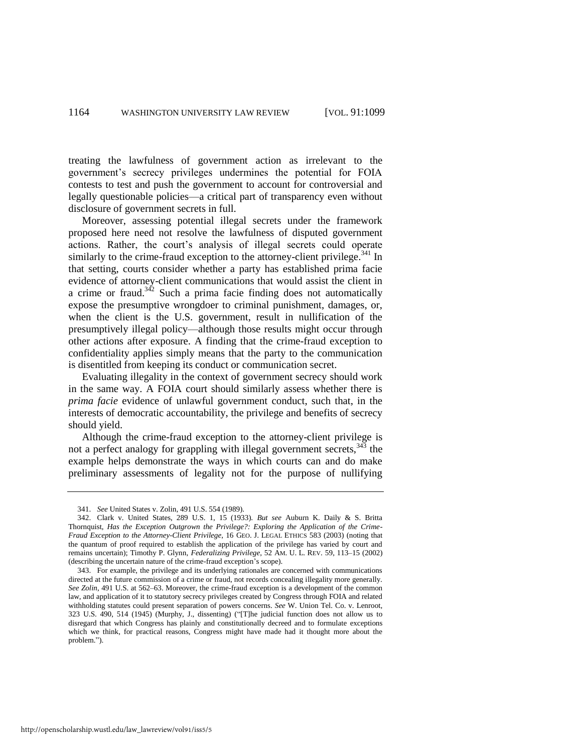treating the lawfulness of government action as irrelevant to the government's secrecy privileges undermines the potential for FOIA contests to test and push the government to account for controversial and legally questionable policies—a critical part of transparency even without disclosure of government secrets in full.

Moreover, assessing potential illegal secrets under the framework proposed here need not resolve the lawfulness of disputed government actions. Rather, the court's analysis of illegal secrets could operate similarly to the crime-fraud exception to the attorney-client privilege.[341] In that setting, courts consider whether a party has established prima facie evidence of attorney-client communications that would assist the client in a crime or fraud.[342] Such a prima facie finding does not automatically expose the presumptive wrongdoer to criminal punishment, damages, or, when the client is the U.S. government, result in nullification of the presumptively illegal policy—although those results might occur through other actions after exposure. A finding that the crime-fraud exception to confidentiality applies simply means that the party to the communication is disentitled from keeping its conduct or communication secret.

Evaluating illegality in the context of government secrecy should work in the same way. A FOIA court should similarly assess whether there is *prima facie* evidence of unlawful government conduct, such that, in the interests of democratic accountability, the privilege and benefits of secrecy should yield.

Although the crime-fraud exception to the attorney-client privilege is not a perfect analogy for grappling with illegal government secrets,[343] the example helps demonstrate the ways in which courts can and do make preliminary assessments of legality not for the purpose of nullifying

---

341. *See* United States v. Zolin, 491 U.S. 554 (1989).

342. Clark v. United States, 289 U.S. 1, 15 (1933). *But see* Auburn K. Daily & S. Britta Thornquist, *Has the Exception Outgrown the Privilege?: Exploring the Application of the Crime-Fraud Exception to the Attorney-Client Privilege*, 16 GEO. J. LEGAL ETHICS 583 (2003) (noting that the quantum of proof required to establish the application of the privilege has varied by court and remains uncertain); Timothy P. Glynn, *Federalizing Privilege*, 52 AM. U. L. REV. 59, 113–15 (2002) (describing the uncertain nature of the crime-fraud exception's scope).

343. For example, the privilege and its underlying rationales are concerned with communications directed at the future commission of a crime or fraud, not records concealing illegality more generally. *See Zolin*, 491 U.S. at 562–63. Moreover, the crime-fraud exception is a development of the common law, and application of it to statutory secrecy privileges created by Congress through FOIA and related withholding statutes could present separation of powers concerns. *See* W. Union Tel. Co. v. Lenroot, 323 U.S. 490, 514 (1945) (Murphy, J., dissenting) ("[T]he judicial function does not allow us to disregard that which Congress has plainly and constitutionally decreed and to formulate exceptions which we think, for practical reasons, Congress might have made had it thought more about the problem.").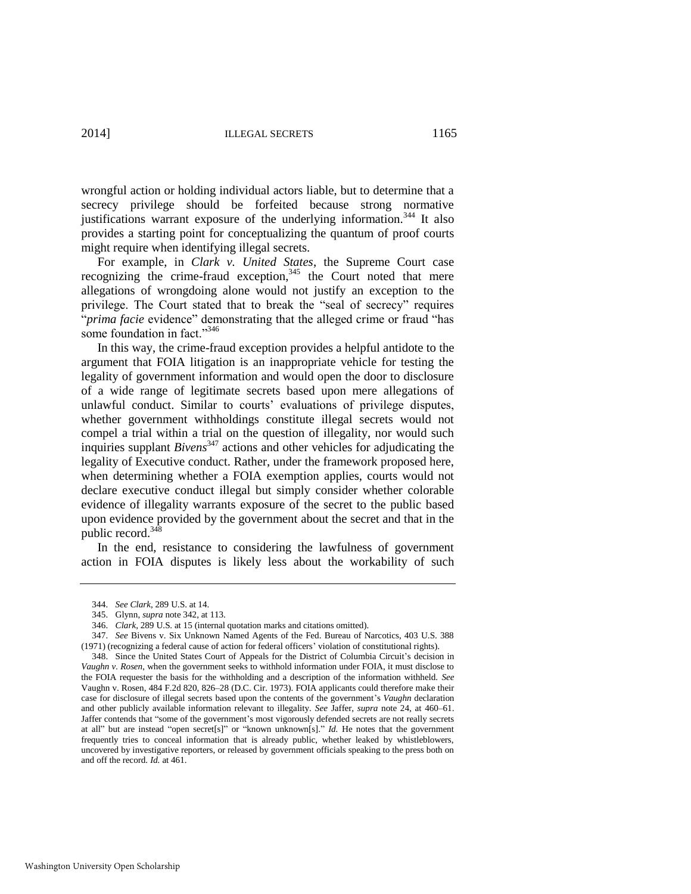wrongful action or holding individual actors liable, but to determine that a secrecy privilege should be forfeited because strong normative justifications warrant exposure of the underlying information.[344] It also provides a starting point for conceptualizing the quantum of proof courts might require when identifying illegal secrets.

For example, in *Clark v. United States*, the Supreme Court case recognizing the crime-fraud exception,[345] the Court noted that mere allegations of wrongdoing alone would not justify an exception to the privilege. The Court stated that to break the "seal of secrecy" requires "*prima facie* evidence" demonstrating that the alleged crime or fraud "has some foundation in fact."[346]

In this way, the crime-fraud exception provides a helpful antidote to the argument that FOIA litigation is an inappropriate vehicle for testing the legality of government information and would open the door to disclosure of a wide range of legitimate secrets based upon mere allegations of unlawful conduct. Similar to courts' evaluations of privilege disputes, whether government withholdings constitute illegal secrets would not compel a trial within a trial on the question of illegality, nor would such inquiries supplant *Bivens*[347] actions and other vehicles for adjudicating the legality of Executive conduct. Rather, under the framework proposed here, when determining whether a FOIA exemption applies, courts would not declare executive conduct illegal but simply consider whether colorable evidence of illegality warrants exposure of the secret to the public based upon evidence provided by the government about the secret and that in the public record.[348]

In the end, resistance to considering the lawfulness of government action in FOIA disputes is likely less about the workability of such

---

344. *See Clark*, 289 U.S. at 14.

345. Glynn, *supra* note 342, at 113.

346. *Clark*, 289 U.S. at 15 (internal quotation marks and citations omitted).

347. *See* Bivens v. Six Unknown Named Agents of the Fed. Bureau of Narcotics, 403 U.S. 388 (1971) (recognizing a federal cause of action for federal officers' violation of constitutional rights).

348. Since the United States Court of Appeals for the District of Columbia Circuit's decision in *Vaughn v. Rosen*, when the government seeks to withhold information under FOIA, it must disclose to the FOIA requester the basis for the withholding and a description of the information withheld. *See* Vaughn v. Rosen, 484 F.2d 820, 826–28 (D.C. Cir. 1973). FOIA applicants could therefore make their case for disclosure of illegal secrets based upon the contents of the government's *Vaughn* declaration and other publicly available information relevant to illegality. *See* Jaffer, *supra* note 24, at 460–61. Jaffer contends that "some of the government's most vigorously defended secrets are not really secrets at all" but are instead "open secret[s]" or "known unknown[s]." *Id.* He notes that the government frequently tries to conceal information that is already public, whether leaked by whistleblowers, uncovered by investigative reporters, or released by government officials speaking to the press both on and off the record. *Id.* at 461.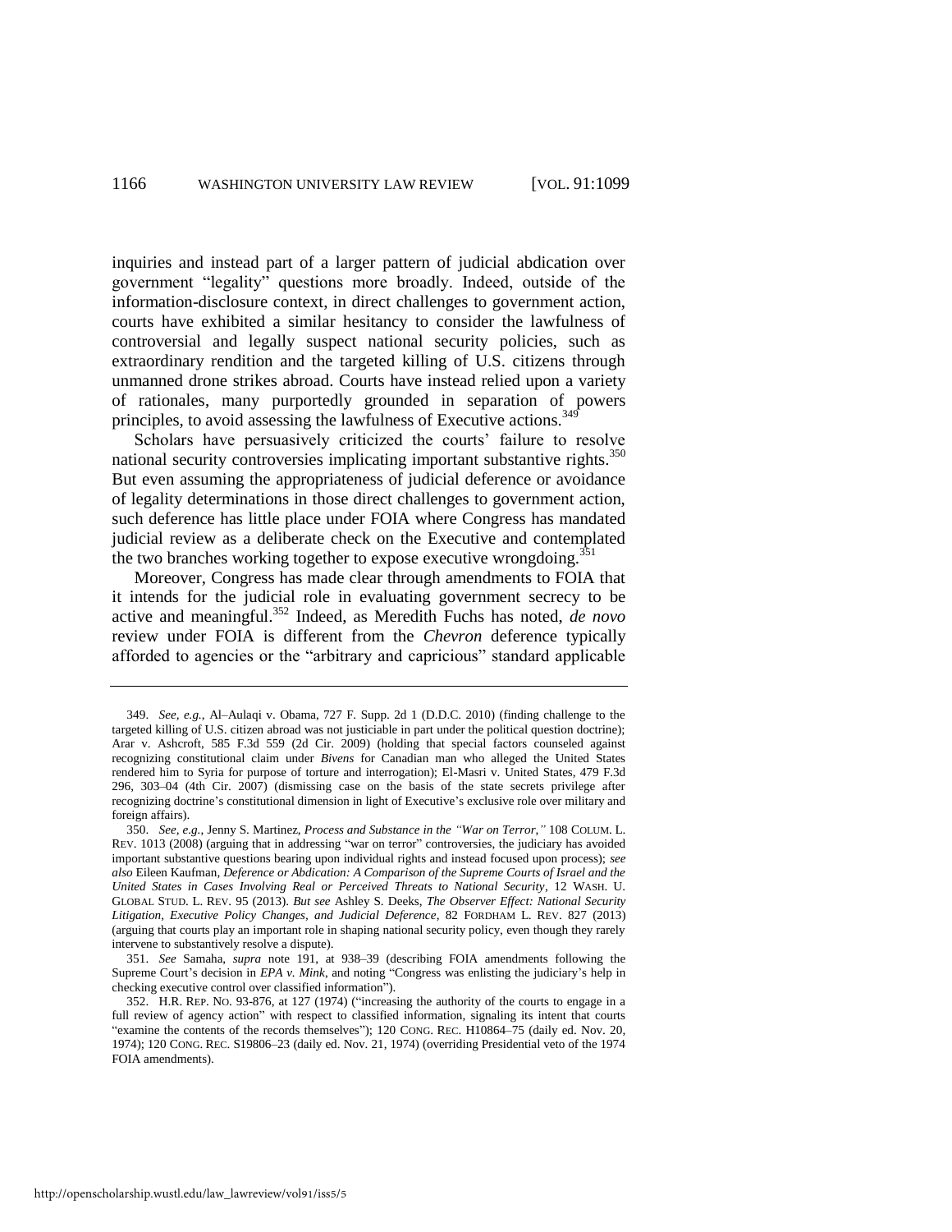inquiries and instead part of a larger pattern of judicial abdication over government "legality" questions more broadly. Indeed, outside of the information-disclosure context, in direct challenges to government action, courts have exhibited a similar hesitancy to consider the lawfulness of controversial and legally suspect national security policies, such as extraordinary rendition and the targeted killing of U.S. citizens through unmanned drone strikes abroad. Courts have instead relied upon a variety of rationales, many purportedly grounded in separation of powers principles, to avoid assessing the lawfulness of Executive actions.[349]

Scholars have persuasively criticized the courts' failure to resolve national security controversies implicating important substantive rights.[350] But even assuming the appropriateness of judicial deference or avoidance of legality determinations in those direct challenges to government action, such deference has little place under FOIA where Congress has mandated judicial review as a deliberate check on the Executive and contemplated the two branches working together to expose executive wrongdoing.[351]

Moreover, Congress has made clear through amendments to FOIA that it intends for the judicial role in evaluating government secrecy to be active and meaningful.[352] Indeed, as Meredith Fuchs has noted, *de novo* review under FOIA is different from the *Chevron* deference typically afforded to agencies or the "arbitrary and capricious" standard applicable

---

349. *See, e.g.*, Al–Aulaqi v. Obama, 727 F. Supp. 2d 1 (D.D.C. 2010) (finding challenge to the targeted killing of U.S. citizen abroad was not justiciable in part under the political question doctrine); Arar v. Ashcroft, 585 F.3d 559 (2d Cir. 2009) (holding that special factors counseled against recognizing constitutional claim under *Bivens* for Canadian man who alleged the United States rendered him to Syria for purpose of torture and interrogation); El-Masri v. United States, 479 F.3d 296, 303–04 (4th Cir. 2007) (dismissing case on the basis of the state secrets privilege after recognizing doctrine's constitutional dimension in light of Executive's exclusive role over military and foreign affairs).

350. *See, e.g.*, Jenny S. Martinez, *Process and Substance in the "War on Terror*,*"* 108 COLUM. L. REV. 1013 (2008) (arguing that in addressing "war on terror" controversies, the judiciary has avoided important substantive questions bearing upon individual rights and instead focused upon process); *see also* Eileen Kaufman, *Deference or Abdication: A Comparison of the Supreme Courts of Israel and the United States in Cases Involving Real or Perceived Threats to National Security*, 12 WASH. U. GLOBAL STUD. L. REV. 95 (2013). *But see* Ashley S. Deeks, *The Observer Effect: National Security Litigation, Executive Policy Changes, and Judicial Deference*, 82 FORDHAM L. REV. 827 (2013) (arguing that courts play an important role in shaping national security policy, even though they rarely intervene to substantively resolve a dispute).

351. *See* Samaha, *supra* note 191, at 938–39 (describing FOIA amendments following the Supreme Court's decision in *EPA v. Mink*, and noting "Congress was enlisting the judiciary's help in checking executive control over classified information").

352. H.R. REP. NO. 93-876, at 127 (1974) ("increasing the authority of the courts to engage in a full review of agency action" with respect to classified information, signaling its intent that courts "examine the contents of the records themselves"); 120 CONG. REC. H10864–75 (daily ed. Nov. 20, 1974); 120 CONG. REC. S19806–23 (daily ed. Nov. 21, 1974) (overriding Presidential veto of the 1974 FOIA amendments).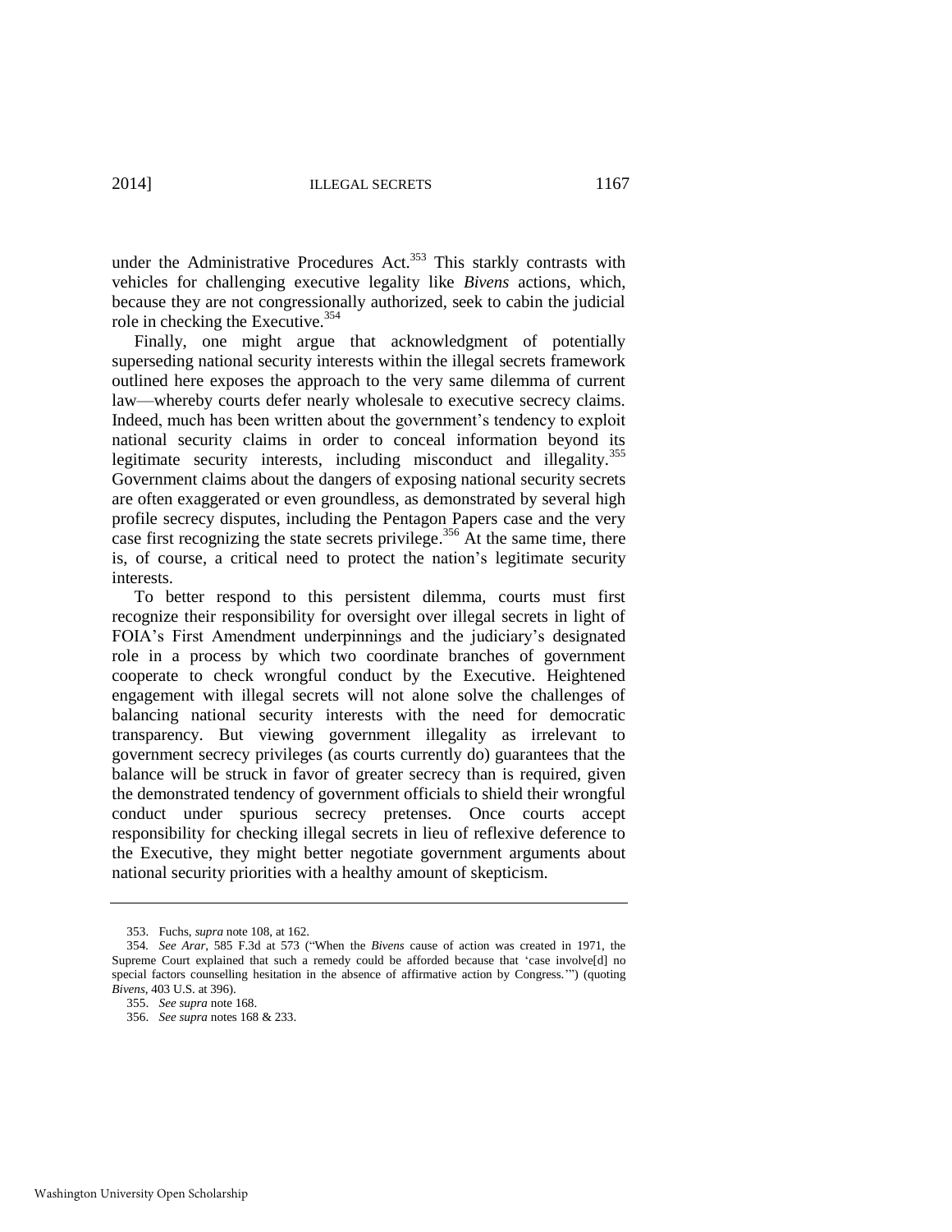under the Administrative Procedures Act.[353] This starkly contrasts with vehicles for challenging executive legality like *Bivens* actions, which, because they are not congressionally authorized, seek to cabin the judicial role in checking the Executive.[354]

Finally, one might argue that acknowledgment of potentially superseding national security interests within the illegal secrets framework outlined here exposes the approach to the very same dilemma of current law—whereby courts defer nearly wholesale to executive secrecy claims. Indeed, much has been written about the government's tendency to exploit national security claims in order to conceal information beyond its legitimate security interests, including misconduct and illegality.[355] Government claims about the dangers of exposing national security secrets are often exaggerated or even groundless, as demonstrated by several high profile secrecy disputes, including the Pentagon Papers case and the very case first recognizing the state secrets privilege.[356] At the same time, there is, of course, a critical need to protect the nation's legitimate security interests.

To better respond to this persistent dilemma, courts must first recognize their responsibility for oversight over illegal secrets in light of FOIA's First Amendment underpinnings and the judiciary's designated role in a process by which two coordinate branches of government cooperate to check wrongful conduct by the Executive. Heightened engagement with illegal secrets will not alone solve the challenges of balancing national security interests with the need for democratic transparency. But viewing government illegality as irrelevant to government secrecy privileges (as courts currently do) guarantees that the balance will be struck in favor of greater secrecy than is required, given the demonstrated tendency of government officials to shield their wrongful conduct under spurious secrecy pretenses. Once courts accept responsibility for checking illegal secrets in lieu of reflexive deference to the Executive, they might better negotiate government arguments about national security priorities with a healthy amount of skepticism.

---

353. Fuchs, *supra* note 108, at 162.

354. *See Arar*, 585 F.3d at 573 ("When the *Bivens* cause of action was created in 1971, the Supreme Court explained that such a remedy could be afforded because that 'case involve[d] no special factors counselling hesitation in the absence of affirmative action by Congress.'") (quoting *Bivens*, 403 U.S. at 396).

355. *See supra* note 168.

356. *See supra* notes 168 & 233.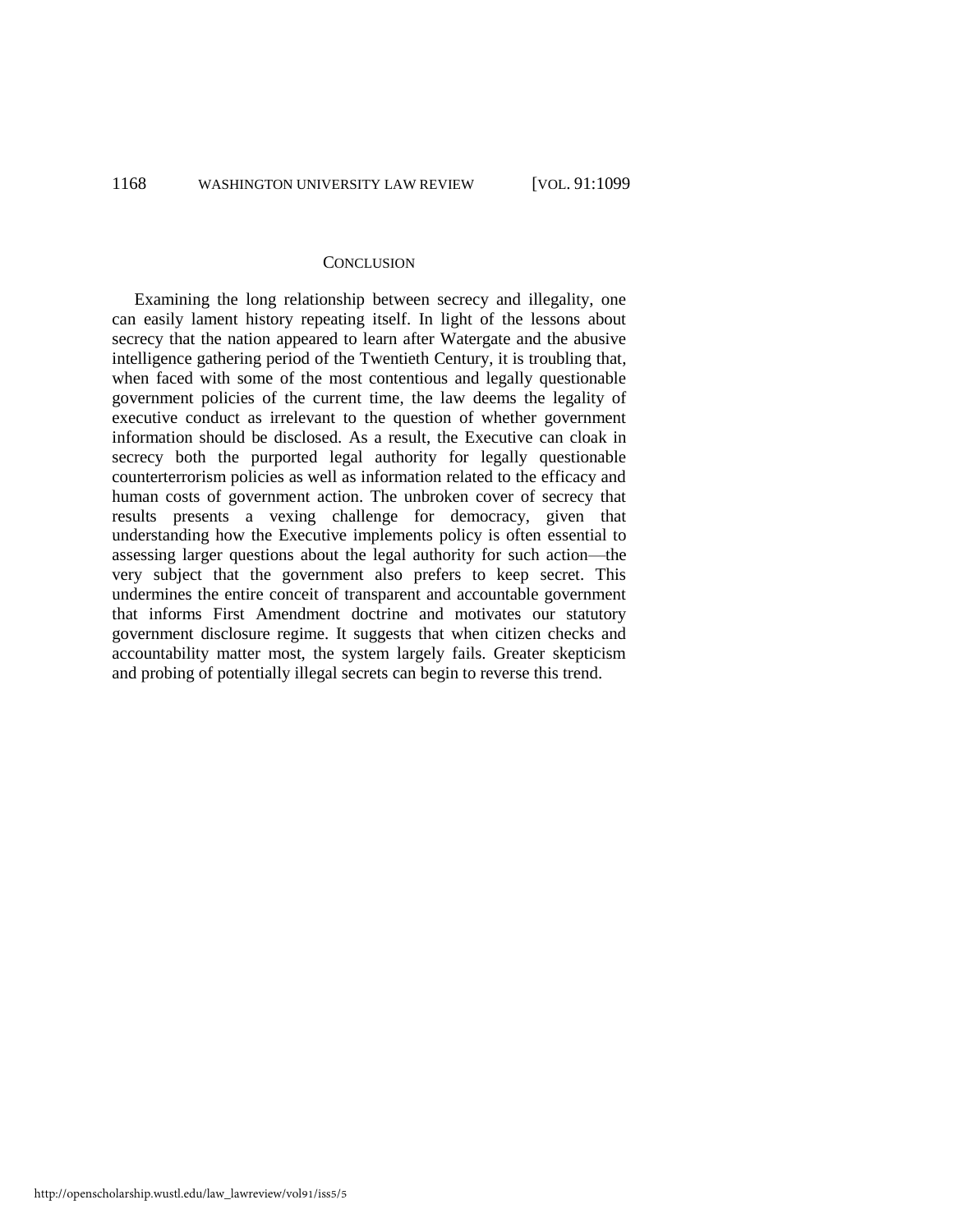## Conclusion

Examining the long relationship between secrecy and illegality, one can easily lament history repeating itself. In light of the lessons about secrecy that the nation appeared to learn after Watergate and the abusive intelligence gathering period of the Twentieth Century, it is troubling that, when faced with some of the most contentious and legally questionable government policies of the current time, the law deems the legality of executive conduct as irrelevant to the question of whether government information should be disclosed. As a result, the Executive can cloak in secrecy both the purported legal authority for legally questionable counterterrorism policies as well as information related to the efficacy and human costs of government action. The unbroken cover of secrecy that results presents a vexing challenge for democracy, given that understanding how the Executive implements policy is often essential to assessing larger questions about the legal authority for such action—the very subject that the government also prefers to keep secret. This undermines the entire conceit of transparent and accountable government that informs First Amendment doctrine and motivates our statutory government disclosure regime. It suggests that when citizen checks and accountability matter most, the system largely fails. Greater skepticism and probing of potentially illegal secrets can begin to reverse this trend.